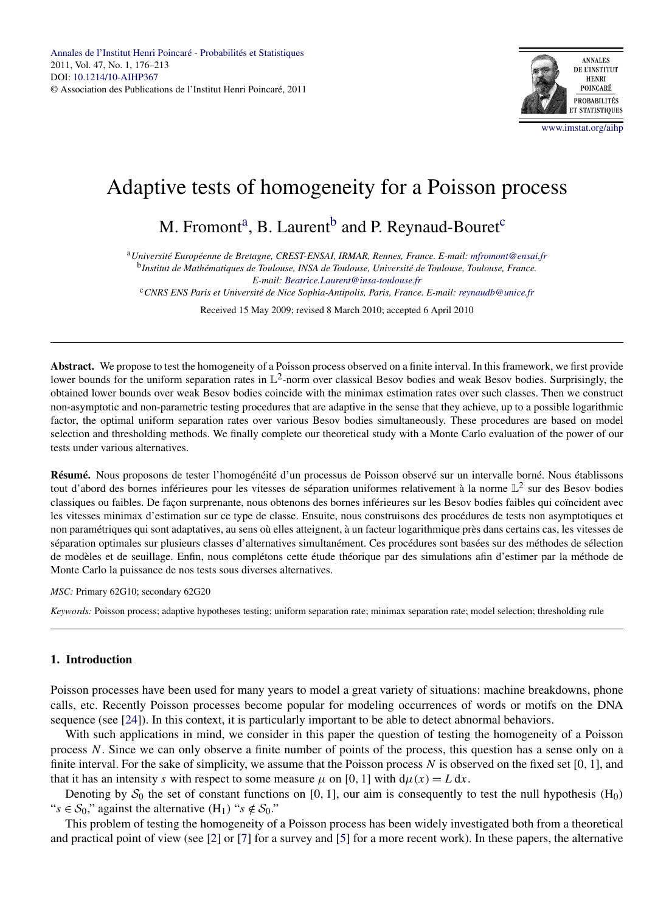# Adaptive tests of homogeneity for a Poisson process

M. Fromont[a], B. Laurent[b] and P. Reynaud-Bouret[c]

[a]*Université Européenne de Bretagne, CREST-ENSAI, IRMAR, Rennes, France. E-mail: mfromont@ensai.fr*

[b]*Institut de Mathématiques de Toulouse, INSA de Toulouse, Université de Toulouse, Toulouse, France. E-mail: Beatrice.Laurent@insa-toulouse.fr*

[c]*CNRS ENS Paris et Université de Nice Sophia-Antipolis, Paris, France. E-mail: reynaudb@unice.fr*

Received 15 May 2009; revised 8 March 2010; accepted 6 April 2010

**Abstract.** We propose to test the homogeneity of a Poisson process observed on a finite interval. In this framework, we first provide lower bounds for the uniform separation rates in $\mathbb{L}^2$-norm over classical Besov bodies and weak Besov bodies. Surprisingly, the obtained lower bounds over weak Besov bodies coincide with the minimax estimation rates over such classes. Then we construct non-asymptotic and non-parametric testing procedures that are adaptive in the sense that they achieve, up to a possible logarithmic factor, the optimal uniform separation rates over various Besov bodies simultaneously. These procedures are based on model selection and thresholding methods. We finally complete our theoretical study with a Monte Carlo evaluation of the power of our tests under various alternatives.

**Résumé.** Nous proposons de tester l'homogénéité d'un processus de Poisson observé sur un intervalle borné. Nous établissons tout d'abord des bornes inférieures pour les vitesses de séparation uniformes relativement à la norme $\mathbb{L}^2$ sur des Besov bodies classiques ou faibles. De façon surprenante, nous obtenons des bornes inférieures sur les Besov bodies faibles qui coïncident avec les vitesses minimax d'estimation sur ce type de classe. Ensuite, nous construisons des procédures de tests non asymptotiques et non paramétriques qui sont adaptatives, au sens où elles atteignent, à un facteur logarithmique près dans certains cas, les vitesses de séparation optimales sur plusieurs classes d'alternatives simultanément. Ces procédures sont basées sur des méthodes de sélection de modèles et de seuillage. Enfin, nous complétons cette étude théorique par des simulations afin d'estimer par la méthode de Monte Carlo la puissance de nos tests sous diverses alternatives.

*MSC:* Primary 62G10; secondary 62G20

*Keywords:* Poisson process; adaptive hypotheses testing; uniform separation rate; minimax separation rate; model selection; thresholding rule

## 1. Introduction

Poisson processes have been used for many years to model a great variety of situations: machine breakdowns, phone calls, etc. Recently Poisson processes become popular for modeling occurrences of words or motifs on the DNA sequence (see [24]). In this context, it is particularly important to be able to detect abnormal behaviors.

With such applications in mind, we consider in this paper the question of testing the homogeneity of a Poisson process $N$. Since we can only observe a finite number of points of the process, this question has a sense only on a finite interval. For the sake of simplicity, we assume that the Poisson process $N$ is observed on the fixed set $[0, 1]$, and that it has an intensity $s$ with respect to some measure $\mu$ on $[0, 1]$ with $\mathrm{d}\mu(x) = L\,\mathrm{d}x$.

Denoting by $\mathcal{S}_0$ the set of constant functions on $[0, 1]$, our aim is consequently to test the null hypothesis $(\mathrm{H}_0)$ "$s \in \mathcal{S}_0$," against the alternative $(\mathrm{H}_1)$ "$s \notin \mathcal{S}_0$."

This problem of testing the homogeneity of a Poisson process has been widely investigated both from a theoretical and practical point of view (see [2] or [7] for a survey and [5] for a more recent work). In these papers, the alternative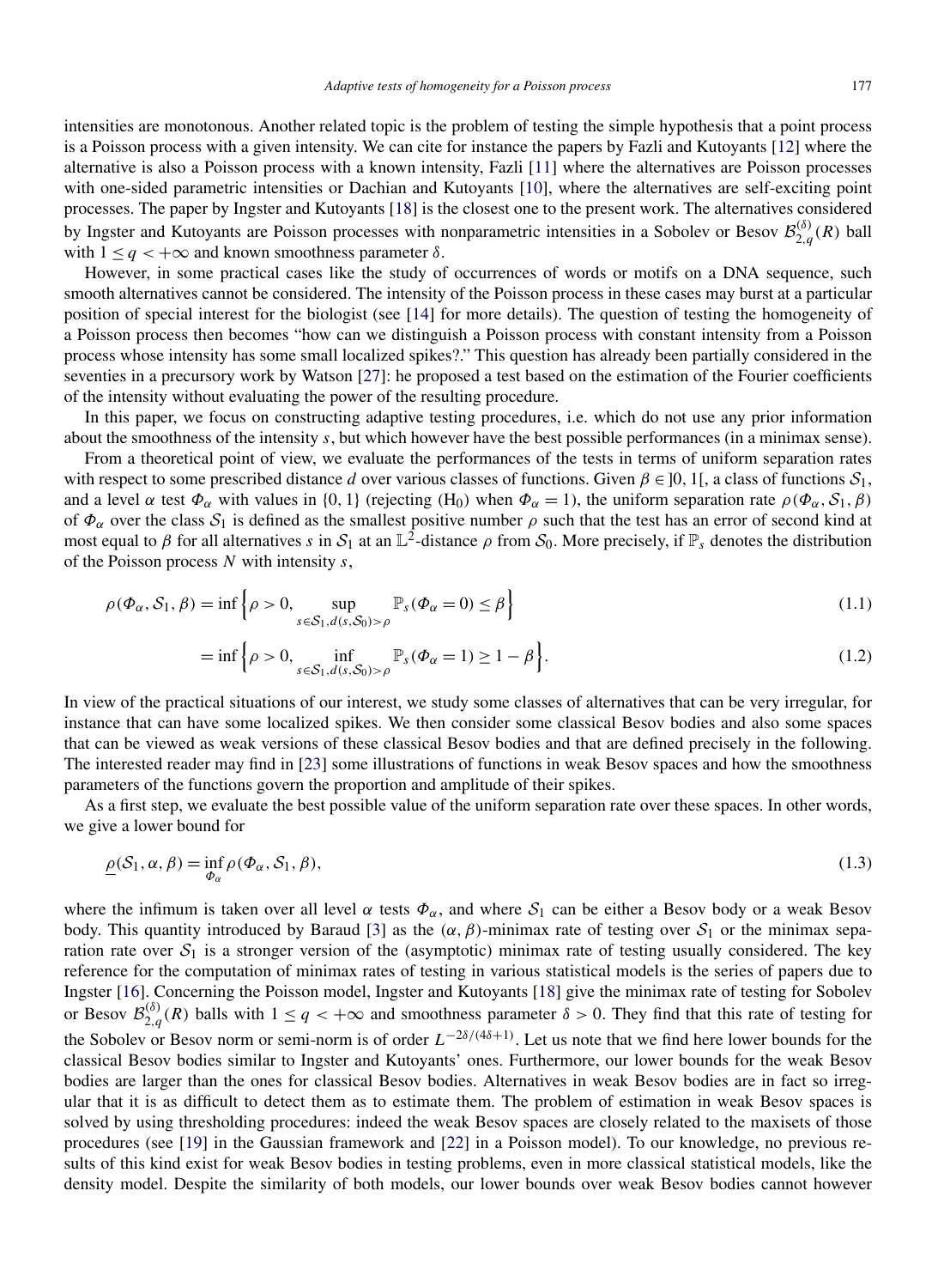intensities are monotonous. Another related topic is the problem of testing the simple hypothesis that a point process is a Poisson process with a given intensity. We can cite for instance the papers by Fazli and Kutoyants [12] where the alternative is also a Poisson process with a known intensity, Fazli [11] where the alternatives are Poisson processes with one-sided parametric intensities or Dachian and Kutoyants [10], where the alternatives are self-exciting point processes. The paper by Ingster and Kutoyants [18] is the closest one to the present work. The alternatives considered by Ingster and Kutoyants are Poisson processes with nonparametric intensities in a Sobolev or Besov $\mathcal{B}^{(\delta)}_{2,q}(R)$ ball with $1 \leq q < +\infty$ and known smoothness parameter $\delta$.

However, in some practical cases like the study of occurrences of words or motifs on a DNA sequence, such smooth alternatives cannot be considered. The intensity of the Poisson process in these cases may burst at a particular position of special interest for the biologist (see [14] for more details). The question of testing the homogeneity of a Poisson process then becomes "how can we distinguish a Poisson process with constant intensity from a Poisson process whose intensity has some small localized spikes?." This question has already been partially considered in the seventies in a precursory work by Watson [27]: he proposed a test based on the estimation of the Fourier coefficients of the intensity without evaluating the power of the resulting procedure.

In this paper, we focus on constructing adaptive testing procedures, i.e. which do not use any prior information about the smoothness of the intensity $s$, but which however have the best possible performances (in a minimax sense).

From a theoretical point of view, we evaluate the performances of the tests in terms of uniform separation rates with respect to some prescribed distance $d$ over various classes of functions. Given $\beta \in ]0,1[$, a class of functions $\mathcal{S}_1$, and a level $\alpha$ test $\Phi_\alpha$ with values in $\{0,1\}$ (rejecting $(\mathrm{H}_0)$ when $\Phi_\alpha = 1$), the uniform separation rate $\rho(\Phi_\alpha, \mathcal{S}_1, \beta)$ of $\Phi_\alpha$ over the class $\mathcal{S}_1$ is defined as the smallest positive number $\rho$ such that the test has an error of second kind at most equal to $\beta$ for all alternatives $s$ in $\mathcal{S}_1$ at an $\mathbb{L}^2$-distance $\rho$ from $\mathcal{S}_0$. More precisely, if $\mathbb{P}_s$ denotes the distribution of the Poisson process $N$ with intensity $s$,

$$\rho(\Phi_\alpha, \mathcal{S}_1, \beta) = \inf\Big\{\rho > 0, \sup_{s \in \mathcal{S}_1, d(s,\mathcal{S}_0) > \rho} \mathbb{P}_s(\Phi_\alpha = 0) \leq \beta\Big\} \tag{1.1}$$

$$= \inf\Big\{\rho > 0, \inf_{s \in \mathcal{S}_1, d(s,\mathcal{S}_0) > \rho} \mathbb{P}_s(\Phi_\alpha = 1) \geq 1 - \beta\Big\}. \tag{1.2}$$

In view of the practical situations of our interest, we study some classes of alternatives that can be very irregular, for instance that can have some localized spikes. We then consider some classical Besov bodies and also some spaces that can be viewed as weak versions of these classical Besov bodies and that are defined precisely in the following. The interested reader may find in [23] some illustrations of functions in weak Besov spaces and how the smoothness parameters of the functions govern the proportion and amplitude of their spikes.

As a first step, we evaluate the best possible value of the uniform separation rate over these spaces. In other words, we give a lower bound for

$$\underline{\rho}(\mathcal{S}_1, \alpha, \beta) = \inf_{\Phi_\alpha} \rho(\Phi_\alpha, \mathcal{S}_1, \beta), \tag{1.3}$$

where the infimum is taken over all level $\alpha$ tests $\Phi_\alpha$, and where $\mathcal{S}_1$ can be either a Besov body or a weak Besov body. This quantity introduced by Baraud [3] as the $(\alpha,\beta)$-minimax rate of testing over $\mathcal{S}_1$ or the minimax separation rate over $\mathcal{S}_1$ is a stronger version of the (asymptotic) minimax rate of testing usually considered. The key reference for the computation of minimax rates of testing in various statistical models is the series of papers due to Ingster [16]. Concerning the Poisson model, Ingster and Kutoyants [18] give the minimax rate of testing for Sobolev or Besov $\mathcal{B}^{(\delta)}_{2,q}(R)$ balls with $1 \leq q < +\infty$ and smoothness parameter $\delta > 0$. They find that this rate of testing for the Sobolev or Besov norm or semi-norm is of order $L^{-2\delta/(4\delta+1)}$. Let us note that we find here lower bounds for the classical Besov bodies similar to Ingster and Kutoyants' ones. Furthermore, our lower bounds for the weak Besov bodies are larger than the ones for classical Besov bodies. Alternatives in weak Besov bodies are in fact so irregular that it is as difficult to detect them as to estimate them. The problem of estimation in weak Besov spaces is solved by using thresholding procedures: indeed the weak Besov spaces are closely related to the maxisets of those procedures (see [19] in the Gaussian framework and [22] in a Poisson model). To our knowledge, no previous results of this kind exist for weak Besov bodies in testing problems, even in more classical statistical models, like the density model. Despite the similarity of both models, our lower bounds over weak Besov bodies cannot however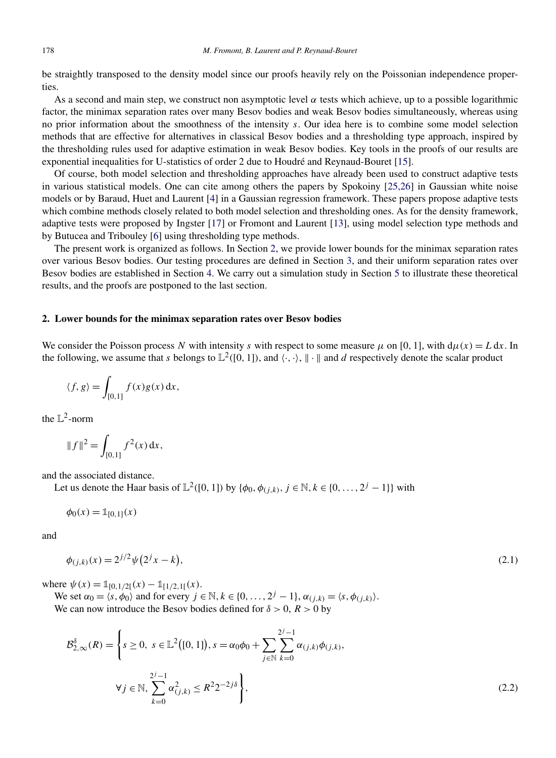be straightly transposed to the density model since our proofs heavily rely on the Poissonian independence properties.

As a second and main step, we construct non asymptotic level $\alpha$ tests which achieve, up to a possible logarithmic factor, the minimax separation rates over many Besov bodies and weak Besov bodies simultaneously, whereas using no prior information about the smoothness of the intensity $s$. Our idea here is to combine some model selection methods that are effective for alternatives in classical Besov bodies and a thresholding type approach, inspired by the thresholding rules used for adaptive estimation in weak Besov bodies. Key tools in the proofs of our results are exponential inequalities for U-statistics of order 2 due to Houdré and Reynaud-Bouret [15].

Of course, both model selection and thresholding approaches have already been used to construct adaptive tests in various statistical models. One can cite among others the papers by Spokoiny [25,26] in Gaussian white noise models or by Baraud, Huet and Laurent [4] in a Gaussian regression framework. These papers propose adaptive tests which combine methods closely related to both model selection and thresholding ones. As for the density framework, adaptive tests were proposed by Ingster [17] or Fromont and Laurent [13], using model selection type methods and by Butucea and Tribouley [6] using thresholding type methods.

The present work is organized as follows. In Section 2, we provide lower bounds for the minimax separation rates over various Besov bodies. Our testing procedures are defined in Section 3, and their uniform separation rates over Besov bodies are established in Section 4. We carry out a simulation study in Section 5 to illustrate these theoretical results, and the proofs are postponed to the last section.

## 2. Lower bounds for the minimax separation rates over Besov bodies

We consider the Poisson process $N$ with intensity $s$ with respect to some measure $\mu$ on $[0,1]$, with $\mathrm{d}\mu(x) = L\,\mathrm{d}x$. In the following, we assume that $s$ belongs to $\mathbb{L}^2([0,1])$, and $\langle \cdot, \cdot \rangle$, $\|\cdot\|$ and $d$ respectively denote the scalar product

$$\langle f, g \rangle = \int_{[0,1]} f(x) g(x)\,\mathrm{d}x,$$

the $\mathbb{L}^2$-norm

$$\|f\|^2 = \int_{[0,1]} f^2(x)\,\mathrm{d}x,$$

and the associated distance.

Let us denote the Haar basis of $\mathbb{L}^2([0,1])$ by $\{\phi_0, \phi_{(j,k)}, j \in \mathbb{N}, k \in \{0, \ldots, 2^j - 1\}\}$ with

$$\phi_0(x) = \mathbb{1}_{[0,1]}(x)$$

and

$$\phi_{(j,k)}(x) = 2^{j/2} \psi\big(2^j x - k\big), \tag{2.1}$$

where $\psi(x) = \mathbb{1}_{[0,1/2[}(x) - \mathbb{1}_{[1/2,1[}(x)$.

We set $\alpha_0 = \langle s, \phi_0 \rangle$ and for every $j \in \mathbb{N}, k \in \{0, \ldots, 2^j - 1\}$, $\alpha_{(j,k)} = \langle s, \phi_{(j,k)} \rangle$.

We can now introduce the Besov bodies defined for $\delta > 0$, $R > 0$ by

$$\mathcal{B}^{\delta}_{2,\infty}(R) = \Bigg\{ s \ge 0,\ s \in \mathbb{L}^2\big([0,1]\big), s = \alpha_0 \phi_0 + \sum_{j \in \mathbb{N}} \sum_{k=0}^{2^j - 1} \alpha_{(j,k)} \phi_{(j,k)},$$
$$\forall j \in \mathbb{N}, \sum_{k=0}^{2^j-1} \alpha_{(j,k)}^2 \le R^2 2^{-2j\delta} \Bigg\}, \tag{2.2}$$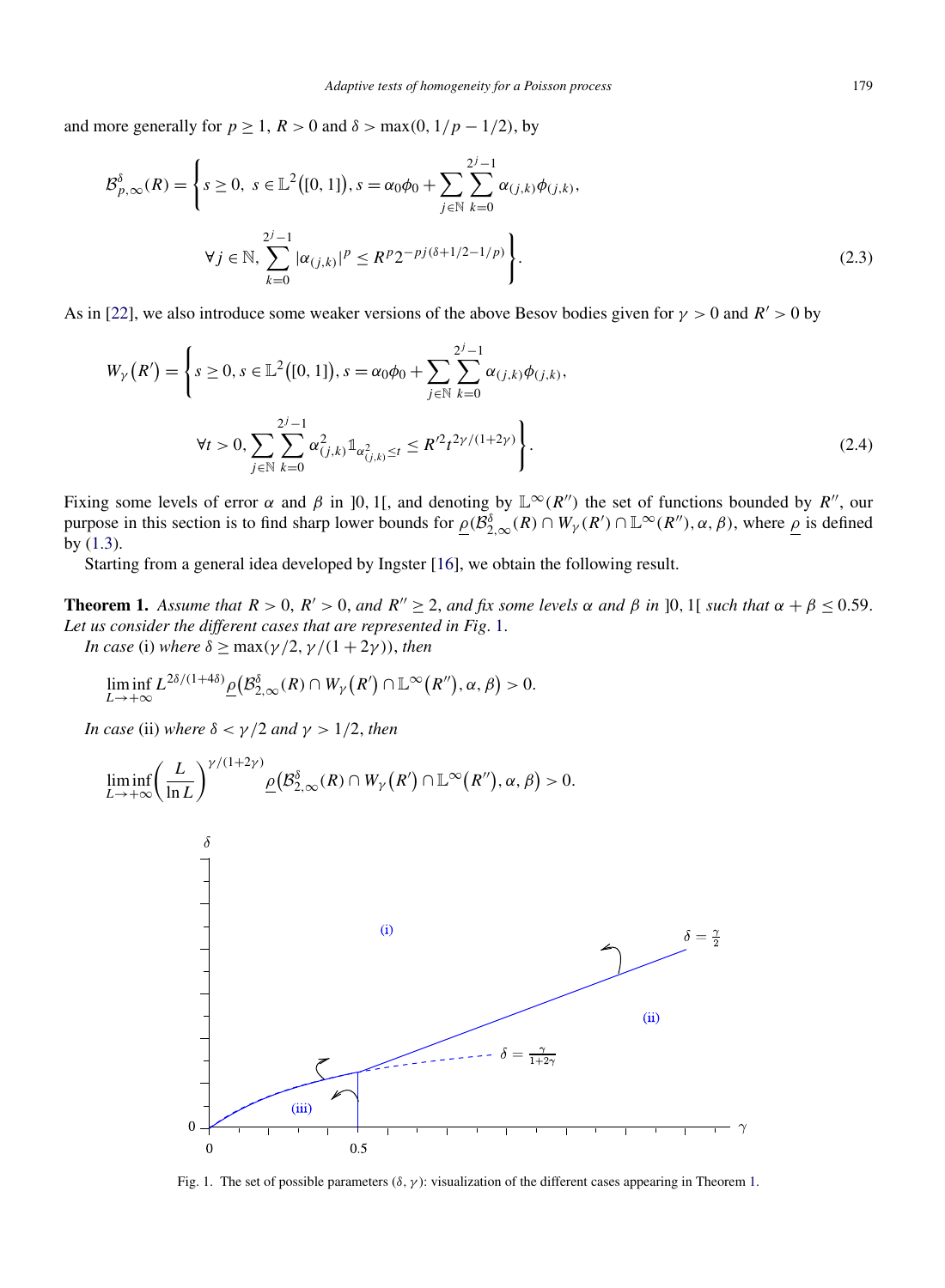and more generally for $p \geq 1$, $R > 0$ and $\delta > \max(0, 1/p - 1/2)$, by

$$\mathcal{B}^{\delta}_{p,\infty}(R) = \Bigg\{ s \geq 0,\ s \in \mathbb{L}^2([0,1]), s = \alpha_0\phi_0 + \sum_{j\in\mathbb{N}} \sum_{k=0}^{2^j-1} \alpha_{(j,k)}\phi_{(j,k)},$$

$$\forall j \in \mathbb{N}, \sum_{k=0}^{2^j-1} |\alpha_{(j,k)}|^p \leq R^p 2^{-pj(\delta+1/2-1/p)} \Bigg\}. \tag{2.3}$$

As in [22], we also introduce some weaker versions of the above Besov bodies given for $\gamma > 0$ and $R' > 0$ by

$$W_\gamma(R') = \Bigg\{ s \geq 0, s \in \mathbb{L}^2([0,1]), s = \alpha_0\phi_0 + \sum_{j\in\mathbb{N}} \sum_{k=0}^{2^j-1} \alpha_{(j,k)}\phi_{(j,k)},$$

$$\forall t > 0, \sum_{j\in\mathbb{N}} \sum_{k=0}^{2^j-1} \alpha^2_{(j,k)} \mathbb{1}_{\alpha^2_{(j,k)} \leq t} \leq R'^2 t^{2\gamma/(1+2\gamma)} \Bigg\}. \tag{2.4}$$

Fixing some levels of error $\alpha$ and $\beta$ in $]0,1[$, and denoting by $\mathbb{L}^\infty(R'')$ the set of functions bounded by $R''$, our purpose in this section is to find sharp lower bounds for $\underline{\rho}(\mathcal{B}^{\delta}_{2,\infty}(R) \cap W_\gamma(R') \cap \mathbb{L}^\infty(R''), \alpha, \beta)$, where $\underline{\rho}$ is defined by (1.3).

Starting from a general idea developed by Ingster [16], we obtain the following result.

**Theorem 1.** *Assume that $R > 0$, $R' > 0$, and $R'' \geq 2$, and fix some levels $\alpha$ and $\beta$ in $]0,1[$ such that $\alpha + \beta \leq 0.59$. Let us consider the different cases that are represented in Fig. 1.*

*In case* (i) *where $\delta \geq \max(\gamma/2, \gamma/(1+2\gamma))$, then*

$$\liminf_{L\to+\infty} L^{2\delta/(1+4\delta)} \underline{\rho}\big(\mathcal{B}^{\delta}_{2,\infty}(R) \cap W_\gamma(R') \cap \mathbb{L}^\infty(R''), \alpha, \beta\big) > 0.$$

*In case* (ii) *where $\delta < \gamma/2$ and $\gamma > 1/2$, then*

$$\liminf_{L\to+\infty} \left(\frac{L}{\ln L}\right)^{\gamma/(1+2\gamma)} \underline{\rho}\big(\mathcal{B}^{\delta}_{2,\infty}(R) \cap W_\gamma(R') \cap \mathbb{L}^\infty(R''), \alpha, \beta\big) > 0.$$

δ
(i)
$\delta = \frac{\gamma}{2}$
(ii)
$\delta = \frac{\gamma}{1+2\gamma}$
(iii)
0
0
0.5
γ

Fig. 1. The set of possible parameters $(\delta, \gamma)$: visualization of the different cases appearing in Theorem 1.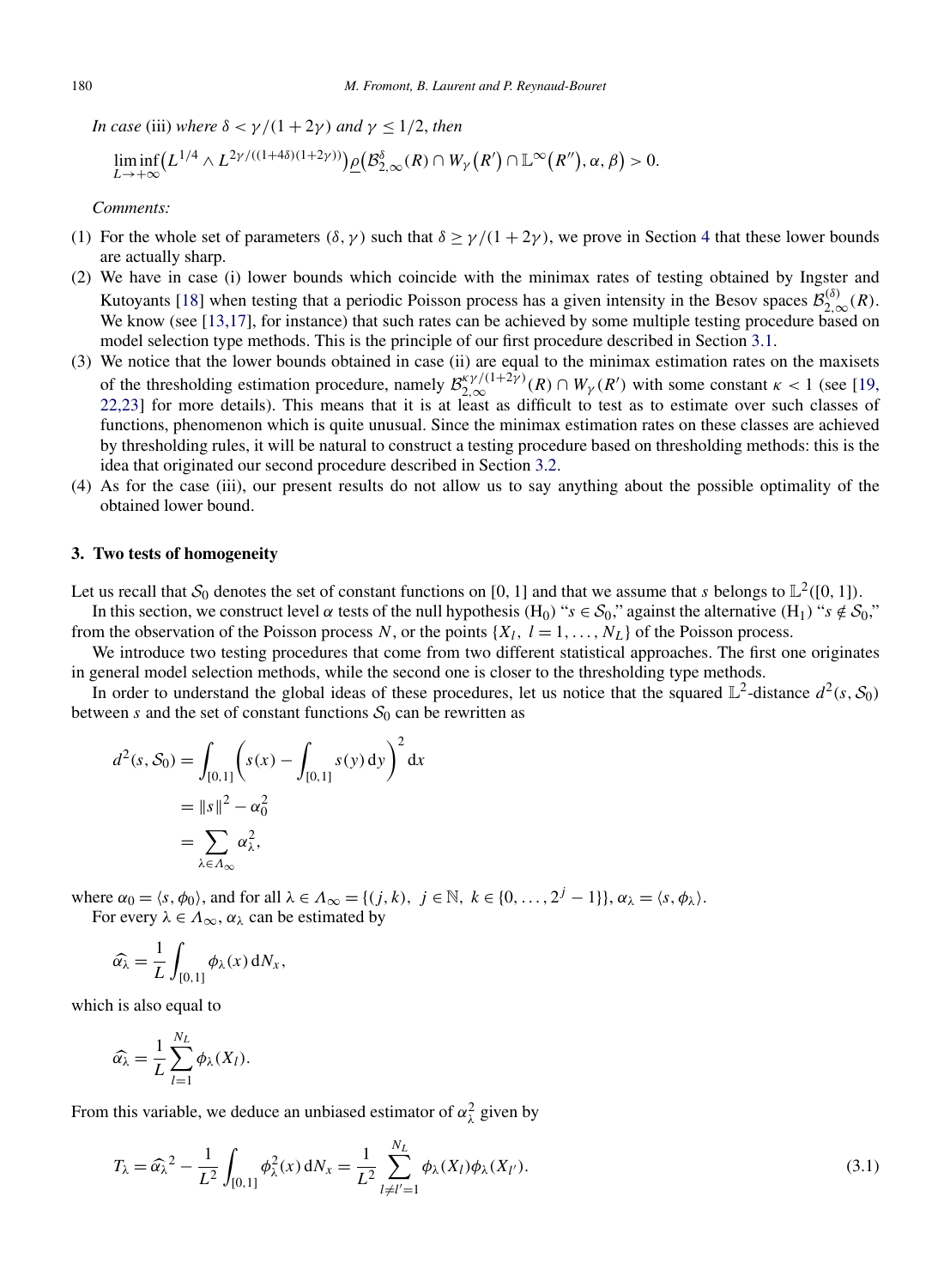*In case* (iii) *where* $\delta < \gamma/(1+2\gamma)$ *and* $\gamma \le 1/2$, *then*

$$\liminf_{L\to+\infty}\left(L^{1/4} \wedge L^{2\gamma/((1+4\delta)(1+2\gamma))}\right)\underline{\rho}\left(\mathcal{B}^{\delta}_{2,\infty}(R) \cap W_\gamma\left(R'\right) \cap \mathbb{L}^\infty\left(R''\right), \alpha, \beta\right) > 0.$$

*Comments:*

1. For the whole set of parameters $(\delta, \gamma)$ such that $\delta \ge \gamma/(1+2\gamma)$, we prove in Section 4 that these lower bounds are actually sharp.
2. We have in case (i) lower bounds which coincide with the minimax rates of testing obtained by Ingster and Kutoyants [18] when testing that a periodic Poisson process has a given intensity in the Besov spaces $\mathcal{B}^{(\delta)}_{2,\infty}(R)$. We know (see [13,17], for instance) that such rates can be achieved by some multiple testing procedure based on model selection type methods. This is the principle of our first procedure described in Section 3.1.
3. We notice that the lower bounds obtained in case (ii) are equal to the minimax estimation rates on the maxisets of the thresholding estimation procedure, namely $\mathcal{B}^{\kappa\gamma/(1+2\gamma)}_{2,\infty}(R) \cap W_\gamma(R')$ with some constant $\kappa < 1$ (see [19,22,23] for more details). This means that it is at least as difficult to test as to estimate over such classes of functions, phenomenon which is quite unusual. Since the minimax estimation rates on these classes are achieved by thresholding rules, it will be natural to construct a testing procedure based on thresholding methods: this is the idea that originated our second procedure described in Section 3.2.
4. As for the case (iii), our present results do not allow us to say anything about the possible optimality of the obtained lower bound.

## 3. Two tests of homogeneity

Let us recall that $\mathcal{S}_0$ denotes the set of constant functions on $[0,1]$ and that we assume that $s$ belongs to $\mathbb{L}^2([0,1])$.

In this section, we construct level $\alpha$ tests of the null hypothesis $(\mathrm{H}_0)$ "$s \in \mathcal{S}_0$," against the alternative $(\mathrm{H}_1)$ "$s \notin \mathcal{S}_0$," from the observation of the Poisson process $N$, or the points $\{X_l,\ l = 1, \ldots, N_L\}$ of the Poisson process.

We introduce two testing procedures that come from two different statistical approaches. The first one originates in general model selection methods, while the second one is closer to the thresholding type methods.

In order to understand the global ideas of these procedures, let us notice that the squared $\mathbb{L}^2$-distance $d^2(s, \mathcal{S}_0)$ between $s$ and the set of constant functions $\mathcal{S}_0$ can be rewritten as

$$\begin{aligned}
d^2(s, \mathcal{S}_0) &= \int_{[0,1]}\left(s(x) - \int_{[0,1]} s(y)\,\mathrm{d}y\right)^2 \mathrm{d}x \\
&= \|s\|^2 - \alpha_0^2 \\
&= \sum_{\lambda\in\Lambda_\infty} \alpha_\lambda^2,
\end{aligned}$$

where $\alpha_0 = \langle s, \phi_0\rangle$, and for all $\lambda \in \Lambda_\infty = \{(j,k),\ j \in \mathbb{N},\ k \in \{0, \ldots, 2^j - 1\}\}$, $\alpha_\lambda = \langle s, \phi_\lambda\rangle$.

For every $\lambda \in \Lambda_\infty$, $\alpha_\lambda$ can be estimated by

$$\widehat{\alpha_\lambda} = \frac{1}{L}\int_{[0,1]} \phi_\lambda(x)\,\mathrm{d}N_x,$$

which is also equal to

$$\widehat{\alpha_\lambda} = \frac{1}{L}\sum_{l=1}^{N_L} \phi_\lambda(X_l).$$

From this variable, we deduce an unbiased estimator of $\alpha_\lambda^2$ given by

$$T_\lambda = \widehat{\alpha_\lambda}^2 - \frac{1}{L^2}\int_{[0,1]} \phi_\lambda^2(x)\,\mathrm{d}N_x = \frac{1}{L^2}\sum_{l\neq l'=1}^{N_L} \phi_\lambda(X_l)\phi_\lambda(X_{l'}). \tag{3.1}$$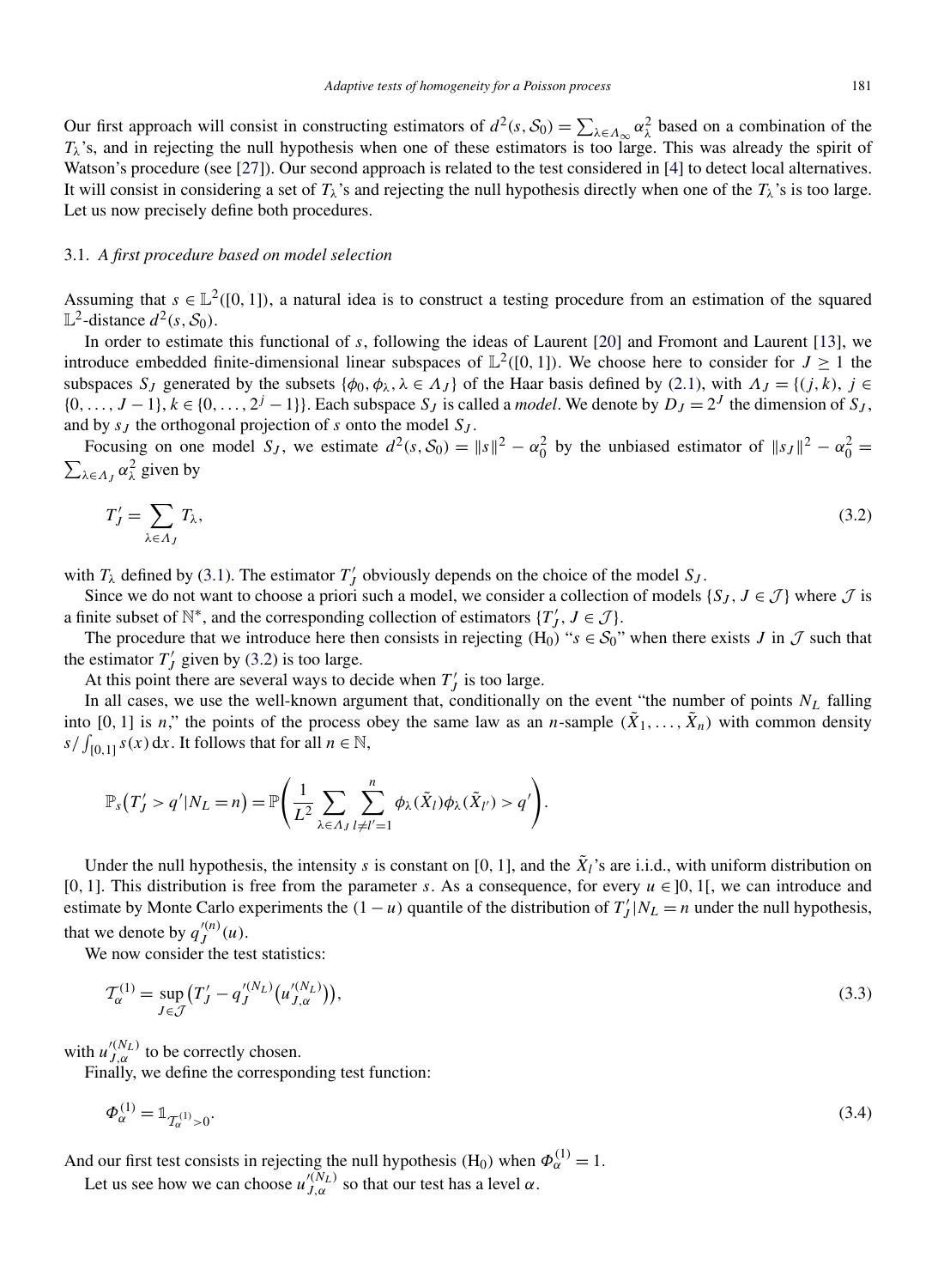Our first approach will consist in constructing estimators of $d^2(s, \mathcal{S}_0) = \sum_{\lambda \in \Lambda_\infty} \alpha_\lambda^2$ based on a combination of the $T_\lambda$'s, and in rejecting the null hypothesis when one of these estimators is too large. This was already the spirit of Watson's procedure (see [27]). Our second approach is related to the test considered in [4] to detect local alternatives. It will consist in considering a set of $T_\lambda$'s and rejecting the null hypothesis directly when one of the $T_\lambda$'s is too large. Let us now precisely define both procedures.

### 3.1. *A first procedure based on model selection*

Assuming that $s \in \mathbb{L}^2([0,1])$, a natural idea is to construct a testing procedure from an estimation of the squared $\mathbb{L}^2$-distance $d^2(s, \mathcal{S}_0)$.

In order to estimate this functional of $s$, following the ideas of Laurent [20] and Fromont and Laurent [13], we introduce embedded finite-dimensional linear subspaces of $\mathbb{L}^2([0,1])$. We choose here to consider for $J \geq 1$ the subspaces $S_J$ generated by the subsets $\{\phi_0, \phi_\lambda, \lambda \in \Lambda_J\}$ of the Haar basis defined by (2.1), with $\Lambda_J = \{(j,k), j \in \{0, \ldots, J-1\}, k \in \{0, \ldots, 2^j - 1\}\}$. Each subspace $S_J$ is called a *model*. We denote by $D_J = 2^J$ the dimension of $S_J$, and by $s_J$ the orthogonal projection of $s$ onto the model $S_J$.

Focusing on one model $S_J$, we estimate $d^2(s, \mathcal{S}_0) = \|s\|^2 - \alpha_0^2$ by the unbiased estimator of $\|s_J\|^2 - \alpha_0^2 = \sum_{\lambda \in \Lambda_J} \alpha_\lambda^2$ given by

$$T'_J = \sum_{\lambda \in \Lambda_J} T_\lambda, \tag{3.2}$$

with $T_\lambda$ defined by (3.1). The estimator $T'_J$ obviously depends on the choice of the model $S_J$.

Since we do not want to choose a priori such a model, we consider a collection of models $\{S_J, J \in \mathcal{J}\}$ where $\mathcal{J}$ is a finite subset of $\mathbb{N}^*$, and the corresponding collection of estimators $\{T'_J, J \in \mathcal{J}\}$.

The procedure that we introduce here then consists in rejecting $(\mathrm{H}_0)$ "$s \in \mathcal{S}_0$" when there exists $J$ in $\mathcal{J}$ such that the estimator $T'_J$ given by (3.2) is too large.

At this point there are several ways to decide when $T'_J$ is too large.

In all cases, we use the well-known argument that, conditionally on the event "the number of points $N_L$ falling into $[0,1]$ is $n$," the points of the process obey the same law as an $n$-sample $(\tilde{X}_1, \ldots, \tilde{X}_n)$ with common density $s / \int_{[0,1]} s(x)\,\mathrm{d}x$. It follows that for all $n \in \mathbb{N}$,

$$\mathbb{P}_s\big(T'_J > q' \mid N_L = n\big) = \mathbb{P}\left(\frac{1}{L^2} \sum_{\lambda \in \Lambda_J} \sum_{l \neq l'=1}^{n} \phi_\lambda(\tilde{X}_l)\phi_\lambda(\tilde{X}_{l'}) > q'\right).$$

Under the null hypothesis, the intensity $s$ is constant on $[0,1]$, and the $\tilde{X}_l$'s are i.i.d., with uniform distribution on $[0,1]$. This distribution is free from the parameter $s$. As a consequence, for every $u \in ]0,1[$, we can introduce and estimate by Monte Carlo experiments the $(1-u)$ quantile of the distribution of $T'_J \mid N_L = n$ under the null hypothesis, that we denote by $q_J'^{(n)}(u)$.

We now consider the test statistics:

$$\mathcal{T}_\alpha^{(1)} = \sup_{J \in \mathcal{J}} \big(T'_J - q_J'^{(N_L)}\big(u_{J,\alpha}'^{(N_L)}\big)\big), \tag{3.3}$$

with $u_{J,\alpha}'^{(N_L)}$ to be correctly chosen.

Finally, we define the corresponding test function:

$$\Phi_\alpha^{(1)} = \mathbb{1}_{\mathcal{T}_\alpha^{(1)} > 0}. \tag{3.4}$$

And our first test consists in rejecting the null hypothesis $(\mathrm{H}_0)$ when $\Phi_\alpha^{(1)} = 1$.

Let us see how we can choose $u_{J,\alpha}'^{(N_L)}$ so that our test has a level $\alpha$.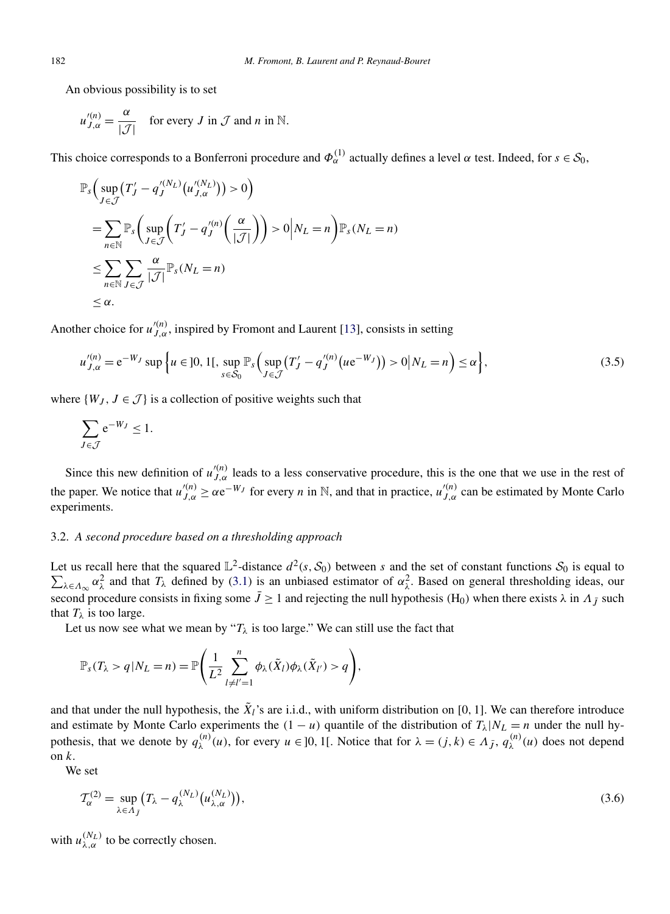An obvious possibility is to set

$$u'^{(n)}_{J,\alpha} = \frac{\alpha}{|\mathcal{J}|} \quad \text{for every } J \text{ in } \mathcal{J} \text{ and } n \text{ in } \mathbb{N}.$$

This choice corresponds to a Bonferroni procedure and $\Phi^{(1)}_\alpha$ actually defines a level $\alpha$ test. Indeed, for $s \in \mathcal{S}_0$,

$$\begin{aligned}
&\mathbb{P}_s\Big(\sup_{J\in\mathcal{J}}\big(T'_J - q'^{(N_L)}_J\big(u'^{(N_L)}_{J,\alpha}\big)\big) > 0\Big) \\
&\quad= \sum_{n\in\mathbb{N}} \mathbb{P}_s\bigg(\sup_{J\in\mathcal{J}}\bigg(T'_J - q'^{(n)}_J\bigg(\frac{\alpha}{|\mathcal{J}|}\bigg)\bigg) > 0\Big| N_L = n\bigg)\mathbb{P}_s(N_L = n) \\
&\quad\le \sum_{n\in\mathbb{N}}\sum_{J\in\mathcal{J}} \frac{\alpha}{|\mathcal{J}|}\mathbb{P}_s(N_L = n) \\
&\quad\le \alpha.
\end{aligned}$$

Another choice for $u'^{(n)}_{J,\alpha}$, inspired by Fromont and Laurent [13], consists in setting

$$u'^{(n)}_{J,\alpha} = \mathrm{e}^{-W_J}\sup\Big\{u \in ]0,1[, \sup_{s\in\mathcal{S}_0}\mathbb{P}_s\Big(\sup_{J\in\mathcal{J}}\big(T'_J - q'^{(n)}_J\big(u\mathrm{e}^{-W_J}\big)\big) > 0\big| N_L = n\Big) \le \alpha\Big\}, \tag{3.5}$$

where $\{W_J, J \in \mathcal{J}\}$ is a collection of positive weights such that

$$\sum_{J\in\mathcal{J}} \mathrm{e}^{-W_J} \le 1.$$

Since this new definition of $u'^{(n)}_{J,\alpha}$ leads to a less conservative procedure, this is the one that we use in the rest of the paper. We notice that $u'^{(n)}_{J,\alpha} \ge \alpha\mathrm{e}^{-W_J}$ for every $n$ in $\mathbb{N}$, and that in practice, $u'^{(n)}_{J,\alpha}$ can be estimated by Monte Carlo experiments.

### 3.2. *A second procedure based on a thresholding approach*

Let us recall here that the squared $\mathbb{L}^2$-distance $d^2(s, \mathcal{S}_0)$ between $s$ and the set of constant functions $\mathcal{S}_0$ is equal to $\sum_{\lambda\in\Lambda_\infty}\alpha^2_\lambda$ and that $T_\lambda$ defined by (3.1) is an unbiased estimator of $\alpha^2_\lambda$. Based on general thresholding ideas, our second procedure consists in fixing some $\bar{J} \ge 1$ and rejecting the null hypothesis (H$_0$) when there exists $\lambda$ in $\Lambda_{\bar{J}}$ such that $T_\lambda$ is too large.

Let us now see what we mean by "$T_\lambda$ is too large." We can still use the fact that

$$\mathbb{P}_s(T_\lambda > q | N_L = n) = \mathbb{P}\Bigg(\frac{1}{L^2}\sum_{l\ne l'=1}^{n}\phi_\lambda(\tilde{X}_l)\phi_\lambda(\tilde{X}_{l'}) > q\Bigg),$$

and that under the null hypothesis, the $\tilde{X}_l$'s are i.i.d., with uniform distribution on [0, 1]. We can therefore introduce and estimate by Monte Carlo experiments the $(1-u)$ quantile of the distribution of $T_\lambda | N_L = n$ under the null hypothesis, that we denote by $q^{(n)}_\lambda(u)$, for every $u \in ]0,1[$. Notice that for $\lambda = (j,k) \in \Lambda_{\bar{J}}$, $q^{(n)}_\lambda(u)$ does not depend on $k$.

We set

$$\mathcal{T}^{(2)}_\alpha = \sup_{\lambda\in\Lambda_{\bar{J}}}\big(T_\lambda - q^{(N_L)}_\lambda\big(u^{(N_L)}_{\lambda,\alpha}\big)\big), \tag{3.6}$$

with $u^{(N_L)}_{\lambda,\alpha}$ to be correctly chosen.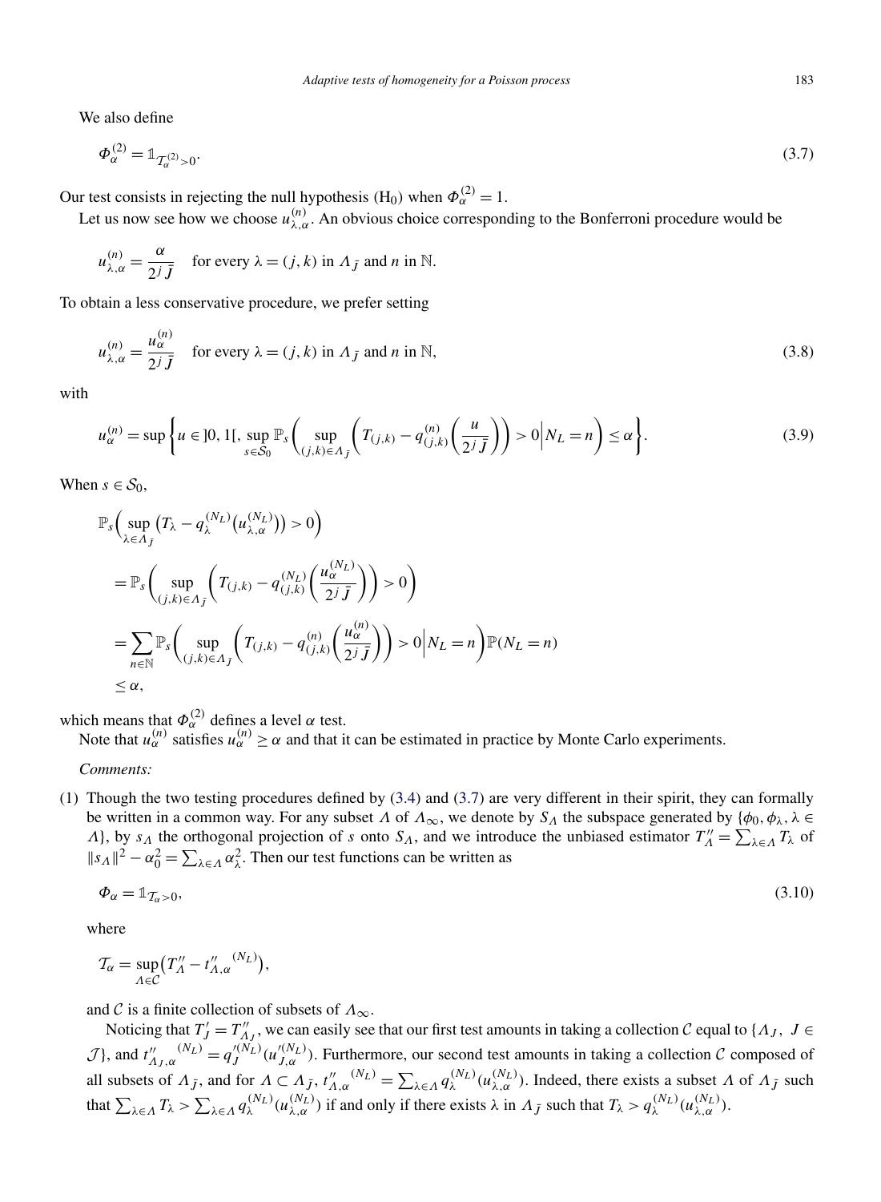We also define

$$\Phi_\alpha^{(2)} = \mathbb{1}_{\mathcal{T}_\alpha^{(2)}>0}. \tag{3.7}$$

Our test consists in rejecting the null hypothesis ($\mathrm{H}_0$) when $\Phi_\alpha^{(2)} = 1$.

Let us now see how we choose $u_{\lambda,\alpha}^{(n)}$. An obvious choice corresponding to the Bonferroni procedure would be

$$u_{\lambda,\alpha}^{(n)} = \frac{\alpha}{2^j \bar{J}} \quad \text{for every } \lambda = (j,k) \text{ in } \Lambda_{\bar{J}} \text{ and } n \text{ in } \mathbb{N}.$$

To obtain a less conservative procedure, we prefer setting

$$u_{\lambda,\alpha}^{(n)} = \frac{u_\alpha^{(n)}}{2^j \bar{J}} \quad \text{for every } \lambda = (j,k) \text{ in } \Lambda_{\bar{J}} \text{ and } n \text{ in } \mathbb{N}, \tag{3.8}$$

with

$$u_\alpha^{(n)} = \sup\left\{u \in ]0,1[,\ \sup_{s\in\mathcal{S}_0} \mathbb{P}_s\left(\sup_{(j,k)\in\Lambda_{\bar{J}}}\left(T_{(j,k)} - q_{(j,k)}^{(n)}\left(\frac{u}{2^j \bar{J}}\right)\right) > 0 \Big| N_L = n\right) \le \alpha\right\}. \tag{3.9}$$

When $s \in \mathcal{S}_0$,

$$\begin{aligned}
&\mathbb{P}_s\Big(\sup_{\lambda\in\Lambda_{\bar{J}}}\big(T_\lambda - q_\lambda^{(N_L)}\big(u_{\lambda,\alpha}^{(N_L)}\big)\big) > 0\Big)\\
&\quad= \mathbb{P}_s\left(\sup_{(j,k)\in\Lambda_{\bar{J}}}\left(T_{(j,k)} - q_{(j,k)}^{(N_L)}\left(\frac{u_\alpha^{(N_L)}}{2^j \bar{J}}\right)\right) > 0\right)\\
&\quad= \sum_{n\in\mathbb{N}} \mathbb{P}_s\left(\sup_{(j,k)\in\Lambda_{\bar{J}}}\left(T_{(j,k)} - q_{(j,k)}^{(n)}\left(\frac{u_\alpha^{(n)}}{2^j \bar{J}}\right)\right) > 0 \Big| N_L = n\right)\mathbb{P}(N_L = n)\\
&\quad\le \alpha,
\end{aligned}$$

which means that $\Phi_\alpha^{(2)}$ defines a level $\alpha$ test.

Note that $u_\alpha^{(n)}$ satisfies $u_\alpha^{(n)} \ge \alpha$ and that it can be estimated in practice by Monte Carlo experiments.

*Comments:*

(1) Though the two testing procedures defined by (3.4) and (3.7) are very different in their spirit, they can formally be written in a common way. For any subset $\Lambda$ of $\Lambda_\infty$, we denote by $S_\Lambda$ the subspace generated by $\{\phi_0, \phi_\lambda, \lambda \in \Lambda\}$, by $s_\Lambda$ the orthogonal projection of $s$ onto $S_\Lambda$, and we introduce the unbiased estimator $T''_\Lambda = \sum_{\lambda\in\Lambda} T_\lambda$ of $\|s_\Lambda\|^2 - \alpha_0^2 = \sum_{\lambda\in\Lambda}\alpha_\lambda^2$. Then our test functions can be written as

$$\Phi_\alpha = \mathbb{1}_{\mathcal{T}_\alpha>0}, \tag{3.10}$$

where

$$\mathcal{T}_\alpha = \sup_{\Lambda\in\mathcal{C}}\big(T''_\Lambda - {t''_{\Lambda,\alpha}}^{(N_L)}\big),$$

and $\mathcal{C}$ is a finite collection of subsets of $\Lambda_\infty$.

Noticing that $T'_J = T''_{\Lambda_J}$, we can easily see that our first test amounts in taking a collection $\mathcal{C}$ equal to $\{\Lambda_J,\ J \in \mathcal{J}\}$, and ${t''_{\Lambda_J,\alpha}}^{(N_L)} = q_J'^{(N_L)}(u_{J,\alpha}'^{(N_L)})$. Furthermore, our second test amounts in taking a collection $\mathcal{C}$ composed of all subsets of $\Lambda_{\bar{J}}$, and for $\Lambda \subset \Lambda_{\bar{J}}$, ${t''_{\Lambda,\alpha}}^{(N_L)} = \sum_{\lambda\in\Lambda} q_\lambda^{(N_L)}(u_{\lambda,\alpha}^{(N_L)})$. Indeed, there exists a subset $\Lambda$ of $\Lambda_{\bar{J}}$ such that $\sum_{\lambda\in\Lambda} T_\lambda > \sum_{\lambda\in\Lambda} q_\lambda^{(N_L)}(u_{\lambda,\alpha}^{(N_L)})$ if and only if there exists $\lambda$ in $\Lambda_{\bar{J}}$ such that $T_\lambda > q_\lambda^{(N_L)}(u_{\lambda,\alpha}^{(N_L)})$.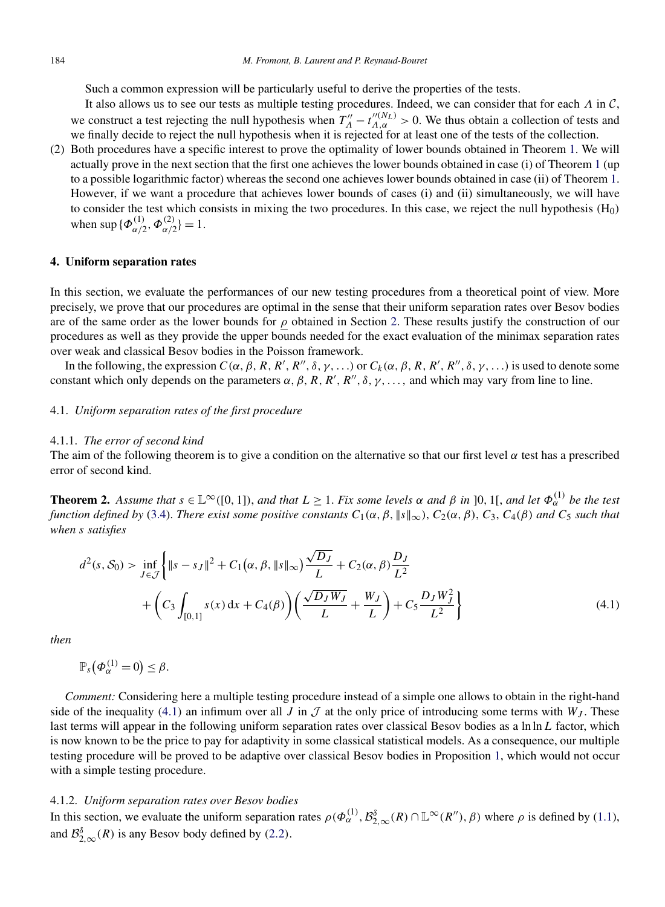Such a common expression will be particularly useful to derive the properties of the tests.

It also allows us to see our tests as multiple testing procedures. Indeed, we can consider that for each $\Lambda$ in $\mathcal{C}$, we construct a test rejecting the null hypothesis when $T''_\Lambda - t''^{(N_L)}_{\Lambda,\alpha} > 0$. We thus obtain a collection of tests and we finally decide to reject the null hypothesis when it is rejected for at least one of the tests of the collection.

(2) Both procedures have a specific interest to prove the optimality of lower bounds obtained in Theorem 1. We will actually prove in the next section that the first one achieves the lower bounds obtained in case (i) of Theorem 1 (up to a possible logarithmic factor) whereas the second one achieves lower bounds obtained in case (ii) of Theorem 1. However, if we want a procedure that achieves lower bounds of cases (i) and (ii) simultaneously, we will have to consider the test which consists in mixing the two procedures. In this case, we reject the null hypothesis $(\mathrm{H}_0)$ when $\sup\{\Phi^{(1)}_{\alpha/2}, \Phi^{(2)}_{\alpha/2}\} = 1$.

## 4. Uniform separation rates

In this section, we evaluate the performances of our new testing procedures from a theoretical point of view. More precisely, we prove that our procedures are optimal in the sense that their uniform separation rates over Besov bodies are of the same order as the lower bounds for $\underline{\rho}$ obtained in Section 2. These results justify the construction of our procedures as well as they provide the upper bounds needed for the exact evaluation of the minimax separation rates over weak and classical Besov bodies in the Poisson framework.

In the following, the expression $C(\alpha, \beta, R, R', R'', \delta, \gamma, \ldots)$ or $C_k(\alpha, \beta, R, R', R'', \delta, \gamma, \ldots)$ is used to denote some constant which only depends on the parameters $\alpha, \beta, R, R', R'', \delta, \gamma, \ldots$, and which may vary from line to line.

### 4.1. *Uniform separation rates of the first procedure*

#### 4.1.1. *The error of second kind*

The aim of the following theorem is to give a condition on the alternative so that our first level $\alpha$ test has a prescribed error of second kind.

**Theorem 2.** *Assume that $s \in \mathbb{L}^\infty([0,1])$, and that $L \geq 1$. Fix some levels $\alpha$ and $\beta$ in $]0,1[$, and let $\Phi^{(1)}_\alpha$ be the test function defined by* (3.4). *There exist some positive constants $C_1(\alpha, \beta, \|s\|_\infty)$, $C_2(\alpha, \beta)$, $C_3$, $C_4(\beta)$ and $C_5$ such that when $s$ satisfies*

$$
\begin{aligned}
d^2(s, \mathcal{S}_0) > \inf_{J \in \mathcal{J}} \Bigg\{ & \|s - s_J\|^2 + C_1(\alpha, \beta, \|s\|_\infty) \frac{\sqrt{D_J}}{L} + C_2(\alpha, \beta) \frac{D_J}{L^2} \\
& + \left( C_3 \int_{[0,1]} s(x)\, \mathrm{d}x + C_4(\beta) \right) \left( \frac{\sqrt{D_J W_J}}{L} + \frac{W_J}{L} \right) + C_5 \frac{D_J W_J^2}{L^2} \Bigg\}
\end{aligned}
\tag{4.1}
$$

*then*

$$\mathbb{P}_s\big(\Phi^{(1)}_\alpha = 0\big) \leq \beta.$$

*Comment:* Considering here a multiple testing procedure instead of a simple one allows to obtain in the right-hand side of the inequality (4.1) an infimum over all $J$ in $\mathcal{J}$ at the only price of introducing some terms with $W_J$. These last terms will appear in the following uniform separation rates over classical Besov bodies as a $\ln \ln L$ factor, which is now known to be the price to pay for adaptivity in some classical statistical models. As a consequence, our multiple testing procedure will be proved to be adaptive over classical Besov bodies in Proposition 1, which would not occur with a simple testing procedure.

#### 4.1.2. *Uniform separation rates over Besov bodies*

In this section, we evaluate the uniform separation rates $\rho(\Phi^{(1)}_\alpha, \mathcal{B}^\delta_{2,\infty}(R) \cap \mathbb{L}^\infty(R''), \beta)$ where $\rho$ is defined by (1.1), and $\mathcal{B}^\delta_{2,\infty}(R)$ is any Besov body defined by (2.2).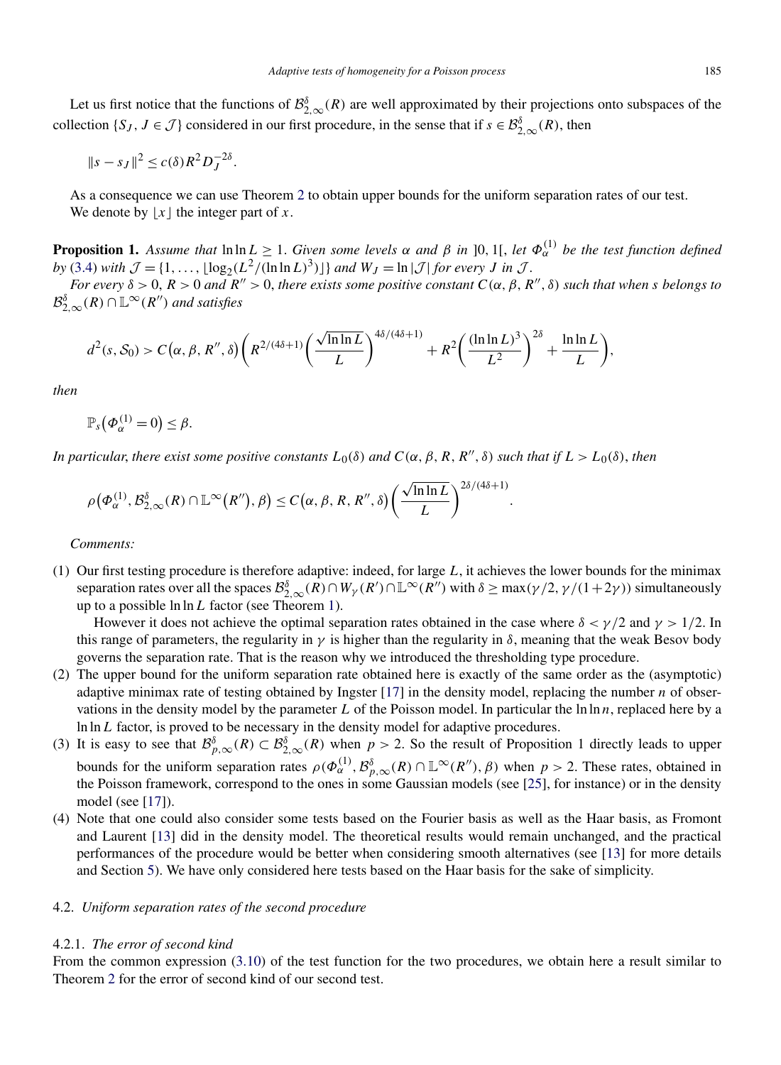Let us first notice that the functions of $\mathcal{B}^{\delta}_{2,\infty}(R)$ are well approximated by their projections onto subspaces of the collection $\{S_J, J \in \mathcal{J}\}$ considered in our first procedure, in the sense that if $s \in \mathcal{B}^{\delta}_{2,\infty}(R)$, then

$$\|s - s_J\|^2 \le c(\delta) R^2 D_J^{-2\delta}.$$

As a consequence we can use Theorem 2 to obtain upper bounds for the uniform separation rates of our test.

We denote by $\lfloor x \rfloor$ the integer part of $x$.

**Proposition 1.** *Assume that* $\ln\ln L \ge 1$. *Given some levels* $\alpha$ *and* $\beta$ *in* $]0, 1[$, *let* $\Phi^{(1)}_\alpha$ *be the test function defined by* (3.4) *with* $\mathcal{J} = \{1, \dots, \lfloor \log_2(L^2/(\ln\ln L)^3) \rfloor\}$ *and* $W_J = \ln|\mathcal{J}|$ *for every* $J$ *in* $\mathcal{J}$.

*For every* $\delta > 0$, $R > 0$ *and* $R'' > 0$, *there exists some positive constant* $C(\alpha, \beta, R'', \delta)$ *such that when* $s$ *belongs to* $\mathcal{B}^{\delta}_{2,\infty}(R) \cap \mathbb{L}^\infty(R'')$ *and satisfies*

$$d^2(s, \mathcal{S}_0) > C(\alpha, \beta, R'', \delta)\left(R^{2/(4\delta+1)}\left(\frac{\sqrt{\ln\ln L}}{L}\right)^{4\delta/(4\delta+1)} + R^2\left(\frac{(\ln L)^3}{L^2}\right)^{2\delta} + \frac{\ln\ln L}{L}\right),$$

*then*

$$\mathbb{P}_s\big(\Phi^{(1)}_\alpha = 0\big) \le \beta.$$

*In particular, there exist some positive constants* $L_0(\delta)$ *and* $C(\alpha, \beta, R, R'', \delta)$ *such that if* $L > L_0(\delta)$, *then*

$$\rho\big(\Phi^{(1)}_\alpha, \mathcal{B}^{\delta}_{2,\infty}(R) \cap \mathbb{L}^\infty\big(R''\big), \beta\big) \le C\big(\alpha, \beta, R, R'', \delta\big)\left(\frac{\sqrt{\ln\ln L}}{L}\right)^{2\delta/(4\delta+1)}.$$

*Comments:*

(1) Our first testing procedure is therefore adaptive: indeed, for large $L$, it achieves the lower bounds for the minimax separation rates over all the spaces $\mathcal{B}^{\delta}_{2,\infty}(R) \cap W_\gamma(R') \cap \mathbb{L}^\infty(R'')$ with $\delta \ge \max(\gamma/2, \gamma/(1+2\gamma))$ simultaneously up to a possible $\ln\ln L$ factor (see Theorem 1).

   However it does not achieve the optimal separation rates obtained in the case where $\delta < \gamma/2$ and $\gamma > 1/2$. In this range of parameters, the regularity in $\gamma$ is higher than the regularity in $\delta$, meaning that the weak Besov body governs the separation rate. That is the reason why we introduced the thresholding type procedure.

(2) The upper bound for the uniform separation rate obtained here is exactly of the same order as the (asymptotic) adaptive minimax rate of testing obtained by Ingster [17] in the density model, replacing the number $n$ of observations in the density model by the parameter $L$ of the Poisson model. In particular the $\ln\ln n$, replaced here by a $\ln\ln L$ factor, is proved to be necessary in the density model for adaptive procedures.

(3) It is easy to see that $\mathcal{B}^{\delta}_{p,\infty}(R) \subset \mathcal{B}^{\delta}_{2,\infty}(R)$ when $p > 2$. So the result of Proposition 1 directly leads to upper bounds for the uniform separation rates $\rho(\Phi^{(1)}_\alpha, \mathcal{B}^{\delta}_{p,\infty}(R) \cap \mathbb{L}^\infty(R''), \beta)$ when $p > 2$. These rates, obtained in the Poisson framework, correspond to the ones in some Gaussian models (see [25], for instance) or in the density model (see [17]).

(4) Note that one could also consider some tests based on the Fourier basis as well as the Haar basis, as Fromont and Laurent [13] did in the density model. The theoretical results would remain unchanged, and the practical performances of the procedure would be better when considering smooth alternatives (see [13] for more details and Section 5). We have only considered here tests based on the Haar basis for the sake of simplicity.

### 4.2. *Uniform separation rates of the second procedure*

#### 4.2.1. *The error of second kind*

From the common expression (3.10) of the test function for the two procedures, we obtain here a result similar to Theorem 2 for the error of second kind of our second test.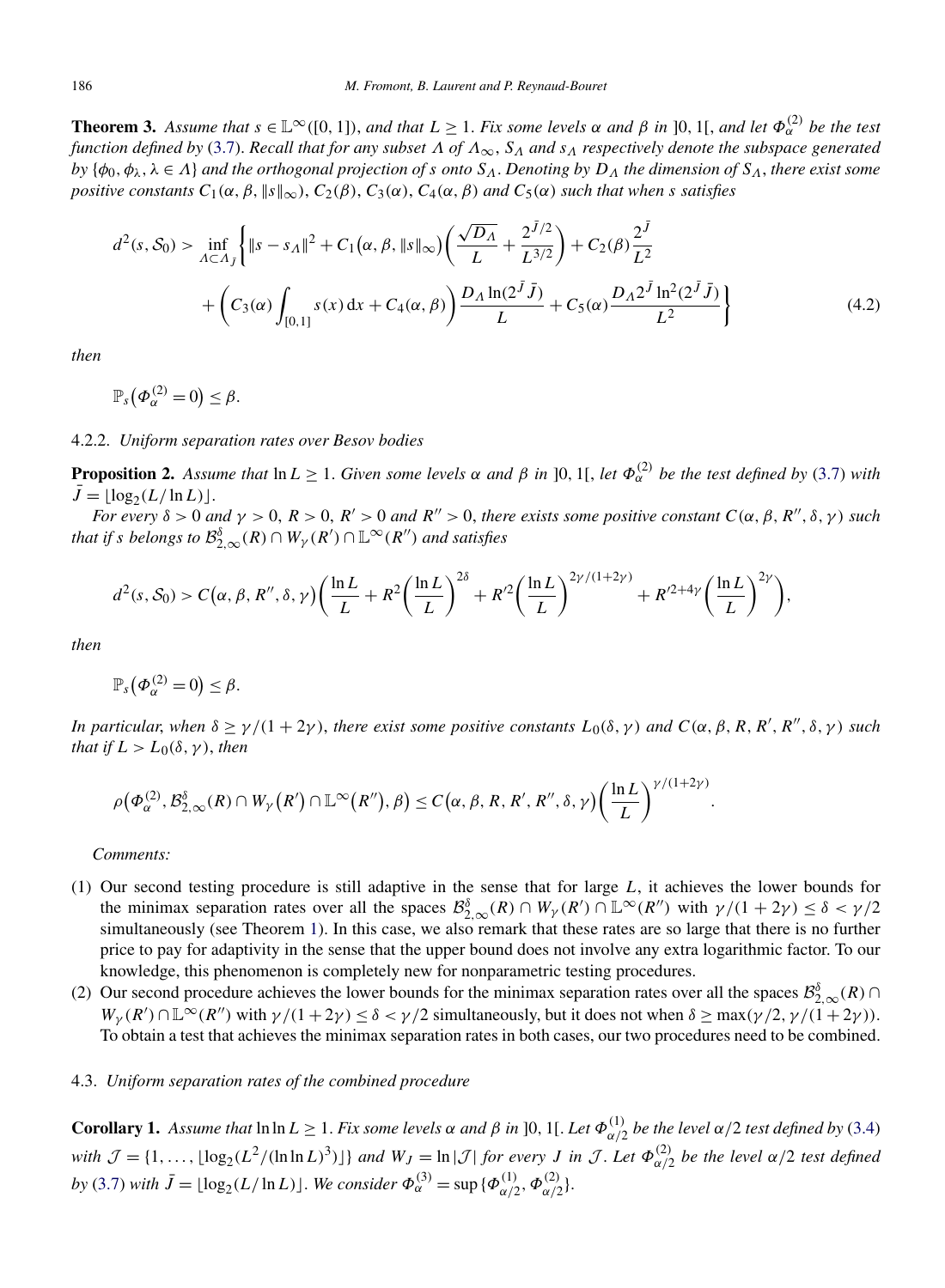**Theorem 3.** *Assume that $s \in \mathbb{L}^\infty([0,1])$, and that $L \geq 1$. Fix some levels $\alpha$ and $\beta$ in $]0,1[$, and let $\Phi_\alpha^{(2)}$ be the test function defined by* (3.7). *Recall that for any subset $\Lambda$ of $\Lambda_\infty$, $S_\Lambda$ and $s_\Lambda$ respectively denote the subspace generated by $\{\phi_0, \phi_\lambda, \lambda \in \Lambda\}$ and the orthogonal projection of $s$ onto $S_\Lambda$. Denoting by $D_\Lambda$ the dimension of $S_\Lambda$, there exist some positive constants $C_1(\alpha, \beta, \|s\|_\infty)$, $C_2(\beta)$, $C_3(\alpha)$, $C_4(\alpha, \beta)$ and $C_5(\alpha)$ such that when $s$ satisfies*

$$
\begin{aligned}
d^2(s, \mathcal{S}_0) > \inf_{\Lambda \subset \Lambda_{\bar{J}}} \Bigg\{ & \|s - s_\Lambda\|^2 + C_1(\alpha, \beta, \|s\|_\infty)\left(\frac{\sqrt{D_\Lambda}}{L} + \frac{2^{\bar{J}/2}}{L^{3/2}}\right) + C_2(\beta)\frac{2^{\bar{J}}}{L^2} \\
& + \left(C_3(\alpha)\int_{[0,1]} s(x)\,\mathrm{d}x + C_4(\alpha, \beta)\right)\frac{D_\Lambda \ln(2^{\bar{J}}\bar{J})}{L} + C_5(\alpha)\frac{D_\Lambda 2^{\bar{J}}\ln^2(2^{\bar{J}}\bar{J})}{L^2}\Bigg\}
\end{aligned}
\tag{4.2}
$$

*then*

$$\mathbb{P}_s\big(\Phi_\alpha^{(2)} = 0\big) \leq \beta.$$

#### 4.2.2. *Uniform separation rates over Besov bodies*

**Proposition 2.** *Assume that $\ln L \geq 1$. Given some levels $\alpha$ and $\beta$ in $]0,1[$, let $\Phi_\alpha^{(2)}$ be the test defined by* (3.7) *with $\bar{J} = \lfloor \log_2(L/\ln L)\rfloor$.*

*For every $\delta > 0$ and $\gamma > 0$, $R > 0$, $R' > 0$ and $R'' > 0$, there exists some positive constant $C(\alpha, \beta, R'', \delta, \gamma)$ such that if $s$ belongs to $\mathcal{B}_{2,\infty}^\delta(R) \cap W_\gamma(R') \cap \mathbb{L}^\infty(R'')$ and satisfies*

$$d^2(s, \mathcal{S}_0) > C(\alpha, \beta, R'', \delta, \gamma)\left(\frac{\ln L}{L} + R^2\left(\frac{\ln L}{L}\right)^{2\delta} + R'^2\left(\frac{\ln L}{L}\right)^{2\gamma/(1+2\gamma)} + R'^{2+4\gamma}\left(\frac{\ln L}{L}\right)^{2\gamma}\right),$$

*then*

$$\mathbb{P}_s\big(\Phi_\alpha^{(2)} = 0\big) \leq \beta.$$

*In particular, when $\delta \geq \gamma/(1+2\gamma)$, there exist some positive constants $L_0(\delta, \gamma)$ and $C(\alpha, \beta, R, R', R'', \delta, \gamma)$ such that if $L > L_0(\delta, \gamma)$, then*

$$\rho\big(\Phi_\alpha^{(2)}, \mathcal{B}_{2,\infty}^\delta(R) \cap W_\gamma\big(R'\big) \cap \mathbb{L}^\infty\big(R''\big), \beta\big) \leq C\big(\alpha, \beta, R, R', R'', \delta, \gamma\big)\left(\frac{\ln L}{L}\right)^{\gamma/(1+2\gamma)}.$$

*Comments:*

1. Our second testing procedure is still adaptive in the sense that for large $L$, it achieves the lower bounds for the minimax separation rates over all the spaces $\mathcal{B}_{2,\infty}^\delta(R) \cap W_\gamma(R') \cap \mathbb{L}^\infty(R'')$ with $\gamma/(1+2\gamma) \leq \delta < \gamma/2$ simultaneously (see Theorem 1). In this case, we also remark that these rates are so large that there is no further price to pay for adaptivity in the sense that the upper bound does not involve any extra logarithmic factor. To our knowledge, this phenomenon is completely new for nonparametric testing procedures.
2. Our second procedure achieves the lower bounds for the minimax separation rates over all the spaces $\mathcal{B}_{2,\infty}^\delta(R) \cap W_\gamma(R') \cap \mathbb{L}^\infty(R'')$ with $\gamma/(1+2\gamma) \leq \delta < \gamma/2$ simultaneously, but it does not when $\delta \geq \max(\gamma/2, \gamma/(1+2\gamma))$. To obtain a test that achieves the minimax separation rates in both cases, our two procedures need to be combined.

### 4.3. *Uniform separation rates of the combined procedure*

**Corollary 1.** *Assume that $\ln\ln L \geq 1$. Fix some levels $\alpha$ and $\beta$ in $]0,1[$. Let $\Phi_{\alpha/2}^{(1)}$ be the level $\alpha/2$ test defined by* (3.4) *with $\mathcal{J} = \{1, \ldots, \lfloor \log_2(L^2/(\ln\ln L)^3)\rfloor\}$ and $W_J = \ln|\mathcal{J}|$ for every $J$ in $\mathcal{J}$. Let $\Phi_{\alpha/2}^{(2)}$ be the level $\alpha/2$ test defined by* (3.7) *with $\bar{J} = \lfloor \log_2(L/\ln L)\rfloor$. We consider $\Phi_\alpha^{(3)} = \sup\{\Phi_{\alpha/2}^{(1)}, \Phi_{\alpha/2}^{(2)}\}$.*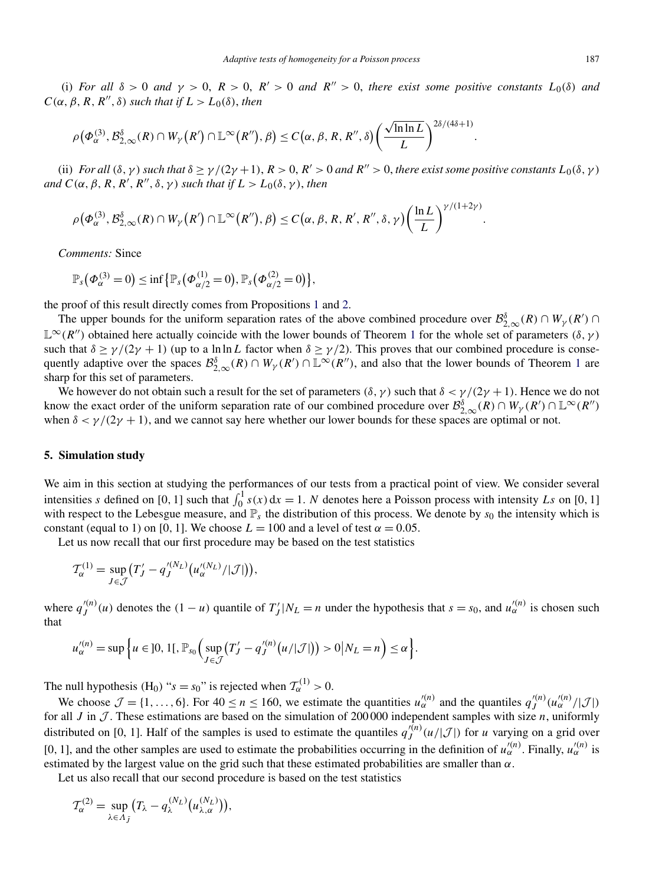(i) *For all* $\delta > 0$ *and* $\gamma > 0$, $R > 0$, $R' > 0$ *and* $R'' > 0$, *there exist some positive constants* $L_0(\delta)$ *and* $C(\alpha, \beta, R, R'', \delta)$ *such that if* $L > L_0(\delta)$, *then*

$$\rho\big(\Phi_\alpha^{(3)}, \mathcal{B}_{2,\infty}^\delta(R) \cap W_\gamma\big(R'\big) \cap \mathbb{L}^\infty\big(R''\big), \beta\big) \leq C\big(\alpha, \beta, R, R'', \delta\big)\left(\frac{\sqrt{\ln\ln L}}{L}\right)^{2\delta/(4\delta+1)}.$$

(ii) *For all* $(\delta, \gamma)$ *such that* $\delta \geq \gamma/(2\gamma+1)$, $R > 0$, $R' > 0$ *and* $R'' > 0$, *there exist some positive constants* $L_0(\delta, \gamma)$ *and* $C(\alpha, \beta, R, R', R'', \delta, \gamma)$ *such that if* $L > L_0(\delta, \gamma)$, *then*

$$\rho\big(\Phi_\alpha^{(3)}, \mathcal{B}_{2,\infty}^\delta(R) \cap W_\gamma\big(R'\big) \cap \mathbb{L}^\infty\big(R''\big), \beta\big) \leq C\big(\alpha, \beta, R, R', R'', \delta, \gamma\big)\left(\frac{\ln L}{L}\right)^{\gamma/(1+2\gamma)}.$$

*Comments:* Since

$$\mathbb{P}_s\big(\Phi_\alpha^{(3)} = 0\big) \leq \inf\big\{\mathbb{P}_s\big(\Phi_{\alpha/2}^{(1)} = 0\big), \mathbb{P}_s\big(\Phi_{\alpha/2}^{(2)} = 0\big)\big\},$$

the proof of this result directly comes from Propositions 1 and 2.

The upper bounds for the uniform separation rates of the above combined procedure over $\mathcal{B}_{2,\infty}^\delta(R) \cap W_\gamma(R') \cap \mathbb{L}^\infty(R'')$ obtained here actually coincide with the lower bounds of Theorem 1 for the whole set of parameters $(\delta, \gamma)$ such that $\delta \geq \gamma/(2\gamma+1)$ (up to a $\ln\ln L$ factor when $\delta \geq \gamma/2$). This proves that our combined procedure is consequently adaptive over the spaces $\mathcal{B}_{2,\infty}^\delta(R) \cap W_\gamma(R') \cap \mathbb{L}^\infty(R'')$, and also that the lower bounds of Theorem 1 are sharp for this set of parameters.

We however do not obtain such a result for the set of parameters $(\delta, \gamma)$ such that $\delta < \gamma/(2\gamma+1)$. Hence we do not know the exact order of the uniform separation rate of our combined procedure over $\mathcal{B}_{2,\infty}^\delta(R) \cap W_\gamma(R') \cap \mathbb{L}^\infty(R'')$ when $\delta < \gamma/(2\gamma+1)$, and we cannot say here whether our lower bounds for these spaces are optimal or not.

## 5. Simulation study

We aim in this section at studying the performances of our tests from a practical point of view. We consider several intensities $s$ defined on $[0, 1]$ such that $\int_0^1 s(x)\,\mathrm{d}x = 1$. $N$ denotes here a Poisson process with intensity $Ls$ on $[0, 1]$ with respect to the Lebesgue measure, and $\mathbb{P}_s$ the distribution of this process. We denote by $s_0$ the intensity which is constant (equal to 1) on $[0, 1]$. We choose $L = 100$ and a level of test $\alpha = 0.05$.

Let us now recall that our first procedure may be based on the test statistics

$$\mathcal{T}_\alpha^{(1)} = \sup_{J \in \mathcal{J}}\big(T_J' - q_J'^{(N_L)}\big(u_\alpha'^{(N_L)}/|\mathcal{J}|\big)\big),$$

where $q_J'^{(n)}(u)$ denotes the $(1-u)$ quantile of $T_J'|N_L = n$ under the hypothesis that $s = s_0$, and $u_\alpha'^{(n)}$ is chosen such that

$$u_\alpha'^{(n)} = \sup\Big\{u \in ]0, 1[, \mathbb{P}_{s_0}\Big(\sup_{J \in \mathcal{J}}\big(T_J' - q_J'^{(n)}\big(u/|\mathcal{J}|\big)\big) > 0\big|N_L = n\Big) \leq \alpha\Big\}.$$

The null hypothesis $(\mathrm{H}_0)$ "$s = s_0$" is rejected when $\mathcal{T}_\alpha^{(1)} > 0$.

We choose $\mathcal{J} = \{1, \ldots, 6\}$. For $40 \leq n \leq 160$, we estimate the quantities $u_\alpha'^{(n)}$ and the quantiles $q_J'^{(n)}(u_\alpha'^{(n)}/|\mathcal{J}|)$ for all $J$ in $\mathcal{J}$. These estimations are based on the simulation of 200 000 independent samples with size $n$, uniformly distributed on $[0, 1]$. Half of the samples is used to estimate the quantiles $q_J'^{(n)}(u/|\mathcal{J}|)$ for $u$ varying on a grid over $[0, 1]$, and the other samples are used to estimate the probabilities occurring in the definition of $u_\alpha'^{(n)}$. Finally, $u_\alpha'^{(n)}$ is estimated by the largest value on the grid such that these estimated probabilities are smaller than $\alpha$.

Let us also recall that our second procedure is based on the test statistics

$$\mathcal{T}_\alpha^{(2)} = \sup_{\lambda \in \Lambda_{\bar{J}}}\big(T_\lambda - q_\lambda^{(N_L)}\big(u_{\lambda,\alpha}^{(N_L)}\big)\big),$$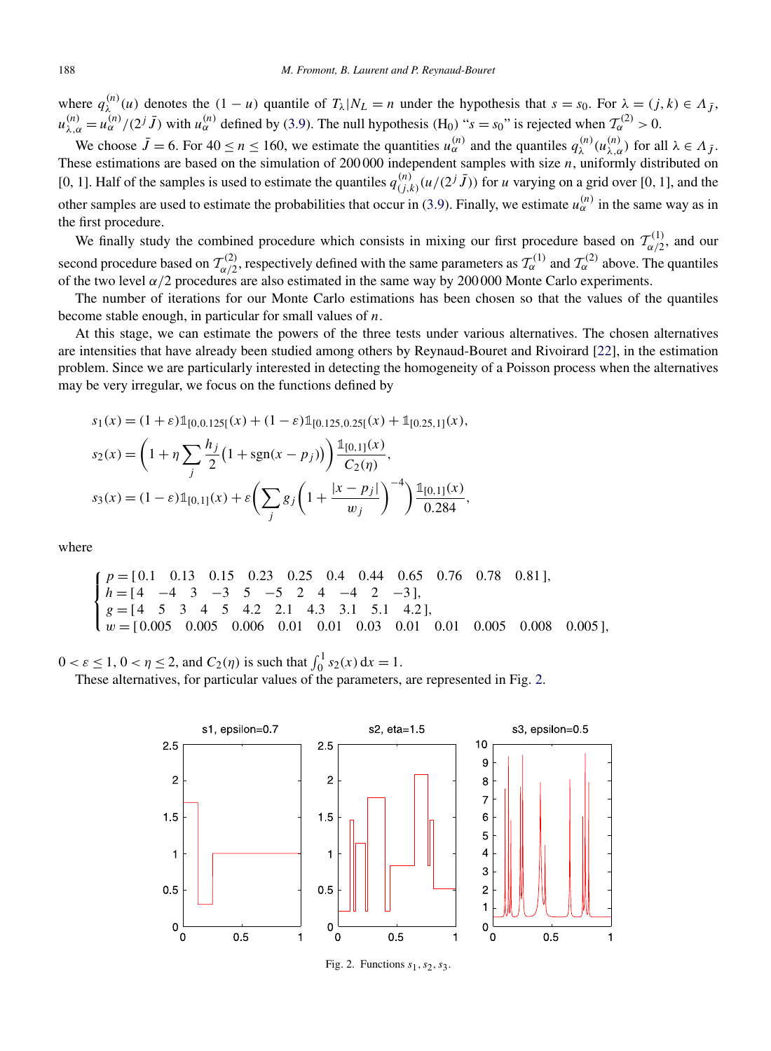where $q_\lambda^{(n)}(u)$ denotes the $(1-u)$ quantile of $T_\lambda | N_L = n$ under the hypothesis that $s = s_0$. For $\lambda = (j,k) \in \Lambda_{\bar{J}}$, $u_{\lambda,\alpha}^{(n)} = u_\alpha^{(n)}/(2^j \bar{J})$ with $u_\alpha^{(n)}$ defined by (3.9). The null hypothesis ($\mathrm{H}_0$) "$s = s_0$" is rejected when $\mathcal{T}_\alpha^{(2)} > 0$.

We choose $\bar{J} = 6$. For $40 \le n \le 160$, we estimate the quantities $u_\alpha^{(n)}$ and the quantiles $q_\lambda^{(n)}(u_{\lambda,\alpha}^{(n)})$ for all $\lambda \in \Lambda_{\bar{J}}$. These estimations are based on the simulation of 200 000 independent samples with size $n$, uniformly distributed on $[0,1]$. Half of the samples is used to estimate the quantiles $q_{(j,k)}^{(n)}(u/(2^j \bar{J}))$ for $u$ varying on a grid over $[0,1]$, and the other samples are used to estimate the probabilities that occur in (3.9). Finally, we estimate $u_\alpha^{(n)}$ in the same way as in the first procedure.

We finally study the combined procedure which consists in mixing our first procedure based on $\mathcal{T}_{\alpha/2}^{(1)}$, and our second procedure based on $\mathcal{T}_{\alpha/2}^{(2)}$, respectively defined with the same parameters as $\mathcal{T}_\alpha^{(1)}$ and $\mathcal{T}_\alpha^{(2)}$ above. The quantiles of the two level $\alpha/2$ procedures are also estimated in the same way by 200 000 Monte Carlo experiments.

The number of iterations for our Monte Carlo estimations has been chosen so that the values of the quantiles become stable enough, in particular for small values of $n$.

At this stage, we can estimate the powers of the three tests under various alternatives. The chosen alternatives are intensities that have already been studied among others by Reynaud-Bouret and Rivoirard [22], in the estimation problem. Since we are particularly interested in detecting the homogeneity of a Poisson process when the alternatives may be very irregular, we focus on the functions defined by

$$
\begin{aligned}
s_1(x) &= (1+\varepsilon)\mathbb{1}_{[0,0.125[}(x) + (1-\varepsilon)\mathbb{1}_{[0.125,0.25[}(x) + \mathbb{1}_{[0.25,1]}(x),\\
s_2(x) &= \left(1 + \eta \sum_j \frac{h_j}{2}\big(1 + \mathrm{sgn}(x - p_j)\big)\right) \frac{\mathbb{1}_{[0,1]}(x)}{C_2(\eta)},\\
s_3(x) &= (1-\varepsilon)\mathbb{1}_{[0,1]}(x) + \varepsilon\left(\sum_j g_j \left(1 + \frac{|x - p_j|}{w_j}\right)^{-4}\right) \frac{\mathbb{1}_{[0,1]}(x)}{0.284},
\end{aligned}
$$

where

$$
\begin{cases}
p = [0.1 \quad 0.13 \quad 0.15 \quad 0.23 \quad 0.25 \quad 0.4 \quad 0.44 \quad 0.65 \quad 0.76 \quad 0.78 \quad 0.81\,],\\
h = [4 \quad -4 \quad 3 \quad -3 \quad 5 \quad -5 \quad 2 \quad 4 \quad -4 \quad 2 \quad -3\,],\\
g = [4 \quad 5 \quad 3 \quad 4 \quad 5 \quad 4.2 \quad 2.1 \quad 4.3 \quad 3.1 \quad 5.1 \quad 4.2\,],\\
w = [0.005 \quad 0.005 \quad 0.006 \quad 0.01 \quad 0.01 \quad 0.03 \quad 0.01 \quad 0.01 \quad 0.005 \quad 0.008 \quad 0.005\,],
\end{cases}
$$

$0 < \varepsilon \le 1$, $0 < \eta \le 2$, and $C_2(\eta)$ is such that $\int_0^1 s_2(x)\,\mathrm{d}x = 1$.

These alternatives, for particular values of the parameters, are represented in Fig. 2.

Fig. 2. Functions $s_1, s_2, s_3$.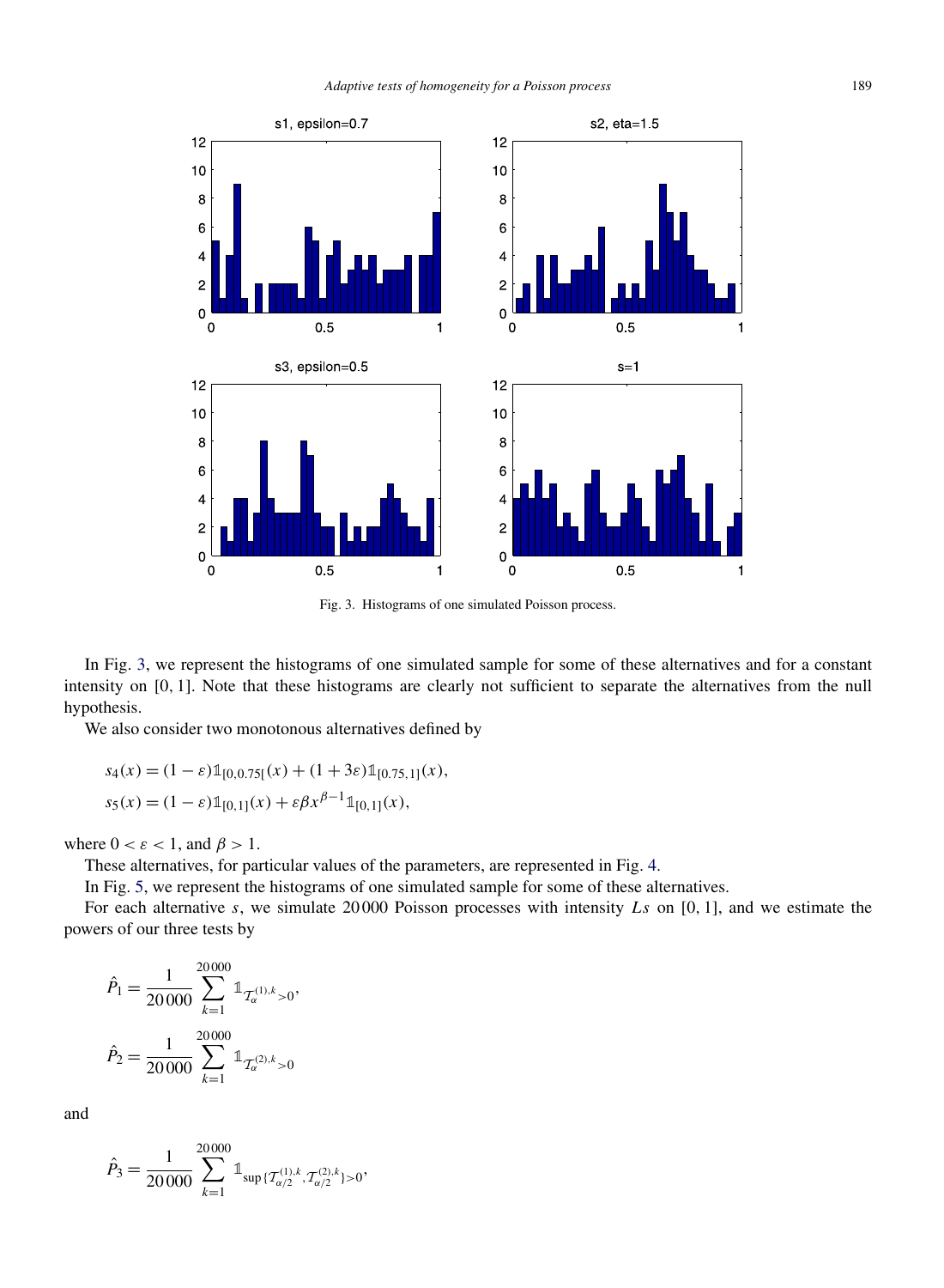s1, epsilon=0.7

s2, eta=1.5

s3, epsilon=0.5

s=1

Fig. 3. Histograms of one simulated Poisson process.

In Fig. 3, we represent the histograms of one simulated sample for some of these alternatives and for a constant intensity on $[0, 1]$. Note that these histograms are clearly not sufficient to separate the alternatives from the null hypothesis.

We also consider two monotonous alternatives defined by

$$s_4(x) = (1-\varepsilon)\mathbb{1}_{[0,0.75[}(x) + (1+3\varepsilon)\mathbb{1}_{[0.75,1]}(x),$$

$$s_5(x) = (1-\varepsilon)\mathbb{1}_{[0,1]}(x) + \varepsilon\beta x^{\beta-1}\mathbb{1}_{[0,1]}(x),$$

where $0 < \varepsilon < 1$, and $\beta > 1$.

These alternatives, for particular values of the parameters, are represented in Fig. 4.

In Fig. 5, we represent the histograms of one simulated sample for some of these alternatives.

For each alternative $s$, we simulate 20 000 Poisson processes with intensity $Ls$ on $[0, 1]$, and we estimate the powers of our three tests by

$$\hat{P}_1 = \frac{1}{20\,000}\sum_{k=1}^{20\,000} \mathbb{1}_{\mathcal{T}_\alpha^{(1),k} > 0},$$

$$\hat{P}_2 = \frac{1}{20\,000}\sum_{k=1}^{20\,000} \mathbb{1}_{\mathcal{T}_\alpha^{(2),k} > 0}$$

and

$$\hat{P}_3 = \frac{1}{20\,000}\sum_{k=1}^{20\,000} \mathbb{1}_{\sup\{\mathcal{T}_{\alpha/2}^{(1),k}, \mathcal{T}_{\alpha/2}^{(2),k}\} > 0},$$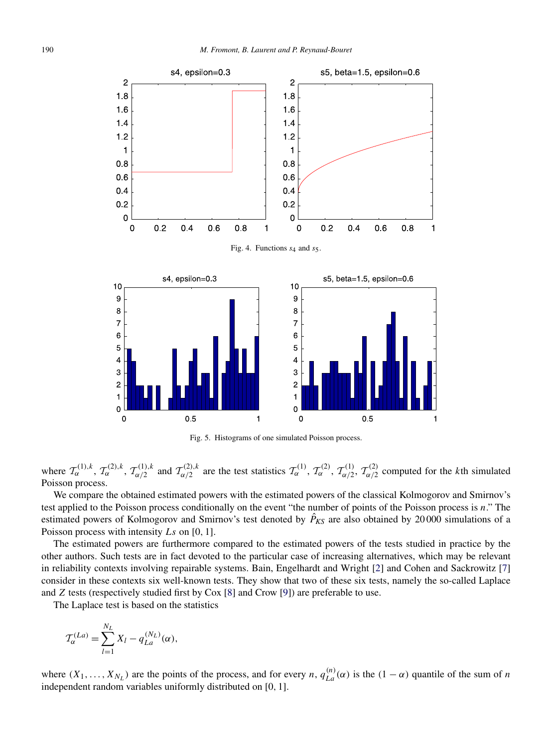s4, epsilon=0.3

s5, beta=1.5, epsilon=0.6

Fig. 4. Functions $s_4$ and $s_5$.

s4, epsilon=0.3

s5, beta=1.5, epsilon=0.6

Fig. 5. Histograms of one simulated Poisson process.

where $\mathcal{T}_{\alpha}^{(1),k}$, $\mathcal{T}_{\alpha}^{(2),k}$, $\mathcal{T}_{\alpha/2}^{(1),k}$ and $\mathcal{T}_{\alpha/2}^{(2),k}$ are the test statistics $\mathcal{T}_{\alpha}^{(1)}$, $\mathcal{T}_{\alpha}^{(2)}$, $\mathcal{T}_{\alpha/2}^{(1)}$, $\mathcal{T}_{\alpha/2}^{(2)}$ computed for the $k$th simulated Poisson process.

We compare the obtained estimated powers with the estimated powers of the classical Kolmogorov and Smirnov's test applied to the Poisson process conditionally on the event "the number of points of the Poisson process is $n$." The estimated powers of Kolmogorov and Smirnov's test denoted by $\hat{P}_{KS}$ are also obtained by 20 000 simulations of a Poisson process with intensity $Ls$ on [0, 1].

The estimated powers are furthermore compared to the estimated powers of the tests studied in practice by the other authors. Such tests are in fact devoted to the particular case of increasing alternatives, which may be relevant in reliability contexts involving repairable systems. Bain, Engelhardt and Wright [2] and Cohen and Sackrowitz [7] consider in these contexts six well-known tests. They show that two of these six tests, namely the so-called Laplace and $Z$ tests (respectively studied first by Cox [8] and Crow [9]) are preferable to use.

The Laplace test is based on the statistics

$$\mathcal{T}_{\alpha}^{(La)} = \sum_{l=1}^{N_L} X_l - q_{La}^{(N_L)}(\alpha),$$

where $(X_1, \ldots, X_{N_L})$ are the points of the process, and for every $n$, $q_{La}^{(n)}(\alpha)$ is the $(1-\alpha)$ quantile of the sum of $n$ independent random variables uniformly distributed on [0, 1].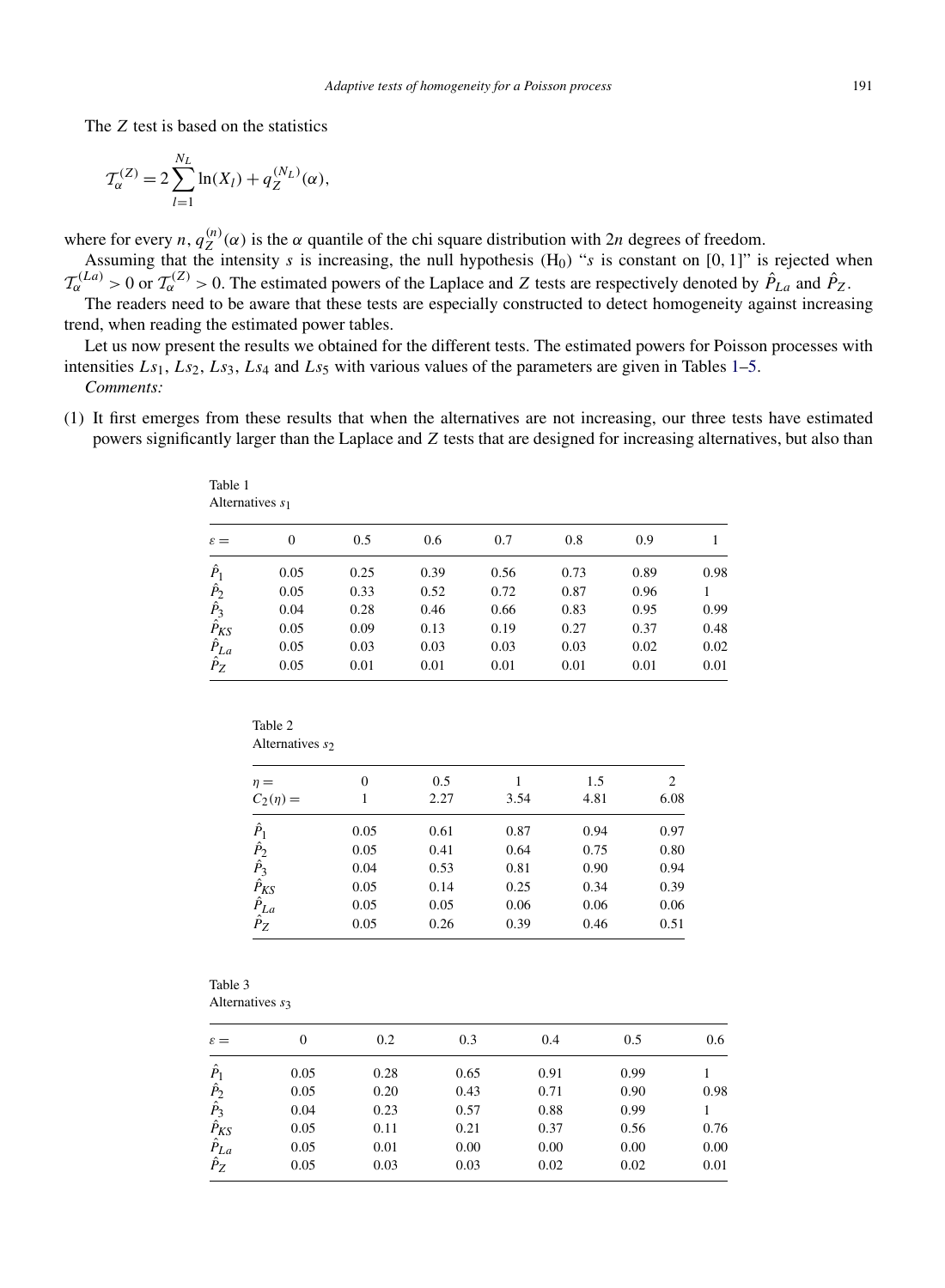The $Z$ test is based on the statistics

$$\mathcal{T}_\alpha^{(Z)} = 2\sum_{l=1}^{N_L} \ln(X_l) + q_Z^{(N_L)}(\alpha),$$

where for every $n$, $q_Z^{(n)}(\alpha)$ is the $\alpha$ quantile of the chi square distribution with $2n$ degrees of freedom.

Assuming that the intensity $s$ is increasing, the null hypothesis $(\mathrm{H}_0)$ "$s$ is constant on $[0, 1]$" is rejected when $\mathcal{T}_\alpha^{(La)} > 0$ or $\mathcal{T}_\alpha^{(Z)} > 0$. The estimated powers of the Laplace and $Z$ tests are respectively denoted by $\hat{P}_{La}$ and $\hat{P}_Z$.

The readers need to be aware that these tests are especially constructed to detect homogeneity against increasing trend, when reading the estimated power tables.

Let us now present the results we obtained for the different tests. The estimated powers for Poisson processes with intensities $Ls_1$, $Ls_2$, $Ls_3$, $Ls_4$ and $Ls_5$ with various values of the parameters are given in Tables 1–5.

*Comments:*

(1) It first emerges from these results that when the alternatives are not increasing, our three tests have estimated powers significantly larger than the Laplace and $Z$ tests that are designed for increasing alternatives, but also than

Table 1
Alternatives $s_1$

| $\varepsilon =$ | 0 | 0.5 | 0.6 | 0.7 | 0.8 | 0.9 | 1 |
|---|---|---|---|---|---|---|---|
| $\hat{P}_1$ | 0.05 | 0.25 | 0.39 | 0.56 | 0.73 | 0.89 | 0.98 |
| $\hat{P}_2$ | 0.05 | 0.33 | 0.52 | 0.72 | 0.87 | 0.96 | 1 |
| $\hat{P}_3$ | 0.04 | 0.28 | 0.46 | 0.66 | 0.83 | 0.95 | 0.99 |
| $\hat{P}_{KS}$ | 0.05 | 0.09 | 0.13 | 0.19 | 0.27 | 0.37 | 0.48 |
| $\hat{P}_{La}$ | 0.05 | 0.03 | 0.03 | 0.03 | 0.03 | 0.02 | 0.02 |
| $\hat{P}_Z$ | 0.05 | 0.01 | 0.01 | 0.01 | 0.01 | 0.01 | 0.01 |

Table 2
Alternatives $s_2$

| $\eta =$ | 0 | 0.5 | 1 | 1.5 | 2 |
|---|---|---|---|---|---|
| $C_2(\eta) =$ | 1 | 2.27 | 3.54 | 4.81 | 6.08 |
| $\hat{P}_1$ | 0.05 | 0.61 | 0.87 | 0.94 | 0.97 |
| $\hat{P}_2$ | 0.05 | 0.41 | 0.64 | 0.75 | 0.80 |
| $\hat{P}_3$ | 0.04 | 0.53 | 0.81 | 0.90 | 0.94 |
| $\hat{P}_{KS}$ | 0.05 | 0.14 | 0.25 | 0.34 | 0.39 |
| $\hat{P}_{La}$ | 0.05 | 0.05 | 0.06 | 0.06 | 0.06 |
| $\hat{P}_Z$ | 0.05 | 0.26 | 0.39 | 0.46 | 0.51 |

Table 3
Alternatives $s_3$

| $\varepsilon =$ | 0 | 0.2 | 0.3 | 0.4 | 0.5 | 0.6 |
|---|---|---|---|---|---|---|
| $\hat{P}_1$ | 0.05 | 0.28 | 0.65 | 0.91 | 0.99 | 1 |
| $\hat{P}_2$ | 0.05 | 0.20 | 0.43 | 0.71 | 0.90 | 0.98 |
| $\hat{P}_3$ | 0.04 | 0.23 | 0.57 | 0.88 | 0.99 | 1 |
| $\hat{P}_{KS}$ | 0.05 | 0.11 | 0.21 | 0.37 | 0.56 | 0.76 |
| $\hat{P}_{La}$ | 0.05 | 0.01 | 0.00 | 0.00 | 0.00 | 0.00 |
| $\hat{P}_Z$ | 0.05 | 0.03 | 0.03 | 0.02 | 0.02 | 0.01 |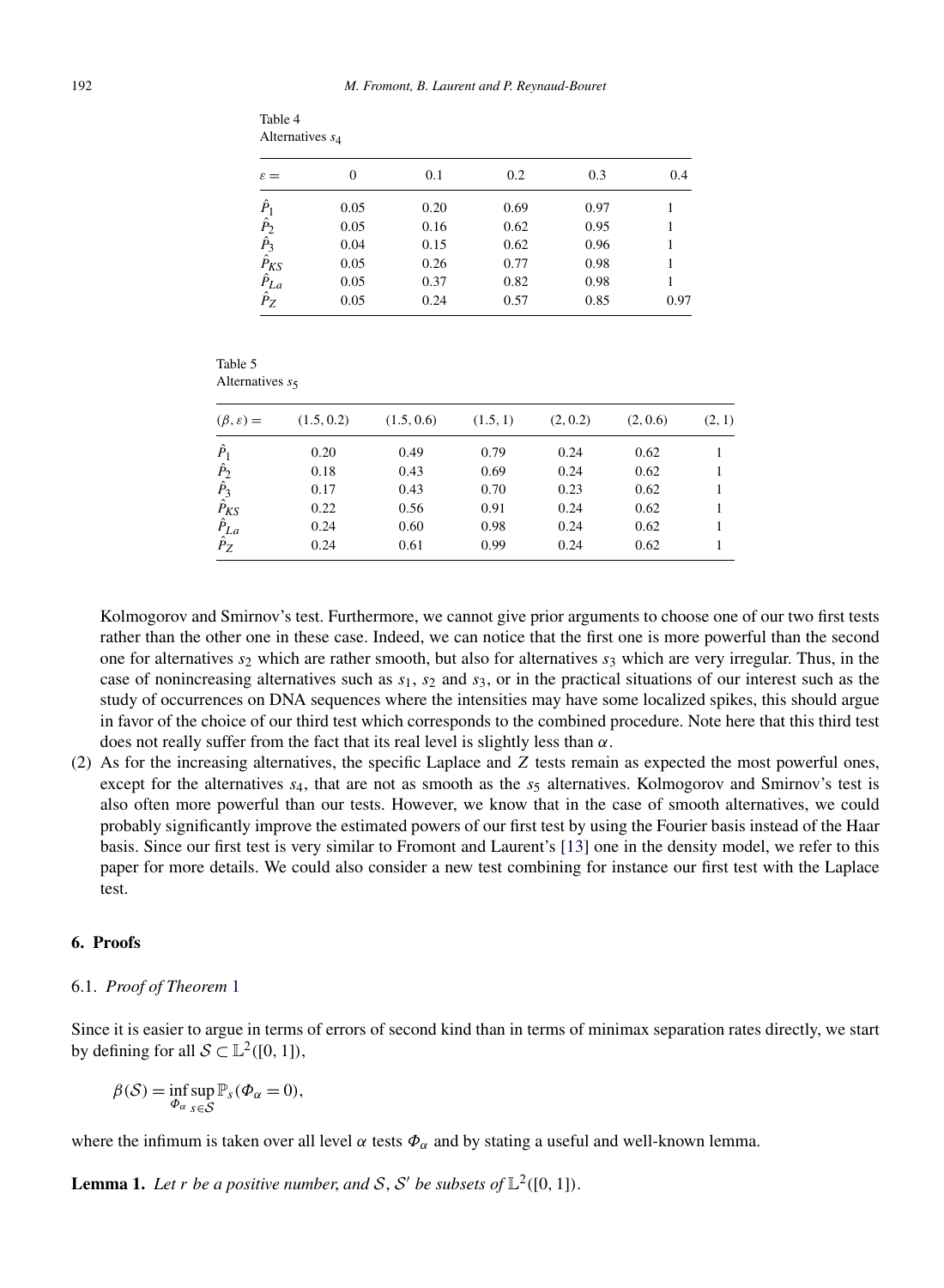Table 4
Alternatives $s_4$

| $\varepsilon =$ | 0 | 0.1 | 0.2 | 0.3 | 0.4 |
|---|---|---|---|---|---|
| $\hat{P}_1$ | 0.05 | 0.20 | 0.69 | 0.97 | 1 |
| $\hat{P}_2$ | 0.05 | 0.16 | 0.62 | 0.95 | 1 |
| $\hat{P}_3$ | 0.04 | 0.15 | 0.62 | 0.96 | 1 |
| $\hat{P}_{KS}$ | 0.05 | 0.26 | 0.77 | 0.98 | 1 |
| $\hat{P}_{La}$ | 0.05 | 0.37 | 0.82 | 0.98 | 1 |
| $\hat{P}_Z$ | 0.05 | 0.24 | 0.57 | 0.85 | 0.97 |

Table 5
Alternatives $s_5$

| $(\beta, \varepsilon) =$ | (1.5, 0.2) | (1.5, 0.6) | (1.5, 1) | (2, 0.2) | (2, 0.6) | (2, 1) |
|---|---|---|---|---|---|---|
| $\hat{P}_1$ | 0.20 | 0.49 | 0.79 | 0.24 | 0.62 | 1 |
| $\hat{P}_2$ | 0.18 | 0.43 | 0.69 | 0.24 | 0.62 | 1 |
| $\hat{P}_3$ | 0.17 | 0.43 | 0.70 | 0.23 | 0.62 | 1 |
| $\hat{P}_{KS}$ | 0.22 | 0.56 | 0.91 | 0.24 | 0.62 | 1 |
| $\hat{P}_{La}$ | 0.24 | 0.60 | 0.98 | 0.24 | 0.62 | 1 |
| $\hat{P}_Z$ | 0.24 | 0.61 | 0.99 | 0.24 | 0.62 | 1 |

Kolmogorov and Smirnov's test. Furthermore, we cannot give prior arguments to choose one of our two first tests rather than the other one in these case. Indeed, we can notice that the first one is more powerful than the second one for alternatives $s_2$ which are rather smooth, but also for alternatives $s_3$ which are very irregular. Thus, in the case of nonincreasing alternatives such as $s_1$, $s_2$ and $s_3$, or in the practical situations of our interest such as the study of occurrences on DNA sequences where the intensities may have some localized spikes, this should argue in favor of the choice of our third test which corresponds to the combined procedure. Note here that this third test does not really suffer from the fact that its real level is slightly less than $\alpha$.

(2) As for the increasing alternatives, the specific Laplace and $Z$ tests remain as expected the most powerful ones, except for the alternatives $s_4$, that are not as smooth as the $s_5$ alternatives. Kolmogorov and Smirnov's test is also often more powerful than our tests. However, we know that in the case of smooth alternatives, we could probably significantly improve the estimated powers of our first test by using the Fourier basis instead of the Haar basis. Since our first test is very similar to Fromont and Laurent's [13] one in the density model, we refer to this paper for more details. We could also consider a new test combining for instance our first test with the Laplace test.

## 6. Proofs

### 6.1. *Proof of Theorem 1*

Since it is easier to argue in terms of errors of second kind than in terms of minimax separation rates directly, we start by defining for all $\mathcal{S} \subset \mathbb{L}^2([0,1])$,

$$\beta(\mathcal{S}) = \inf_{\Phi_\alpha} \sup_{s \in \mathcal{S}} \mathbb{P}_s(\Phi_\alpha = 0),$$

where the infimum is taken over all level $\alpha$ tests $\Phi_\alpha$ and by stating a useful and well-known lemma.

**Lemma 1.** *Let $r$ be a positive number, and $\mathcal{S}$, $\mathcal{S}'$ be subsets of $\mathbb{L}^2([0,1])$.*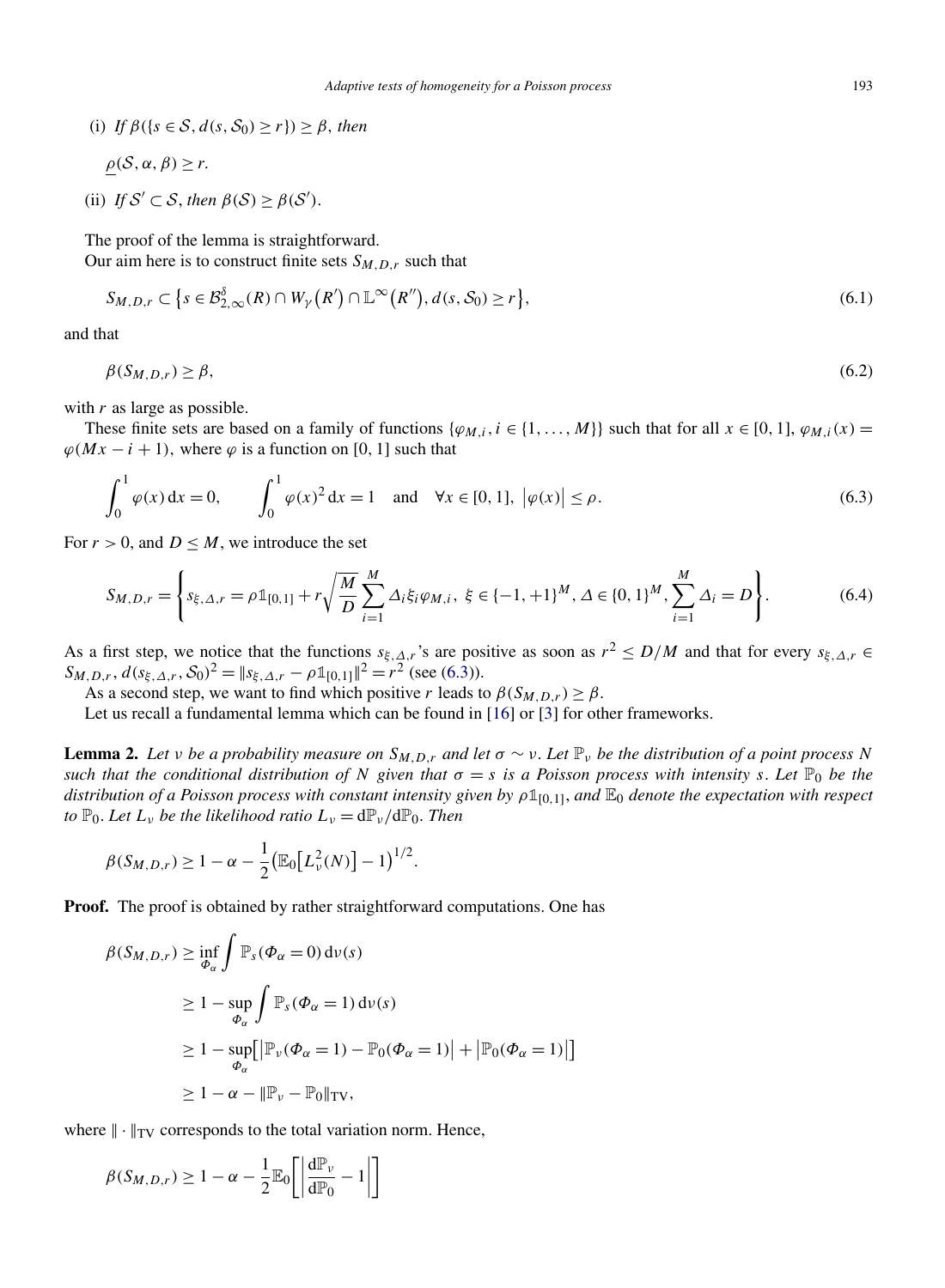(i) *If* $\beta(\{s \in \mathcal{S}, d(s, \mathcal{S}_0) \geq r\}) \geq \beta$, *then*

$\underline{\rho}(\mathcal{S}, \alpha, \beta) \geq r.$

(ii) *If* $\mathcal{S}' \subset \mathcal{S}$, *then* $\beta(\mathcal{S}) \geq \beta(\mathcal{S}')$.

The proof of the lemma is straightforward.

Our aim here is to construct finite sets $S_{M,D,r}$ such that

$$S_{M,D,r} \subset \{s \in \mathcal{B}^{\delta}_{2,\infty}(R) \cap W_{\gamma}(R') \cap \mathbb{L}^{\infty}(R''), d(s, \mathcal{S}_0) \geq r\}, \tag{6.1}$$

and that

$$\beta(S_{M,D,r}) \geq \beta, \tag{6.2}$$

with $r$ as large as possible.

These finite sets are based on a family of functions $\{\varphi_{M,i}, i \in \{1, \ldots, M\}\}$ such that for all $x \in [0,1]$, $\varphi_{M,i}(x) = \varphi(Mx - i + 1)$, where $\varphi$ is a function on $[0,1]$ such that

$$\int_0^1 \varphi(x)\,\mathrm{d}x = 0, \qquad \int_0^1 \varphi(x)^2\,\mathrm{d}x = 1 \quad \text{and} \quad \forall x \in [0,1],\ |\varphi(x)| \leq \rho. \tag{6.3}$$

For $r > 0$, and $D \leq M$, we introduce the set

$$S_{M,D,r} = \left\{ s_{\xi,\Delta,r} = \rho \mathbb{1}_{[0,1]} + r\sqrt{\frac{M}{D}} \sum_{i=1}^{M} \Delta_i \xi_i \varphi_{M,i},\ \xi \in \{-1,+1\}^M, \Delta \in \{0,1\}^M, \sum_{i=1}^{M} \Delta_i = D \right\}. \tag{6.4}$$

As a first step, we notice that the functions $s_{\xi,\Delta,r}$'s are positive as soon as $r^2 \leq D/M$ and that for every $s_{\xi,\Delta,r} \in S_{M,D,r}$, $d(s_{\xi,\Delta,r}, \mathcal{S}_0)^2 = \|s_{\xi,\Delta,r} - \rho\mathbb{1}_{[0,1]}\|^2 = r^2$ (see (6.3)).

As a second step, we want to find which positive $r$ leads to $\beta(S_{M,D,r}) \geq \beta$.

Let us recall a fundamental lemma which can be found in [16] or [3] for other frameworks.

**Lemma 2.** *Let $\nu$ be a probability measure on $S_{M,D,r}$ and let $\sigma \sim \nu$. Let $\mathbb{P}_\nu$ be the distribution of a point process $N$ such that the conditional distribution of $N$ given that $\sigma = s$ is a Poisson process with intensity $s$. Let $\mathbb{P}_0$ be the distribution of a Poisson process with constant intensity given by $\rho\mathbb{1}_{[0,1]}$, and $\mathbb{E}_0$ denote the expectation with respect to $\mathbb{P}_0$. Let $L_\nu$ be the likelihood ratio $L_\nu = \mathrm{d}\mathbb{P}_\nu/\mathrm{d}\mathbb{P}_0$. Then*

$$\beta(S_{M,D,r}) \geq 1 - \alpha - \frac{1}{2}\big(\mathbb{E}_0\big[L_\nu^2(N)\big] - 1\big)^{1/2}.$$

**Proof.** The proof is obtained by rather straightforward computations. One has

$$\begin{aligned}
\beta(S_{M,D,r}) &\geq \inf_{\Phi_\alpha} \int \mathbb{P}_s(\Phi_\alpha = 0)\,\mathrm{d}\nu(s) \\
&\geq 1 - \sup_{\Phi_\alpha} \int \mathbb{P}_s(\Phi_\alpha = 1)\,\mathrm{d}\nu(s) \\
&\geq 1 - \sup_{\Phi_\alpha} \big[\big|\mathbb{P}_\nu(\Phi_\alpha = 1) - \mathbb{P}_0(\Phi_\alpha = 1)\big| + \big|\mathbb{P}_0(\Phi_\alpha = 1)\big|\big] \\
&\geq 1 - \alpha - \|\mathbb{P}_\nu - \mathbb{P}_0\|_{\mathrm{TV}},
\end{aligned}$$

where $\|\cdot\|_{\mathrm{TV}}$ corresponds to the total variation norm. Hence,

$$\beta(S_{M,D,r}) \geq 1 - \alpha - \frac{1}{2}\mathbb{E}_0\left[\left|\frac{\mathrm{d}\mathbb{P}_\nu}{\mathrm{d}\mathbb{P}_0} - 1\right|\right]$$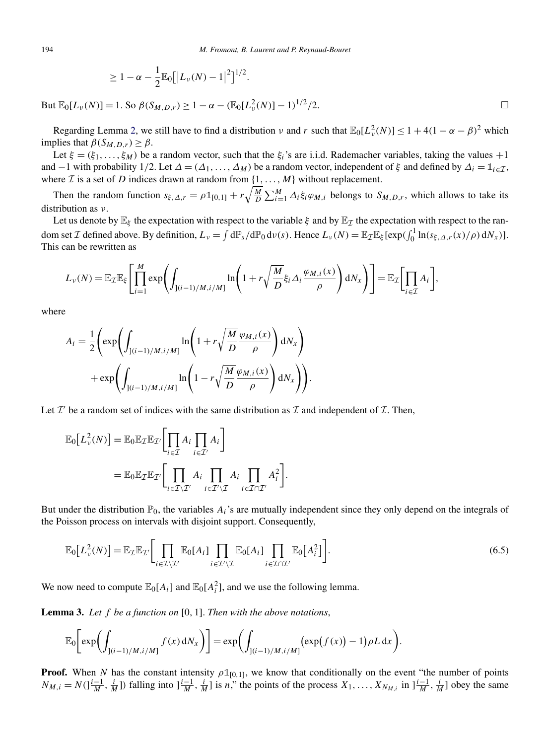$$\geq 1 - \alpha - \frac{1}{2}\mathbb{E}_0\big[\big|L_\nu(N) - 1\big|^2\big]^{1/2}.$$

But $\mathbb{E}_0[L_\nu(N)] = 1$. So $\beta(S_{M,D,r}) \geq 1 - \alpha - (\mathbb{E}_0[L_\nu^2(N)] - 1)^{1/2}/2$. $\square$

Regarding Lemma 2, we still have to find a distribution $\nu$ and $r$ such that $\mathbb{E}_0[L_\nu^2(N)] \leq 1 + 4(1 - \alpha - \beta)^2$ which implies that $\beta(S_{M,D,r}) \geq \beta$.

Let $\xi = (\xi_1, \ldots, \xi_M)$ be a random vector, such that the $\xi_i$'s are i.i.d. Rademacher variables, taking the values $+1$ and $-1$ with probability $1/2$. Let $\Delta = (\Delta_1, \ldots, \Delta_M)$ be a random vector, independent of $\xi$ and defined by $\Delta_i = \mathbb{1}_{i \in \mathcal{I}}$, where $\mathcal{I}$ is a set of $D$ indices drawn at random from $\{1, \ldots, M\}$ without replacement.

Then the random function $s_{\xi,\Delta,r} = \rho \mathbb{1}_{[0,1]} + r\sqrt{\frac{M}{D}} \sum_{i=1}^M \Delta_i \xi_i \varphi_{M,i}$ belongs to $S_{M,D,r}$, which allows to take its distribution as $\nu$.

Let us denote by $\mathbb{E}_\xi$ the expectation with respect to the variable $\xi$ and by $\mathbb{E}_\mathcal{I}$ the expectation with respect to the random set $\mathcal{I}$ defined above. By definition, $L_\nu = \int \mathrm{d}\mathbb{P}_s / \mathrm{d}\mathbb{P}_0 \, \mathrm{d}\nu(s)$. Hence $L_\nu(N) = \mathbb{E}_\mathcal{I}\mathbb{E}_\xi[\exp(\int_0^1 \ln(s_{\xi,\Delta,r}(x)/\rho)\,\mathrm{d}N_x)]$. This can be rewritten as

$$L_\nu(N) = \mathbb{E}_\mathcal{I}\mathbb{E}_\xi\left[\prod_{i=1}^M \exp\left(\int_{](i-1)/M, i/M]} \ln\left(1 + r\sqrt{\frac{M}{D}}\xi_i \Delta_i \frac{\varphi_{M,i}(x)}{\rho}\right) \mathrm{d}N_x\right)\right] = \mathbb{E}_\mathcal{I}\left[\prod_{i \in \mathcal{I}} A_i\right],$$

where

$$A_i = \frac{1}{2}\left(\exp\left(\int_{](i-1)/M, i/M]} \ln\left(1 + r\sqrt{\frac{M}{D}}\frac{\varphi_{M,i}(x)}{\rho}\right) \mathrm{d}N_x\right) + \exp\left(\int_{](i-1)/M, i/M]} \ln\left(1 - r\sqrt{\frac{M}{D}}\frac{\varphi_{M,i}(x)}{\rho}\right) \mathrm{d}N_x\right)\right).$$

Let $\mathcal{I}'$ be a random set of indices with the same distribution as $\mathcal{I}$ and independent of $\mathcal{I}$. Then,

$$\begin{aligned}
\mathbb{E}_0\big[L_\nu^2(N)\big] &= \mathbb{E}_0\mathbb{E}_\mathcal{I}\mathbb{E}_{\mathcal{I}'}\left[\prod_{i \in \mathcal{I}} A_i \prod_{i \in \mathcal{I}'} A_i\right] \\
&= \mathbb{E}_0\mathbb{E}_\mathcal{I}\mathbb{E}_{\mathcal{I}'}\left[\prod_{i \in \mathcal{I}\setminus\mathcal{I}'} A_i \prod_{i \in \mathcal{I}'\setminus\mathcal{I}} A_i \prod_{i \in \mathcal{I}\cap\mathcal{I}'} A_i^2\right].
\end{aligned}$$

But under the distribution $\mathbb{P}_0$, the variables $A_i$'s are mutually independent since they only depend on the integrals of the Poisson process on intervals with disjoint support. Consequently,

$$\mathbb{E}_0\big[L_\nu^2(N)\big] = \mathbb{E}_\mathcal{I}\mathbb{E}_{\mathcal{I}'}\left[\prod_{i \in \mathcal{I}\setminus\mathcal{I}'} \mathbb{E}_0[A_i] \prod_{i \in \mathcal{I}'\setminus\mathcal{I}} \mathbb{E}_0[A_i] \prod_{i \in \mathcal{I}\cap\mathcal{I}'} \mathbb{E}_0\big[A_i^2\big]\right]. \tag{6.5}$$

We now need to compute $\mathbb{E}_0[A_i]$ and $\mathbb{E}_0[A_i^2]$, and we use the following lemma.

**Lemma 3.** *Let $f$ be a function on $[0,1]$. Then with the above notations*,

$$\mathbb{E}_0\left[\exp\left(\int_{](i-1)/M, i/M]} f(x)\,\mathrm{d}N_x\right)\right] = \exp\left(\int_{](i-1)/M, i/M]} \big(\exp\big(f(x)\big) - 1\big)\rho L\,\mathrm{d}x\right).$$

**Proof.** When $N$ has the constant intensity $\rho\mathbb{1}_{[0,1]}$, we know that conditionally on the event "the number of points $N_{M,i} = N(]\frac{i-1}{M}, \frac{i}{M}])$ falling into $]\frac{i-1}{M}, \frac{i}{M}]$ is $n$," the points of the process $X_1, \ldots, X_{N_{M,i}}$ in $]\frac{i-1}{M}, \frac{i}{M}]$ obey the same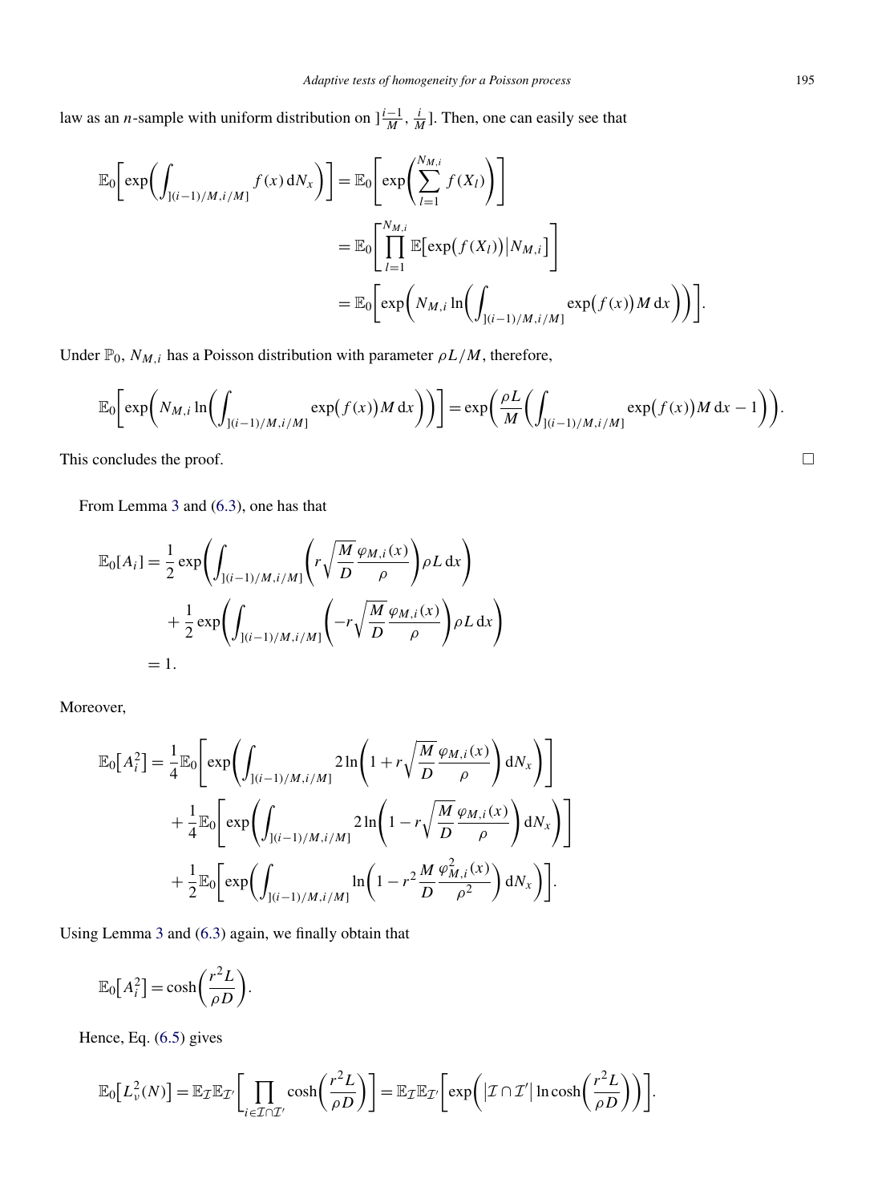law as an $n$-sample with uniform distribution on $]\frac{i-1}{M}, \frac{i}{M}]$. Then, one can easily see that

$$
\begin{aligned}
\mathbb{E}_0\left[\exp\left(\int_{](i-1)/M, i/M]} f(x)\,\mathrm{d}N_x\right)\right] &= \mathbb{E}_0\left[\exp\left(\sum_{l=1}^{N_{M,i}} f(X_l)\right)\right] \\
&= \mathbb{E}_0\left[\prod_{l=1}^{N_{M,i}} \mathbb{E}\left[\exp\left(f(X_l)\right)\middle| N_{M,i}\right]\right] \\
&= \mathbb{E}_0\left[\exp\left(N_{M,i}\ln\left(\int_{](i-1)/M, i/M]} \exp\left(f(x)\right) M\,\mathrm{d}x\right)\right)\right].
\end{aligned}
$$

Under $\mathbb{P}_0$, $N_{M,i}$ has a Poisson distribution with parameter $\rho L/M$, therefore,

$$
\mathbb{E}_0\left[\exp\left(N_{M,i}\ln\left(\int_{](i-1)/M, i/M]} \exp\left(f(x)\right) M\,\mathrm{d}x\right)\right)\right] = \exp\left(\frac{\rho L}{M}\left(\int_{](i-1)/M, i/M]} \exp\left(f(x)\right) M\,\mathrm{d}x - 1\right)\right).
$$

This concludes the proof. $\square$

From Lemma 3 and (6.3), one has that

$$
\begin{aligned}
\mathbb{E}_0[A_i] &= \frac{1}{2}\exp\left(\int_{](i-1)/M, i/M]}\left(r\sqrt{\frac{M}{D}}\frac{\varphi_{M,i}(x)}{\rho}\right)\rho L\,\mathrm{d}x\right) \\
&\quad + \frac{1}{2}\exp\left(\int_{](i-1)/M, i/M]}\left(-r\sqrt{\frac{M}{D}}\frac{\varphi_{M,i}(x)}{\rho}\right)\rho L\,\mathrm{d}x\right) \\
&= 1.
\end{aligned}
$$

Moreover,

$$
\begin{aligned}
\mathbb{E}_0\left[A_i^2\right] &= \frac{1}{4}\mathbb{E}_0\left[\exp\left(\int_{](i-1)/M, i/M]} 2\ln\left(1 + r\sqrt{\frac{M}{D}}\frac{\varphi_{M,i}(x)}{\rho}\right)\mathrm{d}N_x\right)\right] \\
&\quad + \frac{1}{4}\mathbb{E}_0\left[\exp\left(\int_{](i-1)/M, i/M]} 2\ln\left(1 - r\sqrt{\frac{M}{D}}\frac{\varphi_{M,i}(x)}{\rho}\right)\mathrm{d}N_x\right)\right] \\
&\quad + \frac{1}{2}\mathbb{E}_0\left[\exp\left(\int_{](i-1)/M, i/M]} \ln\left(1 - r^2\frac{M}{D}\frac{\varphi_{M,i}^2(x)}{\rho^2}\right)\mathrm{d}N_x\right)\right].
\end{aligned}
$$

Using Lemma 3 and (6.3) again, we finally obtain that

$$
\mathbb{E}_0\left[A_i^2\right] = \cosh\left(\frac{r^2 L}{\rho D}\right).
$$

Hence, Eq. (6.5) gives

$$
\mathbb{E}_0\left[L_v^2(N)\right] = \mathbb{E}_{\mathcal{I}}\mathbb{E}_{\mathcal{I}'}\left[\prod_{i\in\mathcal{I}\cap\mathcal{I}'}\cosh\left(\frac{r^2 L}{\rho D}\right)\right] = \mathbb{E}_{\mathcal{I}}\mathbb{E}_{\mathcal{I}'}\left[\exp\left(\left|\mathcal{I}\cap\mathcal{I}'\right|\ln\cosh\left(\frac{r^2 L}{\rho D}\right)\right)\right].
$$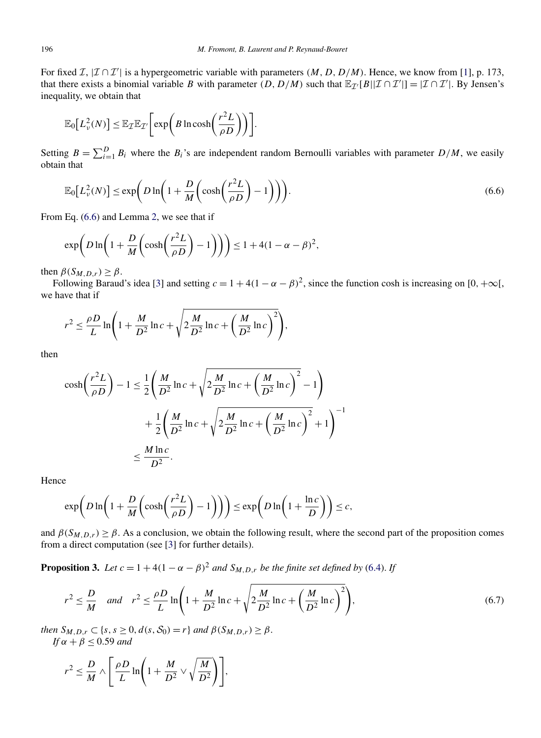For fixed $\mathcal{I}$, $|\mathcal{I} \cap \mathcal{I}'|$ is a hypergeometric variable with parameters $(M, D, D/M)$. Hence, we know from [1], p. 173, that there exists a binomial variable $B$ with parameter $(D, D/M)$ such that $\mathbb{E}_{\mathcal{I}'}[B||\mathcal{I} \cap \mathcal{I}'|] = |\mathcal{I} \cap \mathcal{I}'|$. By Jensen's inequality, we obtain that

$$\mathbb{E}_0\left[L_\nu^2(N)\right] \leq \mathbb{E}_{\mathcal{I}}\mathbb{E}_{\mathcal{I}'}\left[\exp\left(B \ln \cosh\left(\frac{r^2 L}{\rho D}\right)\right)\right].$$

Setting $B = \sum_{i=1}^D B_i$ where the $B_i$'s are independent random Bernoulli variables with parameter $D/M$, we easily obtain that

$$\mathbb{E}_0\left[L_\nu^2(N)\right] \leq \exp\left(D \ln\left(1 + \frac{D}{M}\left(\cosh\left(\frac{r^2 L}{\rho D}\right) - 1\right)\right)\right). \tag{6.6}$$

From Eq. (6.6) and Lemma 2, we see that if

$$\exp\left(D \ln\left(1 + \frac{D}{M}\left(\cosh\left(\frac{r^2 L}{\rho D}\right) - 1\right)\right)\right) \leq 1 + 4(1 - \alpha - \beta)^2,$$

then $\beta(S_{M,D,r}) \geq \beta$.

Following Baraud's idea [3] and setting $c = 1 + 4(1 - \alpha - \beta)^2$, since the function cosh is increasing on $[0, +\infty[$, we have that if

$$r^2 \leq \frac{\rho D}{L} \ln\left(1 + \frac{M}{D^2} \ln c + \sqrt{2\frac{M}{D^2} \ln c + \left(\frac{M}{D^2} \ln c\right)^2}\right),$$

then

$$\begin{aligned}
\cosh\left(\frac{r^2 L}{\rho D}\right) - 1 &\leq \frac{1}{2}\left(\frac{M}{D^2} \ln c + \sqrt{2\frac{M}{D^2} \ln c + \left(\frac{M}{D^2} \ln c\right)^2} - 1\right) \\
&\quad + \frac{1}{2}\left(\frac{M}{D^2} \ln c + \sqrt{2\frac{M}{D^2} \ln c + \left(\frac{M}{D^2} \ln c\right)^2} + 1\right)^{-1} \\
&\leq \frac{M \ln c}{D^2}.
\end{aligned}$$

Hence

$$\exp\left(D \ln\left(1 + \frac{D}{M}\left(\cosh\left(\frac{r^2 L}{\rho D}\right) - 1\right)\right)\right) \leq \exp\left(D \ln\left(1 + \frac{\ln c}{D}\right)\right) \leq c,$$

and $\beta(S_{M,D,r}) \geq \beta$. As a conclusion, we obtain the following result, where the second part of the proposition comes from a direct computation (see [3] for further details).

**Proposition 3.** *Let $c = 1 + 4(1 - \alpha - \beta)^2$ and $S_{M,D,r}$ be the finite set defined by (6.4). If*

$$r^2 \leq \frac{D}{M} \quad \text{and} \quad r^2 \leq \frac{\rho D}{L} \ln\left(1 + \frac{M}{D^2} \ln c + \sqrt{2\frac{M}{D^2} \ln c + \left(\frac{M}{D^2} \ln c\right)^2}\right), \tag{6.7}$$

*then $S_{M,D,r} \subset \{s, s \geq 0, d(s, \mathcal{S}_0) = r\}$ and $\beta(S_{M,D,r}) \geq \beta$.*

*If $\alpha + \beta \leq 0.59$ and*

$$r^2 \leq \frac{D}{M} \wedge \left[\frac{\rho D}{L} \ln\left(1 + \frac{M}{D^2} \vee \sqrt{\frac{M}{D^2}}\right)\right],$$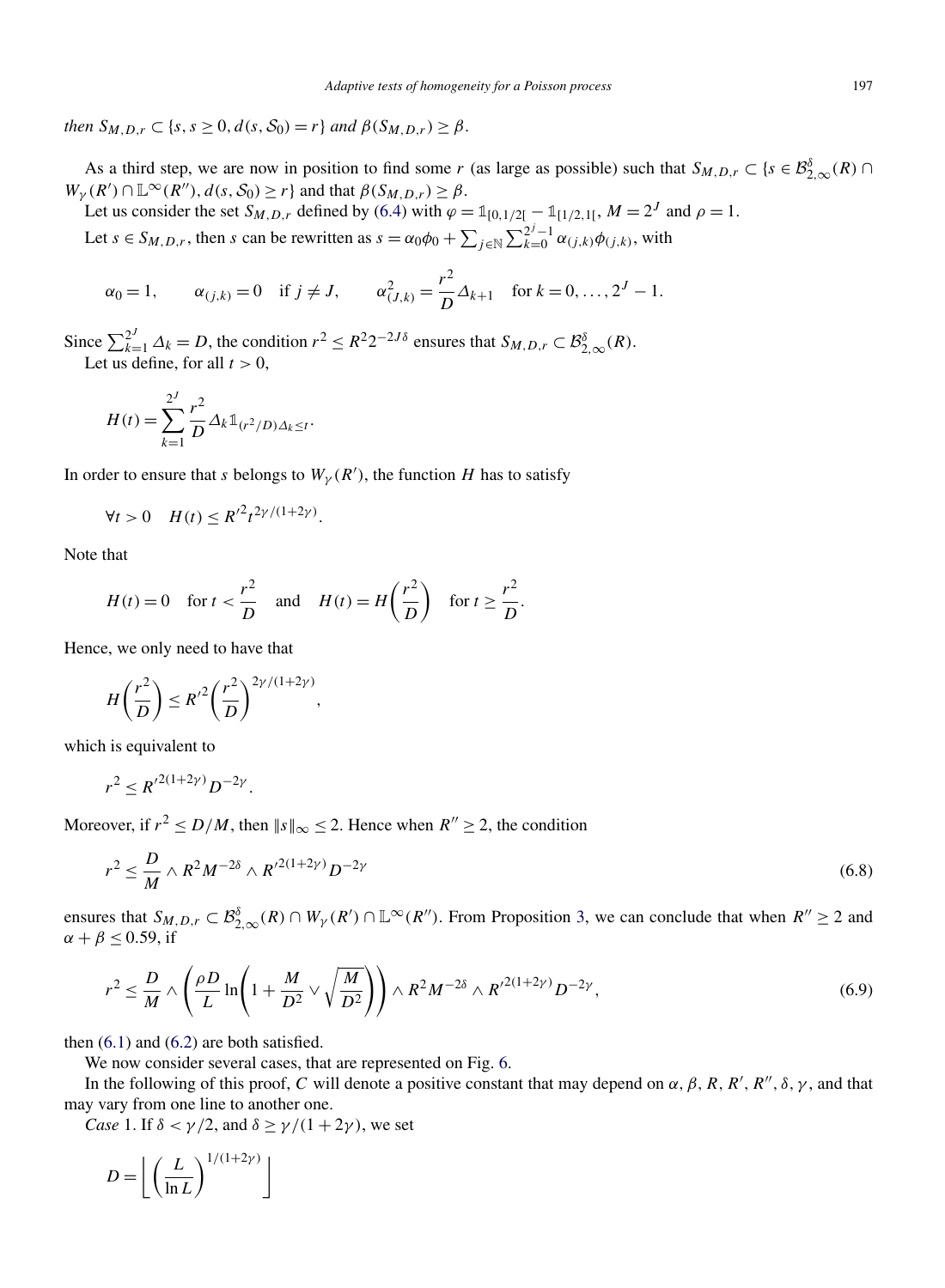*then* $S_{M,D,r} \subset \{s, s \geq 0, d(s, \mathcal{S}_0) = r\}$ *and* $\beta(S_{M,D,r}) \geq \beta$.

As a third step, we are now in position to find some $r$ (as large as possible) such that $S_{M,D,r} \subset \{s \in \mathcal{B}^{\delta}_{2,\infty}(R) \cap W_{\gamma}(R') \cap \mathbb{L}^{\infty}(R''), d(s, \mathcal{S}_0) \geq r\}$ and that $\beta(S_{M,D,r}) \geq \beta$.

Let us consider the set $S_{M,D,r}$ defined by (6.4) with $\varphi = \mathbb{1}_{[0,1/2[} - \mathbb{1}_{[1/2,1[}$, $M = 2^J$ and $\rho = 1$.

Let $s \in S_{M,D,r}$, then $s$ can be rewritten as $s = \alpha_0 \phi_0 + \sum_{j\in\mathbb{N}} \sum_{k=0}^{2^j-1} \alpha_{(j,k)} \phi_{(j,k)}$, with

$$\alpha_0 = 1, \qquad \alpha_{(j,k)} = 0 \quad \text{if } j \neq J, \qquad \alpha^2_{(J,k)} = \frac{r^2}{D} \Delta_{k+1} \quad \text{for } k = 0, \ldots, 2^J - 1.$$

Since $\sum_{k=1}^{2^J} \Delta_k = D$, the condition $r^2 \leq R^2 2^{-2J\delta}$ ensures that $S_{M,D,r} \subset \mathcal{B}^{\delta}_{2,\infty}(R)$.

Let us define, for all $t > 0$,

$$H(t) = \sum_{k=1}^{2^J} \frac{r^2}{D} \Delta_k \mathbb{1}_{(r^2/D)\Delta_k \leq t}.$$

In order to ensure that $s$ belongs to $W_{\gamma}(R')$, the function $H$ has to satisfy

$$\forall t > 0 \quad H(t) \leq {R'}^2 t^{2\gamma/(1+2\gamma)}.$$

Note that

$$H(t) = 0 \quad \text{for } t < \frac{r^2}{D} \quad \text{and} \quad H(t) = H\left(\frac{r^2}{D}\right) \quad \text{for } t \geq \frac{r^2}{D}.$$

Hence, we only need to have that

$$H\left(\frac{r^2}{D}\right) \leq {R'}^2 \left(\frac{r^2}{D}\right)^{2\gamma/(1+2\gamma)},$$

which is equivalent to

$$r^2 \leq {R'}^{2(1+2\gamma)} D^{-2\gamma}.$$

Moreover, if $r^2 \leq D/M$, then $\|s\|_\infty \leq 2$. Hence when $R'' \geq 2$, the condition

$$r^2 \leq \frac{D}{M} \wedge R^2 M^{-2\delta} \wedge {R'}^{2(1+2\gamma)} D^{-2\gamma} \tag{6.8}$$

ensures that $S_{M,D,r} \subset \mathcal{B}^{\delta}_{2,\infty}(R) \cap W_{\gamma}(R') \cap \mathbb{L}^{\infty}(R'')$. From Proposition 3, we can conclude that when $R'' \geq 2$ and $\alpha + \beta \leq 0.59$, if

$$r^2 \leq \frac{D}{M} \wedge \left(\frac{\rho D}{L} \ln\left(1 + \frac{M}{D^2} \vee \sqrt{\frac{M}{D^2}}\right)\right) \wedge R^2 M^{-2\delta} \wedge {R'}^{2(1+2\gamma)} D^{-2\gamma}, \tag{6.9}$$

then (6.1) and (6.2) are both satisfied.

We now consider several cases, that are represented on Fig. 6.

In the following of this proof, $C$ will denote a positive constant that may depend on $\alpha, \beta, R, R', R'', \delta, \gamma$, and that may vary from one line to another one.

*Case* 1. If $\delta < \gamma/2$, and $\delta \geq \gamma/(1+2\gamma)$, we set

$$D = \left\lfloor \left(\frac{L}{\ln L}\right)^{1/(1+2\gamma)} \right\rfloor$$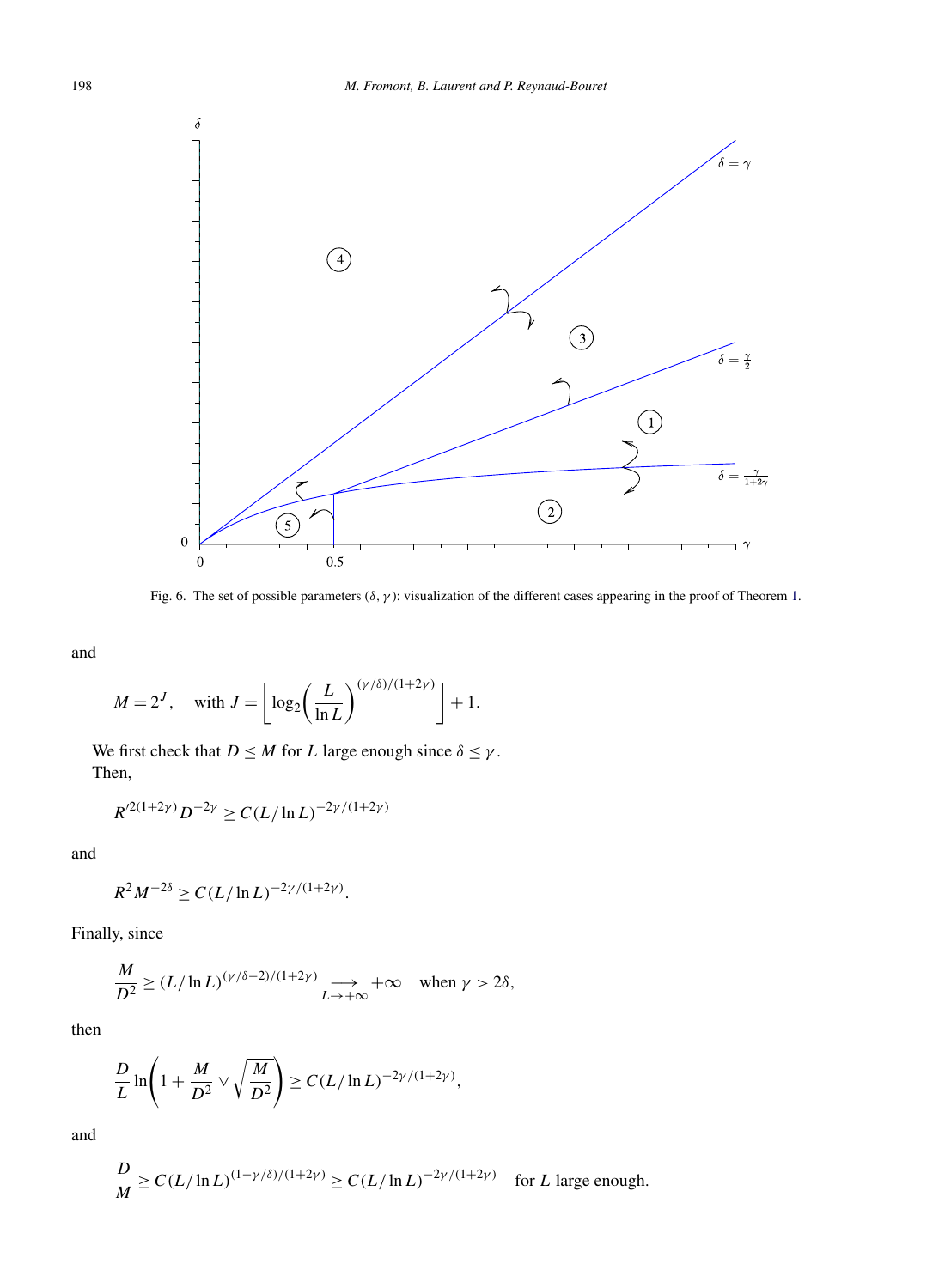Fig. 6. The set of possible parameters $(\delta, \gamma)$: visualization of the different cases appearing in the proof of Theorem 1.

and

$$M = 2^J, \quad \text{with } J = \left\lfloor \log_2 \left( \frac{L}{\ln L} \right)^{(\gamma/\delta)/(1+2\gamma)} \right\rfloor + 1.$$

We first check that $D \leq M$ for $L$ large enough since $\delta \leq \gamma$.
Then,

$$R'^{2(1+2\gamma)} D^{-2\gamma} \geq C(L/\ln L)^{-2\gamma/(1+2\gamma)}$$

and

$$R^2 M^{-2\delta} \geq C(L/\ln L)^{-2\gamma/(1+2\gamma)}.$$

Finally, since

$$\frac{M}{D^2} \geq (L/\ln L)^{(\gamma/\delta - 2)/(1+2\gamma)} \underset{L \to +\infty}{\longrightarrow} +\infty \quad \text{when } \gamma > 2\delta,$$

then

$$\frac{D}{L} \ln\left(1 + \frac{M}{D^2} \vee \sqrt{\frac{M}{D^2}}\right) \geq C(L/\ln L)^{-2\gamma/(1+2\gamma)},$$

and

$$\frac{D}{M} \geq C(L/\ln L)^{(1-\gamma/\delta)/(1+2\gamma)} \geq C(L/\ln L)^{-2\gamma/(1+2\gamma)} \quad \text{for } L \text{ large enough.}$$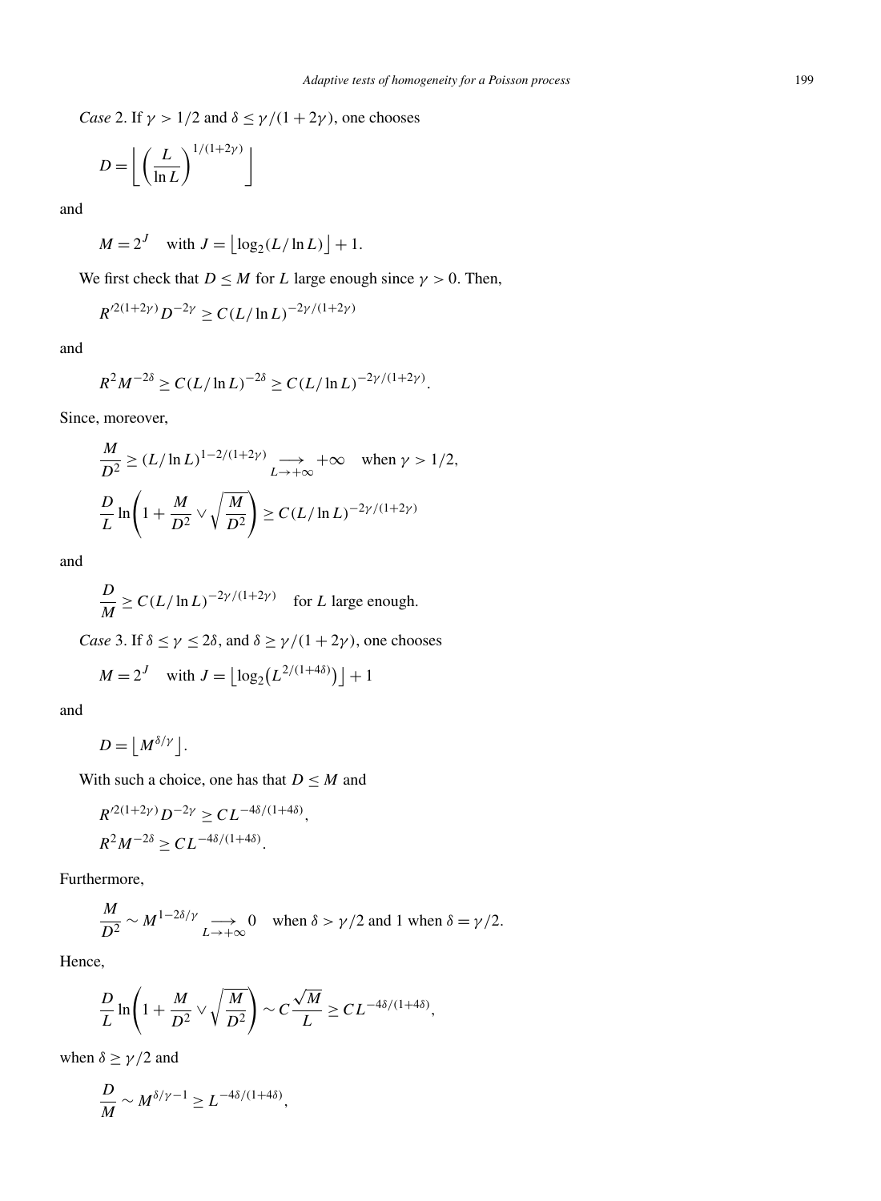*Case* 2. If $\gamma > 1/2$ and $\delta \le \gamma/(1+2\gamma)$, one chooses

$$D = \left\lfloor \left( \frac{L}{\ln L} \right)^{1/(1+2\gamma)} \right\rfloor$$

and

$$M = 2^J \quad \text{with } J = \lfloor \log_2(L/\ln L) \rfloor + 1.$$

We first check that $D \le M$ for $L$ large enough since $\gamma > 0$. Then,

$$R'^{2(1+2\gamma)} D^{-2\gamma} \ge C(L/\ln L)^{-2\gamma/(1+2\gamma)}$$

and

$$R^2 M^{-2\delta} \ge C(L/\ln L)^{-2\delta} \ge C(L/\ln L)^{-2\gamma/(1+2\gamma)}.$$

Since, moreover,

$$\frac{M}{D^2} \ge (L/\ln L)^{1-2/(1+2\gamma)} \underset{L\to+\infty}{\longrightarrow} +\infty \quad \text{when } \gamma > 1/2,$$

$$\frac{D}{L} \ln\left(1 + \frac{M}{D^2} \vee \sqrt{\frac{M}{D^2}}\right) \ge C(L/\ln L)^{-2\gamma/(1+2\gamma)}$$

and

$$\frac{D}{M} \ge C(L/\ln L)^{-2\gamma/(1+2\gamma)} \quad \text{for } L \text{ large enough.}$$

*Case* 3. If $\delta \le \gamma \le 2\delta$, and $\delta \ge \gamma/(1+2\gamma)$, one chooses

$$M = 2^J \quad \text{with } J = \lfloor \log_2(L^{2/(1+4\delta)}) \rfloor + 1$$

and

$$D = \lfloor M^{\delta/\gamma} \rfloor.$$

With such a choice, one has that $D \le M$ and

$$R'^{2(1+2\gamma)} D^{-2\gamma} \ge C L^{-4\delta/(1+4\delta)},$$
$$R^2 M^{-2\delta} \ge C L^{-4\delta/(1+4\delta)}.$$

Furthermore,

$$\frac{M}{D^2} \sim M^{1-2\delta/\gamma} \underset{L\to+\infty}{\longrightarrow} 0 \quad \text{when } \delta > \gamma/2 \text{ and } 1 \text{ when } \delta = \gamma/2.$$

Hence,

$$\frac{D}{L} \ln\left(1 + \frac{M}{D^2} \vee \sqrt{\frac{M}{D^2}}\right) \sim C\frac{\sqrt{M}}{L} \ge C L^{-4\delta/(1+4\delta)},$$

when $\delta \ge \gamma/2$ and

$$\frac{D}{M} \sim M^{\delta/\gamma - 1} \ge L^{-4\delta/(1+4\delta)},$$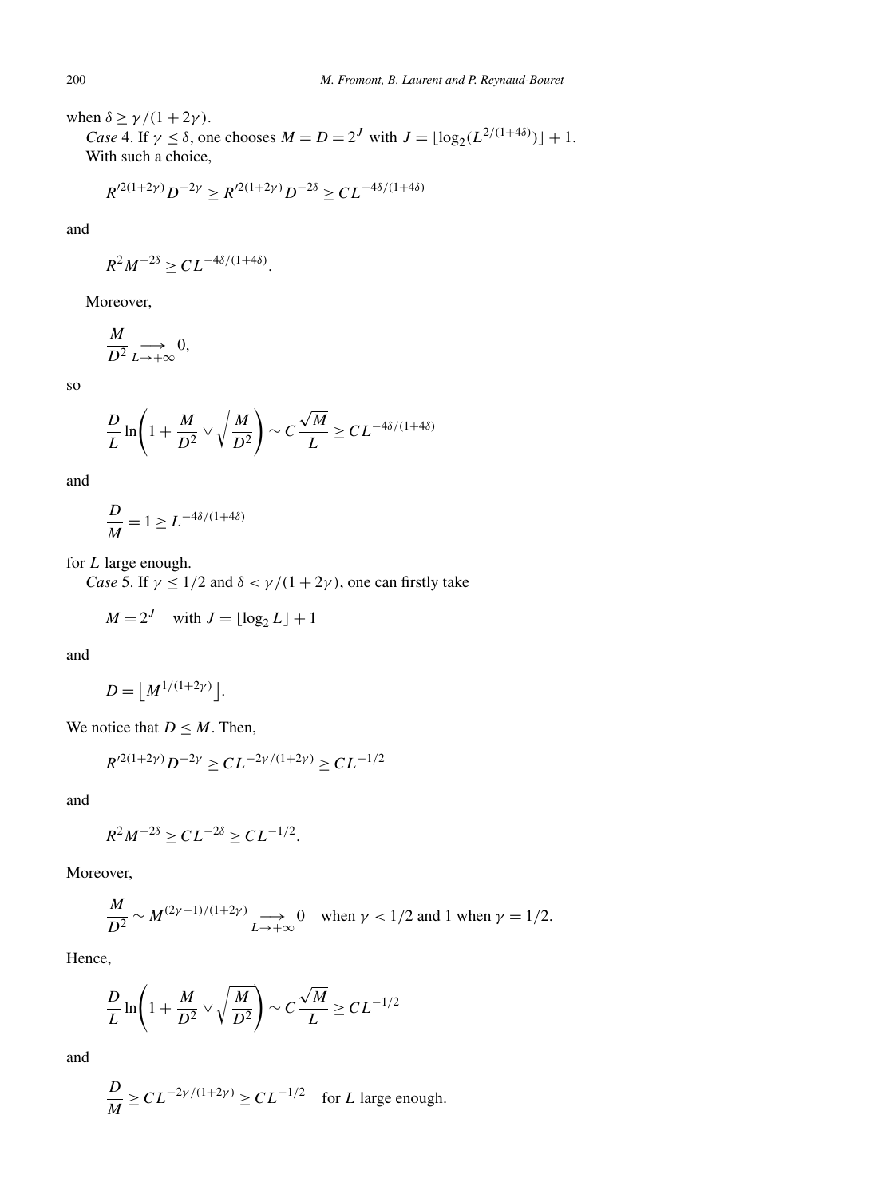when $\delta \geq \gamma/(1+2\gamma)$.

*Case* 4. If $\gamma \leq \delta$, one chooses $M = D = 2^J$ with $J = \lfloor \log_2(L^{2/(1+4\delta)}) \rfloor + 1$. With such a choice,

$$R'^{2(1+2\gamma)} D^{-2\gamma} \geq R'^{2(1+2\gamma)} D^{-2\delta} \geq C L^{-4\delta/(1+4\delta)}$$

and

$$R^2 M^{-2\delta} \geq C L^{-4\delta/(1+4\delta)}.$$

Moreover,

$$\frac{M}{D^2} \underset{L \to +\infty}{\longrightarrow} 0,$$

so

$$\frac{D}{L} \ln\left(1 + \frac{M}{D^2} \vee \sqrt{\frac{M}{D^2}}\right) \sim C \frac{\sqrt{M}}{L} \geq C L^{-4\delta/(1+4\delta)}$$

and

$$\frac{D}{M} = 1 \geq L^{-4\delta/(1+4\delta)}$$

for $L$ large enough.

*Case* 5. If $\gamma \leq 1/2$ and $\delta < \gamma/(1+2\gamma)$, one can firstly take

$$M = 2^J \quad \text{with } J = \lfloor \log_2 L \rfloor + 1$$

and

$$D = \lfloor M^{1/(1+2\gamma)} \rfloor.$$

We notice that $D \leq M$. Then,

$$R'^{2(1+2\gamma)} D^{-2\gamma} \geq C L^{-2\gamma/(1+2\gamma)} \geq C L^{-1/2}$$

and

$$R^2 M^{-2\delta} \geq C L^{-2\delta} \geq C L^{-1/2}.$$

Moreover,

$$\frac{M}{D^2} \sim M^{(2\gamma-1)/(1+2\gamma)} \underset{L \to +\infty}{\longrightarrow} 0 \quad \text{when } \gamma < 1/2 \text{ and } 1 \text{ when } \gamma = 1/2.$$

Hence,

$$\frac{D}{L} \ln\left(1 + \frac{M}{D^2} \vee \sqrt{\frac{M}{D^2}}\right) \sim C \frac{\sqrt{M}}{L} \geq C L^{-1/2}$$

and

$$\frac{D}{M} \geq C L^{-2\gamma/(1+2\gamma)} \geq C L^{-1/2} \quad \text{for } L \text{ large enough.}$$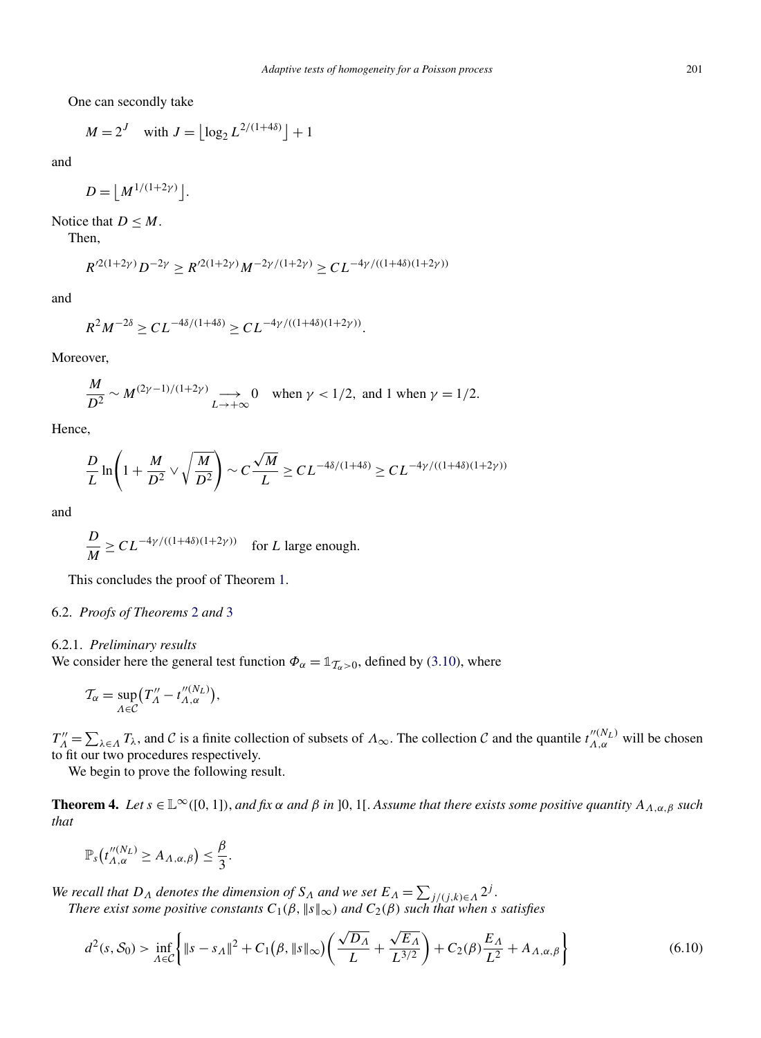One can secondly take

$$M = 2^J \quad \text{with } J = \lfloor \log_2 L^{2/(1+4\delta)} \rfloor + 1$$

and

$$D = \lfloor M^{1/(1+2\gamma)} \rfloor.$$

Notice that $D \le M$.

Then,

$$R'^{2(1+2\gamma)} D^{-2\gamma} \ge R'^{2(1+2\gamma)} M^{-2\gamma/(1+2\gamma)} \ge C L^{-4\gamma/((1+4\delta)(1+2\gamma))}$$

and

$$R^2 M^{-2\delta} \ge C L^{-4\delta/(1+4\delta)} \ge C L^{-4\gamma/((1+4\delta)(1+2\gamma))}.$$

Moreover,

$$\frac{M}{D^2} \sim M^{(2\gamma-1)/(1+2\gamma)} \underset{L\to+\infty}{\longrightarrow} 0 \quad \text{when } \gamma < 1/2, \text{ and } 1 \text{ when } \gamma = 1/2.$$

Hence,

$$\frac{D}{L} \ln\left(1 + \frac{M}{D^2} \vee \sqrt{\frac{M}{D^2}}\right) \sim C\frac{\sqrt{M}}{L} \ge C L^{-4\delta/(1+4\delta)} \ge C L^{-4\gamma/((1+4\delta)(1+2\gamma))}$$

and

$$\frac{D}{M} \ge C L^{-4\gamma/((1+4\delta)(1+2\gamma))} \quad \text{for } L \text{ large enough.}$$

This concludes the proof of Theorem 1.

## 6.2. *Proofs of Theorems 2 and 3*

### 6.2.1. *Preliminary results*

We consider here the general test function $\Phi_\alpha = \mathbb{1}_{\mathcal{T}_\alpha > 0}$, defined by (3.10), where

$$\mathcal{T}_\alpha = \sup_{\Lambda \in \mathcal{C}} \left(T''_\Lambda - t''^{(N_L)}_{\Lambda,\alpha}\right),$$

$T''_\Lambda = \sum_{\lambda\in\Lambda} T_\lambda$, and $\mathcal{C}$ is a finite collection of subsets of $\Lambda_\infty$. The collection $\mathcal{C}$ and the quantile $t''^{(N_L)}_{\Lambda,\alpha}$ will be chosen to fit our two procedures respectively.

We begin to prove the following result.

**Theorem 4.** *Let $s \in \mathbb{L}^\infty([0,1])$, and fix $\alpha$ and $\beta$ in $]0,1[$. Assume that there exists some positive quantity $A_{\Lambda,\alpha,\beta}$ such that*

$$\mathbb{P}_s\left(t''^{(N_L)}_{\Lambda,\alpha} \ge A_{\Lambda,\alpha,\beta}\right) \le \frac{\beta}{3}.$$

*We recall that $D_\Lambda$ denotes the dimension of $S_\Lambda$ and we set $E_\Lambda = \sum_{j/(j,k)\in\Lambda} 2^j$.*

*There exist some positive constants $C_1(\beta, \|s\|_\infty)$ and $C_2(\beta)$ such that when $s$ satisfies*

$$d^2(s, \mathcal{S}_0) > \inf_{\Lambda\in\mathcal{C}} \left\{ \|s - s_\Lambda\|^2 + C_1\left(\beta, \|s\|_\infty\right)\left(\frac{\sqrt{D_\Lambda}}{L} + \frac{\sqrt{E_\Lambda}}{L^{3/2}}\right) + C_2(\beta)\frac{E_\Lambda}{L^2} + A_{\Lambda,\alpha,\beta} \right\} \tag{6.10}$$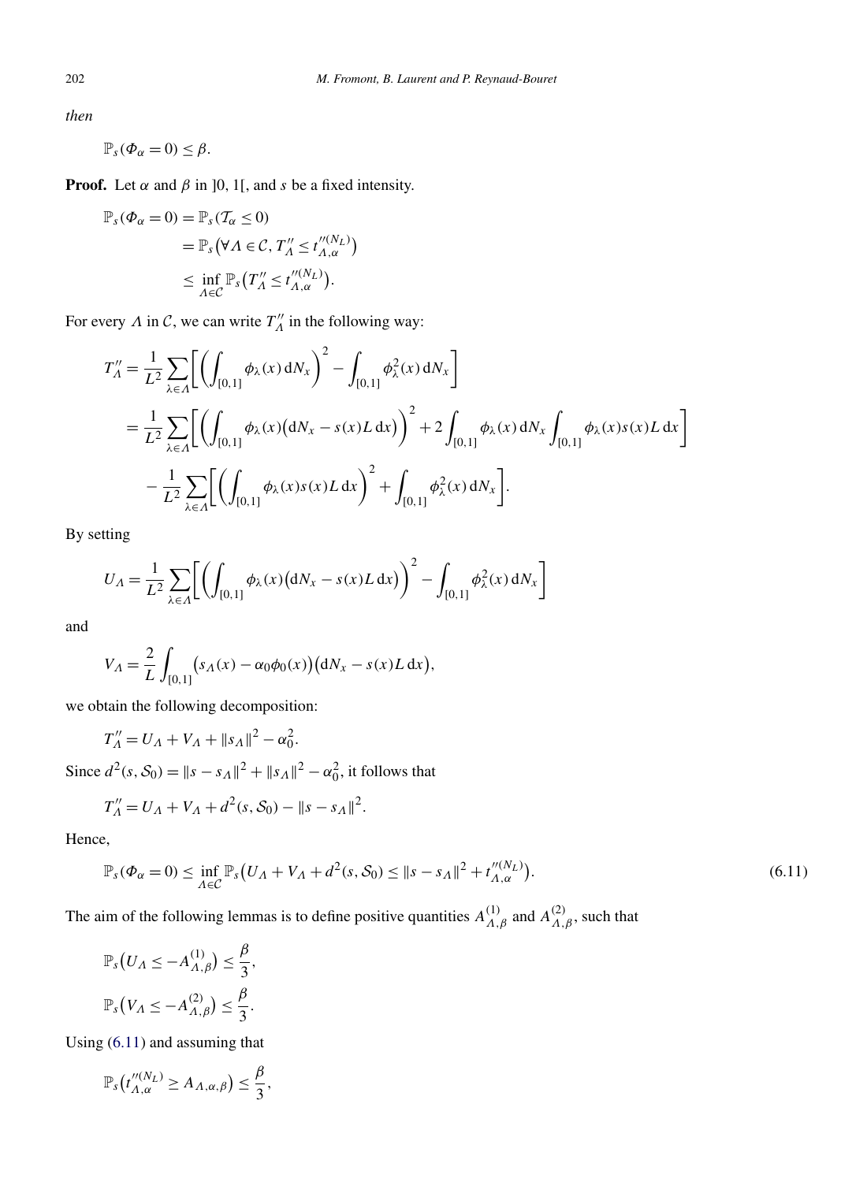*then*

$$\mathbb{P}_s(\Phi_\alpha = 0) \le \beta.$$

**Proof.** Let $\alpha$ and $\beta$ in $]0,1[$, and $s$ be a fixed intensity.

$$\begin{aligned}
\mathbb{P}_s(\Phi_\alpha = 0) &= \mathbb{P}_s(\mathcal{T}_\alpha \le 0) \\
&= \mathbb{P}_s\big(\forall \Lambda \in \mathcal{C}, T''_\Lambda \le t''^{(N_L)}_{\Lambda,\alpha}\big) \\
&\le \inf_{\Lambda \in \mathcal{C}} \mathbb{P}_s\big(T''_\Lambda \le t''^{(N_L)}_{\Lambda,\alpha}\big).
\end{aligned}$$

For every $\Lambda$ in $\mathcal{C}$, we can write $T''_\Lambda$ in the following way:

$$\begin{aligned}
T''_\Lambda &= \frac{1}{L^2}\sum_{\lambda\in\Lambda}\bigg[\bigg(\int_{[0,1]}\phi_\lambda(x)\,\mathrm{d}N_x\bigg)^2 - \int_{[0,1]}\phi_\lambda^2(x)\,\mathrm{d}N_x\bigg] \\
&= \frac{1}{L^2}\sum_{\lambda\in\Lambda}\bigg[\bigg(\int_{[0,1]}\phi_\lambda(x)\big(\mathrm{d}N_x - s(x)L\,\mathrm{d}x\big)\bigg)^2 + 2\int_{[0,1]}\phi_\lambda(x)\,\mathrm{d}N_x\int_{[0,1]}\phi_\lambda(x)s(x)L\,\mathrm{d}x\bigg] \\
&\quad - \frac{1}{L^2}\sum_{\lambda\in\Lambda}\bigg[\bigg(\int_{[0,1]}\phi_\lambda(x)s(x)L\,\mathrm{d}x\bigg)^2 + \int_{[0,1]}\phi_\lambda^2(x)\,\mathrm{d}N_x\bigg].
\end{aligned}$$

By setting

$$U_\Lambda = \frac{1}{L^2}\sum_{\lambda\in\Lambda}\bigg[\bigg(\int_{[0,1]}\phi_\lambda(x)\big(\mathrm{d}N_x - s(x)L\,\mathrm{d}x\big)\bigg)^2 - \int_{[0,1]}\phi_\lambda^2(x)\,\mathrm{d}N_x\bigg]$$

and

$$V_\Lambda = \frac{2}{L}\int_{[0,1]}\big(s_\Lambda(x) - \alpha_0\phi_0(x)\big)\big(\mathrm{d}N_x - s(x)L\,\mathrm{d}x\big),$$

we obtain the following decomposition:

$$T''_\Lambda = U_\Lambda + V_\Lambda + \|s_\Lambda\|^2 - \alpha_0^2.$$

Since $d^2(s,\mathcal{S}_0) = \|s - s_\Lambda\|^2 + \|s_\Lambda\|^2 - \alpha_0^2$, it follows that

$$T''_\Lambda = U_\Lambda + V_\Lambda + d^2(s,\mathcal{S}_0) - \|s - s_\Lambda\|^2.$$

Hence,

$$\mathbb{P}_s(\Phi_\alpha = 0) \le \inf_{\Lambda\in\mathcal{C}} \mathbb{P}_s\big(U_\Lambda + V_\Lambda + d^2(s,\mathcal{S}_0) \le \|s - s_\Lambda\|^2 + t''^{(N_L)}_{\Lambda,\alpha}\big). \tag{6.11}$$

The aim of the following lemmas is to define positive quantities $A^{(1)}_{\Lambda,\beta}$ and $A^{(2)}_{\Lambda,\beta}$, such that

$$\mathbb{P}_s\big(U_\Lambda \le -A^{(1)}_{\Lambda,\beta}\big) \le \frac{\beta}{3},$$

$$\mathbb{P}_s\big(V_\Lambda \le -A^{(2)}_{\Lambda,\beta}\big) \le \frac{\beta}{3}.$$

Using (6.11) and assuming that

$$\mathbb{P}_s\big(t''^{(N_L)}_{\Lambda,\alpha} \ge A_{\Lambda,\alpha,\beta}\big) \le \frac{\beta}{3},$$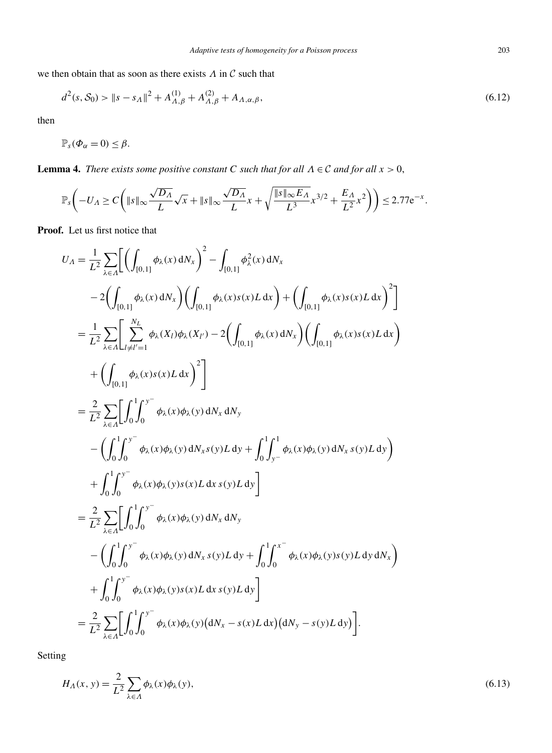we then obtain that as soon as there exists $\Lambda$ in $\mathcal{C}$ such that

$$d^2(s, \mathcal{S}_0) > \|s - s_\Lambda\|^2 + A^{(1)}_{\Lambda,\beta} + A^{(2)}_{\Lambda,\beta} + A_{\Lambda,\alpha,\beta}, \tag{6.12}$$

then

$$\mathbb{P}_s(\Phi_\alpha = 0) \leq \beta.$$

**Lemma 4.** *There exists some positive constant $C$ such that for all $\Lambda \in \mathcal{C}$ and for all $x > 0$,*

$$\mathbb{P}_s\left(-U_\Lambda \geq C\left(\|s\|_\infty \frac{\sqrt{D_\Lambda}}{L}\sqrt{x} + \|s\|_\infty \frac{\sqrt{D_\Lambda}}{L} x + \sqrt{\frac{\|s\|_\infty E_\Lambda}{L^3}} x^{3/2} + \frac{E_\Lambda}{L^2} x^2\right)\right) \leq 2.77\mathrm{e}^{-x}.$$

**Proof.** Let us first notice that

$$\begin{aligned}
U_\Lambda &= \frac{1}{L^2}\sum_{\lambda\in\Lambda}\Bigg[\left(\int_{[0,1]}\phi_\lambda(x)\,\mathrm{d}N_x\right)^2 - \int_{[0,1]}\phi_\lambda^2(x)\,\mathrm{d}N_x \\
&\quad - 2\left(\int_{[0,1]}\phi_\lambda(x)\,\mathrm{d}N_x\right)\left(\int_{[0,1]}\phi_\lambda(x)s(x)L\,\mathrm{d}x\right) + \left(\int_{[0,1]}\phi_\lambda(x)s(x)L\,\mathrm{d}x\right)^2\Bigg] \\
&= \frac{1}{L^2}\sum_{\lambda\in\Lambda}\Bigg[\sum_{l\neq l'=1}^{N_L}\phi_\lambda(X_l)\phi_\lambda(X_{l'}) - 2\left(\int_{[0,1]}\phi_\lambda(x)\,\mathrm{d}N_x\right)\left(\int_{[0,1]}\phi_\lambda(x)s(x)L\,\mathrm{d}x\right) \\
&\quad + \left(\int_{[0,1]}\phi_\lambda(x)s(x)L\,\mathrm{d}x\right)^2\Bigg] \\
&= \frac{2}{L^2}\sum_{\lambda\in\Lambda}\Bigg[\int_0^1\int_0^{y^-}\phi_\lambda(x)\phi_\lambda(y)\,\mathrm{d}N_x\,\mathrm{d}N_y \\
&\quad - \left(\int_0^1\int_0^{y^-}\phi_\lambda(x)\phi_\lambda(y)\,\mathrm{d}N_x s(y)L\,\mathrm{d}y + \int_0^1\int_{y^-}^1\phi_\lambda(x)\phi_\lambda(y)\,\mathrm{d}N_x\, s(y)L\,\mathrm{d}y\right) \\
&\quad + \int_0^1\int_0^{y^-}\phi_\lambda(x)\phi_\lambda(y)s(x)L\,\mathrm{d}x\, s(y)L\,\mathrm{d}y\Bigg] \\
&= \frac{2}{L^2}\sum_{\lambda\in\Lambda}\Bigg[\int_0^1\int_0^{y^-}\phi_\lambda(x)\phi_\lambda(y)\,\mathrm{d}N_x\,\mathrm{d}N_y \\
&\quad - \left(\int_0^1\int_0^{y^-}\phi_\lambda(x)\phi_\lambda(y)\,\mathrm{d}N_x\, s(y)L\,\mathrm{d}y + \int_0^1\int_0^{x^-}\phi_\lambda(x)\phi_\lambda(y)s(y)L\,\mathrm{d}y\,\mathrm{d}N_x\right) \\
&\quad + \int_0^1\int_0^{y^-}\phi_\lambda(x)\phi_\lambda(y)s(x)L\,\mathrm{d}x\, s(y)L\,\mathrm{d}y\Bigg] \\
&= \frac{2}{L^2}\sum_{\lambda\in\Lambda}\Bigg[\int_0^1\int_0^{y^-}\phi_\lambda(x)\phi_\lambda(y)\big(\mathrm{d}N_x - s(x)L\,\mathrm{d}x\big)\big(\mathrm{d}N_y - s(y)L\,\mathrm{d}y\big)\Bigg].
\end{aligned}$$

Setting

$$H_\Lambda(x, y) = \frac{2}{L^2}\sum_{\lambda\in\Lambda}\phi_\lambda(x)\phi_\lambda(y), \tag{6.13}$$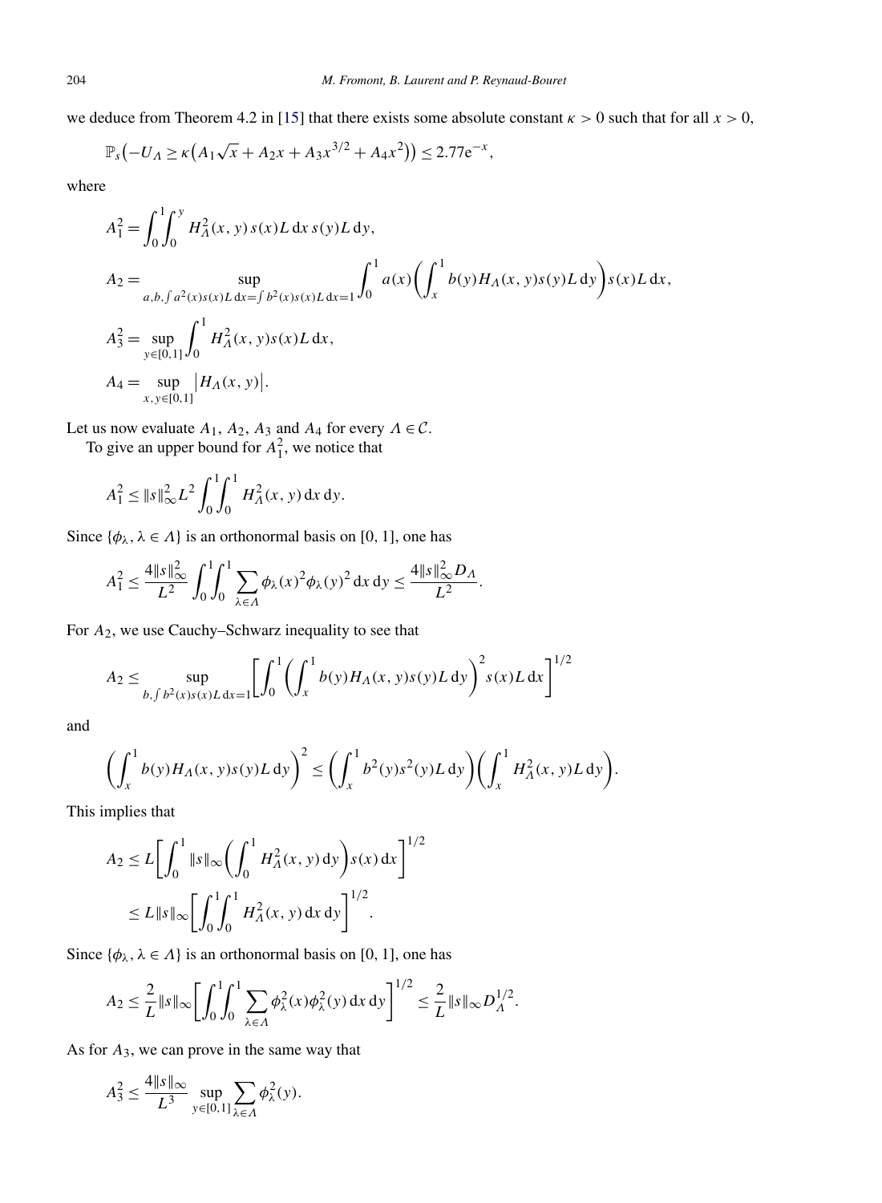we deduce from Theorem 4.2 in [15] that there exists some absolute constant $\kappa > 0$ such that for all $x > 0$,

$$\mathbb{P}_s\big(-U_\Lambda \geq \kappa\big(A_1\sqrt{x} + A_2 x + A_3 x^{3/2} + A_4 x^2\big)\big) \leq 2.77\mathrm{e}^{-x},$$

where

$$A_1^2 = \int_0^1 \int_0^y H_\Lambda^2(x, y)\, s(x) L \,\mathrm{d}x\, s(y) L \,\mathrm{d}y,$$

$$A_2 = \sup_{a, b, \int a^2(x)s(x)L\,\mathrm{d}x = \int b^2(x)s(x)L\,\mathrm{d}x = 1} \int_0^1 a(x)\bigg(\int_x^1 b(y) H_\Lambda(x, y) s(y) L \,\mathrm{d}y\bigg) s(x) L \,\mathrm{d}x,$$

$$A_3^2 = \sup_{y \in [0,1]} \int_0^1 H_\Lambda^2(x, y) s(x) L \,\mathrm{d}x,$$

$$A_4 = \sup_{x, y \in [0,1]} \big|H_\Lambda(x, y)\big|.$$

Let us now evaluate $A_1$, $A_2$, $A_3$ and $A_4$ for every $\Lambda \in \mathcal{C}$.

To give an upper bound for $A_1^2$, we notice that

$$A_1^2 \leq \|s\|_\infty^2 L^2 \int_0^1 \int_0^1 H_\Lambda^2(x, y) \,\mathrm{d}x \,\mathrm{d}y.$$

Since $\{\phi_\lambda, \lambda \in \Lambda\}$ is an orthonormal basis on $[0, 1]$, one has

$$A_1^2 \leq \frac{4\|s\|_\infty^2}{L^2} \int_0^1 \int_0^1 \sum_{\lambda \in \Lambda} \phi_\lambda(x)^2 \phi_\lambda(y)^2 \,\mathrm{d}x \,\mathrm{d}y \leq \frac{4\|s\|_\infty^2 D_\Lambda}{L^2}.$$

For $A_2$, we use Cauchy–Schwarz inequality to see that

$$A_2 \leq \sup_{b, \int b^2(x)s(x)L\,\mathrm{d}x = 1} \bigg[\int_0^1 \bigg(\int_x^1 b(y) H_\Lambda(x, y) s(y) L \,\mathrm{d}y\bigg)^2 s(x) L \,\mathrm{d}x\bigg]^{1/2}$$

and

$$\bigg(\int_x^1 b(y) H_\Lambda(x, y) s(y) L \,\mathrm{d}y\bigg)^2 \leq \bigg(\int_x^1 b^2(y) s^2(y) L \,\mathrm{d}y\bigg)\bigg(\int_x^1 H_\Lambda^2(x, y) L \,\mathrm{d}y\bigg).$$

This implies that

$$\begin{aligned}
A_2 &\leq L\bigg[\int_0^1 \|s\|_\infty \bigg(\int_0^1 H_\Lambda^2(x, y) \,\mathrm{d}y\bigg) s(x) \,\mathrm{d}x\bigg]^{1/2} \\
&\leq L\|s\|_\infty \bigg[\int_0^1 \int_0^1 H_\Lambda^2(x, y) \,\mathrm{d}x \,\mathrm{d}y\bigg]^{1/2}.
\end{aligned}$$

Since $\{\phi_\lambda, \lambda \in \Lambda\}$ is an orthonormal basis on $[0, 1]$, one has

$$A_2 \leq \frac{2}{L}\|s\|_\infty \bigg[\int_0^1 \int_0^1 \sum_{\lambda \in \Lambda} \phi_\lambda^2(x) \phi_\lambda^2(y) \,\mathrm{d}x \,\mathrm{d}y\bigg]^{1/2} \leq \frac{2}{L}\|s\|_\infty D_\Lambda^{1/2}.$$

As for $A_3$, we can prove in the same way that

$$A_3^2 \leq \frac{4\|s\|_\infty}{L^3} \sup_{y \in [0,1]} \sum_{\lambda \in \Lambda} \phi_\lambda^2(y).$$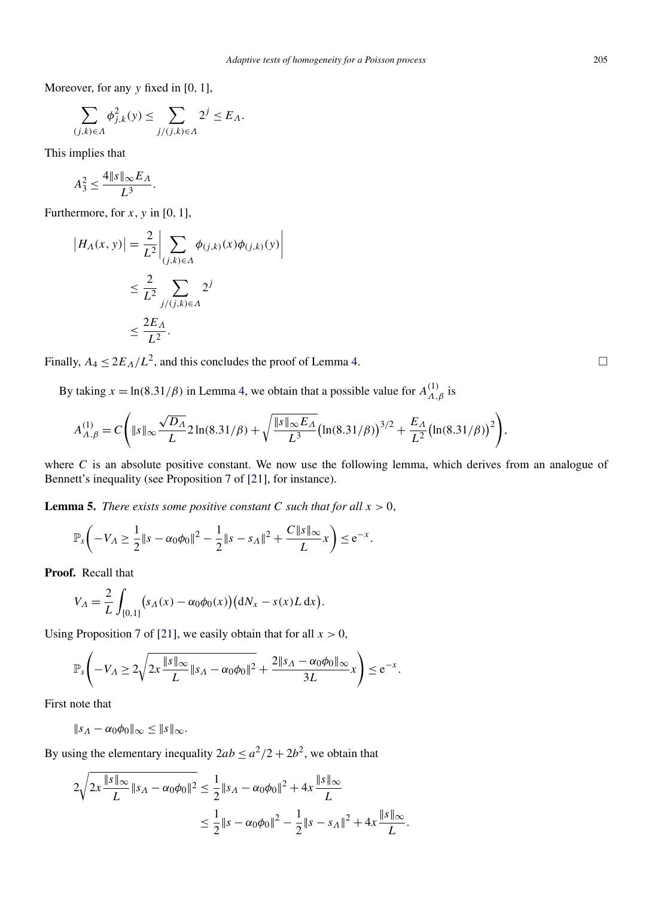Moreover, for any $y$ fixed in [0, 1],

$$\sum_{(j,k)\in\Lambda} \phi_{j,k}^2(y) \le \sum_{j/(j,k)\in\Lambda} 2^j \le E_\Lambda.$$

This implies that

$$A_3^2 \le \frac{4\|s\|_\infty E_\Lambda}{L^3}.$$

Furthermore, for $x$, $y$ in [0, 1],

$$\begin{aligned}
\left|H_\Lambda(x,y)\right| &= \frac{2}{L^2}\left|\sum_{(j,k)\in\Lambda} \phi_{(j,k)}(x)\phi_{(j,k)}(y)\right| \\
&\le \frac{2}{L^2}\sum_{j/(j,k)\in\Lambda} 2^j \\
&\le \frac{2E_\Lambda}{L^2}.
\end{aligned}$$

Finally, $A_4 \le 2E_\Lambda/L^2$, and this concludes the proof of Lemma 4. □

By taking $x = \ln(8.31/\beta)$ in Lemma 4, we obtain that a possible value for $A_{\Lambda,\beta}^{(1)}$ is

$$A_{\Lambda,\beta}^{(1)} = C\left(\|s\|_\infty \frac{\sqrt{D_\Lambda}}{L} 2\ln(8.31/\beta) + \sqrt{\frac{\|s\|_\infty E_\Lambda}{L^3}}\big(\ln(8.31/\beta)\big)^{3/2} + \frac{E_\Lambda}{L^2}\big(\ln(8.31/\beta)\big)^2\right),$$

where $C$ is an absolute positive constant. We now use the following lemma, which derives from an analogue of Bennett's inequality (see Proposition 7 of [21], for instance).

**Lemma 5.** *There exists some positive constant $C$ such that for all $x > 0$,*

$$\mathbb{P}_s\left(-V_\Lambda \ge \frac{1}{2}\|s - \alpha_0\phi_0\|^2 - \frac{1}{2}\|s - s_\Lambda\|^2 + \frac{C\|s\|_\infty}{L}x\right) \le \mathrm{e}^{-x}.$$

**Proof.** Recall that

$$V_\Lambda = \frac{2}{L}\int_{[0,1]} \big(s_\Lambda(x) - \alpha_0\phi_0(x)\big)\big(\mathrm{d}N_x - s(x)L\,\mathrm{d}x\big).$$

Using Proposition 7 of [21], we easily obtain that for all $x > 0$,

$$\mathbb{P}_s\left(-V_\Lambda \ge 2\sqrt{2x\frac{\|s\|_\infty}{L}\|s_\Lambda - \alpha_0\phi_0\|^2} + \frac{2\|s_\Lambda - \alpha_0\phi_0\|_\infty}{3L}x\right) \le \mathrm{e}^{-x}.$$

First note that

$$\|s_\Lambda - \alpha_0\phi_0\|_\infty \le \|s\|_\infty.$$

By using the elementary inequality $2ab \le a^2/2 + 2b^2$, we obtain that

$$\begin{aligned}
2\sqrt{2x\frac{\|s\|_\infty}{L}\|s_\Lambda - \alpha_0\phi_0\|^2} &\le \frac{1}{2}\|s_\Lambda - \alpha_0\phi_0\|^2 + 4x\frac{\|s\|_\infty}{L} \\
&\le \frac{1}{2}\|s - \alpha_0\phi_0\|^2 - \frac{1}{2}\|s - s_\Lambda\|^2 + 4x\frac{\|s\|_\infty}{L}.
\end{aligned}$$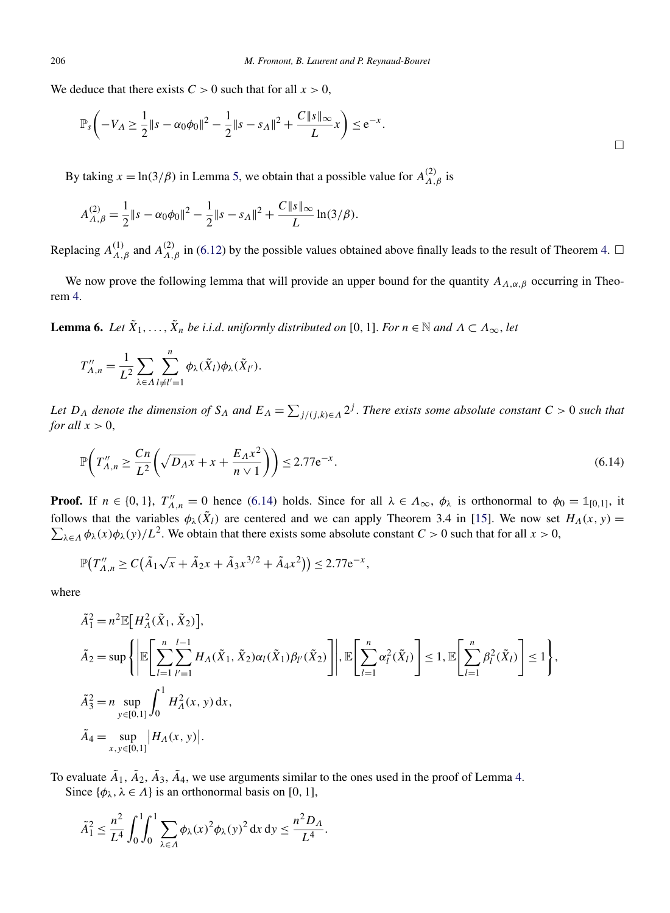We deduce that there exists $C > 0$ such that for all $x > 0$,

$$\mathbb{P}_s\left(-V_\Lambda \geq \frac{1}{2}\|s - \alpha_0\phi_0\|^2 - \frac{1}{2}\|s - s_\Lambda\|^2 + \frac{C\|s\|_\infty}{L}x\right) \leq \mathrm{e}^{-x}.$$

□

By taking $x = \ln(3/\beta)$ in Lemma 5, we obtain that a possible value for $A^{(2)}_{\Lambda,\beta}$ is

$$A^{(2)}_{\Lambda,\beta} = \frac{1}{2}\|s - \alpha_0\phi_0\|^2 - \frac{1}{2}\|s - s_\Lambda\|^2 + \frac{C\|s\|_\infty}{L}\ln(3/\beta).$$

Replacing $A^{(1)}_{\Lambda,\beta}$ and $A^{(2)}_{\Lambda,\beta}$ in (6.12) by the possible values obtained above finally leads to the result of Theorem 4. □

We now prove the following lemma that will provide an upper bound for the quantity $A_{\Lambda,\alpha,\beta}$ occurring in Theorem 4.

**Lemma 6.** *Let $\tilde{X}_1, \ldots, \tilde{X}_n$ be i.i.d. uniformly distributed on* $[0,1]$. *For $n \in \mathbb{N}$ and $\Lambda \subset \Lambda_\infty$, let*

$$T''_{\Lambda,n} = \frac{1}{L^2}\sum_{\lambda\in\Lambda}\sum_{l\neq l'=1}^{n}\phi_\lambda(\tilde{X}_l)\phi_\lambda(\tilde{X}_{l'}).$$

*Let $D_\Lambda$ denote the dimension of $S_\Lambda$ and $E_\Lambda = \sum_{j/(j,k)\in\Lambda}2^j$. There exists some absolute constant $C > 0$ such that for all $x > 0$,*

$$\mathbb{P}\left(T''_{\Lambda,n} \geq \frac{Cn}{L^2}\left(\sqrt{D_\Lambda x} + x + \frac{E_\Lambda x^2}{n\vee 1}\right)\right) \leq 2.77\mathrm{e}^{-x}. \tag{6.14}$$

**Proof.** If $n \in \{0,1\}$, $T''_{\Lambda,n} = 0$ hence (6.14) holds. Since for all $\lambda \in \Lambda_\infty$, $\phi_\lambda$ is orthonormal to $\phi_0 = \mathbb{1}_{[0,1]}$, it follows that the variables $\phi_\lambda(\tilde{X}_l)$ are centered and we can apply Theorem 3.4 in [15]. We now set $H_\Lambda(x,y) = \sum_{\lambda\in\Lambda}\phi_\lambda(x)\phi_\lambda(y)/L^2$. We obtain that there exists some absolute constant $C > 0$ such that for all $x > 0$,

$$\mathbb{P}\left(T''_{\Lambda,n} \geq C\left(\tilde{A}_1\sqrt{x} + \tilde{A}_2 x + \tilde{A}_3 x^{3/2} + \tilde{A}_4 x^2\right)\right) \leq 2.77\mathrm{e}^{-x},$$

where

$$\tilde{A}_1^2 = n^2\mathbb{E}\left[H_\Lambda^2(\tilde{X}_1,\tilde{X}_2)\right],$$

$$\tilde{A}_2 = \sup\left\{\left|\mathbb{E}\left[\sum_{l=1}^{n}\sum_{l'=1}^{l-1}H_\Lambda(\tilde{X}_1,\tilde{X}_2)\alpha_l(\tilde{X}_1)\beta_{l'}(\tilde{X}_2)\right]\right|, \mathbb{E}\left[\sum_{l=1}^{n}\alpha_l^2(\tilde{X}_l)\right] \leq 1, \mathbb{E}\left[\sum_{l=1}^{n}\beta_l^2(\tilde{X}_l)\right] \leq 1\right\},$$

$$\tilde{A}_3^2 = n\sup_{y\in[0,1]}\int_0^1 H_\Lambda^2(x,y)\,\mathrm{d}x,$$

$$\tilde{A}_4 = \sup_{x,y\in[0,1]}\left|H_\Lambda(x,y)\right|.$$

To evaluate $\tilde{A}_1, \tilde{A}_2, \tilde{A}_3, \tilde{A}_4$, we use arguments similar to the ones used in the proof of Lemma 4.

Since $\{\phi_\lambda, \lambda\in\Lambda\}$ is an orthonormal basis on $[0,1]$,

$$\tilde{A}_1^2 \leq \frac{n^2}{L^4}\int_0^1\int_0^1\sum_{\lambda\in\Lambda}\phi_\lambda(x)^2\phi_\lambda(y)^2\,\mathrm{d}x\,\mathrm{d}y \leq \frac{n^2 D_\Lambda}{L^4}.$$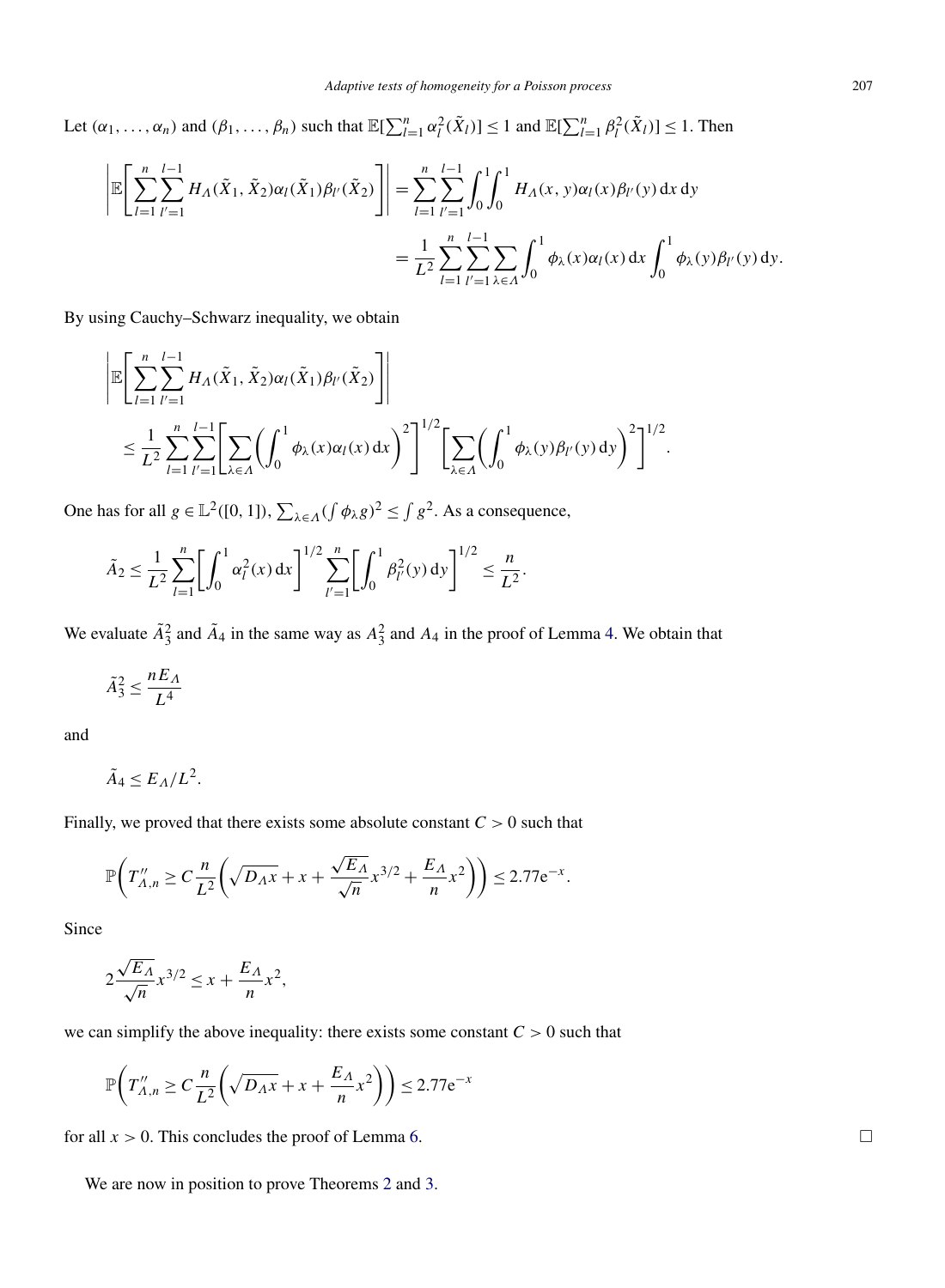Let $(\alpha_1, \ldots, \alpha_n)$ and $(\beta_1, \ldots, \beta_n)$ such that $\mathbb{E}[\sum_{l=1}^n \alpha_l^2(\tilde{X}_l)] \le 1$ and $\mathbb{E}[\sum_{l=1}^n \beta_l^2(\tilde{X}_l)] \le 1$. Then

$$
\begin{aligned}
\left|\mathbb{E}\left[\sum_{l=1}^n \sum_{l'=1}^{l-1} H_\Lambda(\tilde{X}_1, \tilde{X}_2)\alpha_l(\tilde{X}_1)\beta_{l'}(\tilde{X}_2)\right]\right| &= \sum_{l=1}^n \sum_{l'=1}^{l-1} \int_0^1\int_0^1 H_\Lambda(x, y)\alpha_l(x)\beta_{l'}(y)\,\mathrm{d}x\,\mathrm{d}y \\
&= \frac{1}{L^2}\sum_{l=1}^n \sum_{l'=1}^{l-1}\sum_{\lambda\in\Lambda}\int_0^1 \phi_\lambda(x)\alpha_l(x)\,\mathrm{d}x \int_0^1 \phi_\lambda(y)\beta_{l'}(y)\,\mathrm{d}y.
\end{aligned}
$$

By using Cauchy–Schwarz inequality, we obtain

$$
\begin{aligned}
&\left|\mathbb{E}\left[\sum_{l=1}^n \sum_{l'=1}^{l-1} H_\Lambda(\tilde{X}_1, \tilde{X}_2)\alpha_l(\tilde{X}_1)\beta_{l'}(\tilde{X}_2)\right]\right| \\
&\quad \le \frac{1}{L^2}\sum_{l=1}^n \sum_{l'=1}^{l-1}\left[\sum_{\lambda\in\Lambda}\left(\int_0^1 \phi_\lambda(x)\alpha_l(x)\,\mathrm{d}x\right)^2\right]^{1/2}\left[\sum_{\lambda\in\Lambda}\left(\int_0^1 \phi_\lambda(y)\beta_{l'}(y)\,\mathrm{d}y\right)^2\right]^{1/2}.
\end{aligned}
$$

One has for all $g \in \mathbb{L}^2([0, 1])$, $\sum_{\lambda\in\Lambda}(\int \phi_\lambda g)^2 \le \int g^2$. As a consequence,

$$
\tilde{A}_2 \le \frac{1}{L^2}\sum_{l=1}^n\left[\int_0^1 \alpha_l^2(x)\,\mathrm{d}x\right]^{1/2}\sum_{l'=1}^n\left[\int_0^1 \beta_{l'}^2(y)\,\mathrm{d}y\right]^{1/2} \le \frac{n}{L^2}.
$$

We evaluate $\tilde{A}_3^2$ and $\tilde{A}_4$ in the same way as $A_3^2$ and $A_4$ in the proof of Lemma 4. We obtain that

$$
\tilde{A}_3^2 \le \frac{nE_\Lambda}{L^4}
$$

and

$$
\tilde{A}_4 \le E_\Lambda/L^2.
$$

Finally, we proved that there exists some absolute constant $C > 0$ such that

$$
\mathbb{P}\left(T''_{\Lambda,n} \ge C\frac{n}{L^2}\left(\sqrt{D_\Lambda x} + x + \frac{\sqrt{E_\Lambda}}{\sqrt{n}}x^{3/2} + \frac{E_\Lambda}{n}x^2\right)\right) \le 2.77\mathrm{e}^{-x}.
$$

Since

$$
2\frac{\sqrt{E_\Lambda}}{\sqrt{n}}x^{3/2} \le x + \frac{E_\Lambda}{n}x^2,
$$

we can simplify the above inequality: there exists some constant $C > 0$ such that

$$
\mathbb{P}\left(T''_{\Lambda,n} \ge C\frac{n}{L^2}\left(\sqrt{D_\Lambda x} + x + \frac{E_\Lambda}{n}x^2\right)\right) \le 2.77\mathrm{e}^{-x}
$$

for all $x > 0$. This concludes the proof of Lemma 6. □

We are now in position to prove Theorems 2 and 3.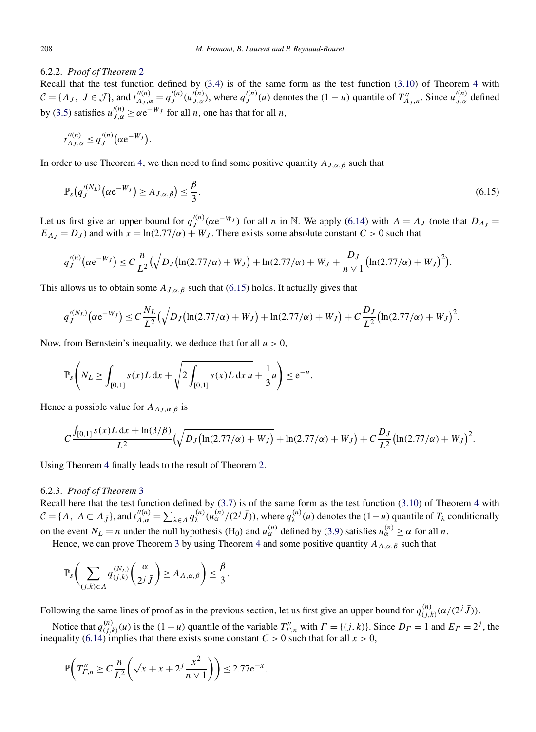### 6.2.2. *Proof of Theorem* 2

Recall that the test function defined by (3.4) is of the same form as the test function (3.10) of Theorem 4 with $\mathcal{C} = \{\Lambda_J,\ J \in \mathcal{J}\}$, and $t''^{(n)}_{\Lambda_J,\alpha} = q'^{(n)}_J(u'^{(n)}_{J,\alpha})$, where $q'^{(n)}_J(u)$ denotes the $(1-u)$ quantile of $T''_{\Lambda_J,n}$. Since $u'^{(n)}_{J,\alpha}$ defined by (3.5) satisfies $u'^{(n)}_{J,\alpha} \geq \alpha \mathrm{e}^{-W_J}$ for all $n$, one has that for all $n$,

$$t''^{(n)}_{\Lambda_J,\alpha} \leq q'^{(n)}_J\big(\alpha \mathrm{e}^{-W_J}\big).$$

In order to use Theorem 4, we then need to find some positive quantity $A_{J,\alpha,\beta}$ such that

$$\mathbb{P}_s\big(q'^{(N_L)}_J\big(\alpha \mathrm{e}^{-W_J}\big) \geq A_{J,\alpha,\beta}\big) \leq \frac{\beta}{3}. \tag{6.15}$$

Let us first give an upper bound for $q'^{(n)}_J(\alpha \mathrm{e}^{-W_J})$ for all $n$ in $\mathbb{N}$. We apply (6.14) with $\Lambda = \Lambda_J$ (note that $D_{\Lambda_J} = E_{\Lambda_J} = D_J$) and with $x = \ln(2.77/\alpha) + W_J$. There exists some absolute constant $C > 0$ such that

$$q'^{(n)}_J\big(\alpha \mathrm{e}^{-W_J}\big) \leq C\frac{n}{L^2}\Big(\sqrt{D_J\big(\ln(2.77/\alpha) + W_J\big)} + \ln(2.77/\alpha) + W_J + \frac{D_J}{n \vee 1}\big(\ln(2.77/\alpha) + W_J\big)^2\Big).$$

This allows us to obtain some $A_{J,\alpha,\beta}$ such that (6.15) holds. It actually gives that

$$q'^{(N_L)}_J\big(\alpha \mathrm{e}^{-W_J}\big) \leq C\frac{N_L}{L^2}\Big(\sqrt{D_J\big(\ln(2.77/\alpha) + W_J\big)} + \ln(2.77/\alpha) + W_J\Big) + C\frac{D_J}{L^2}\big(\ln(2.77/\alpha) + W_J\big)^2.$$

Now, from Bernstein's inequality, we deduce that for all $u > 0$,

$$\mathbb{P}_s\left(N_L \geq \int_{[0,1]} s(x)L\,\mathrm{d}x + \sqrt{2\int_{[0,1]} s(x)L\,\mathrm{d}x\,u} + \frac{1}{3}u\right) \leq \mathrm{e}^{-u}.$$

Hence a possible value for $A_{\Lambda_J,\alpha,\beta}$ is

$$C\frac{\int_{[0,1]} s(x)L\,\mathrm{d}x + \ln(3/\beta)}{L^2}\Big(\sqrt{D_J\big(\ln(2.77/\alpha) + W_J\big)} + \ln(2.77/\alpha) + W_J\Big) + C\frac{D_J}{L^2}\big(\ln(2.77/\alpha) + W_J\big)^2.$$

Using Theorem 4 finally leads to the result of Theorem 2.

### 6.2.3. *Proof of Theorem* 3

Recall here that the test function defined by (3.7) is of the same form as the test function (3.10) of Theorem 4 with $\mathcal{C} = \{\Lambda,\ \Lambda \subset \Lambda_{\bar{J}}\}$, and $t''^{(n)}_{\Lambda,\alpha} = \sum_{\lambda \in \Lambda} q^{(n)}_\lambda(u^{(n)}_\alpha/(2^j \bar{J}))$, where $q^{(n)}_\lambda(u)$ denotes the $(1-u)$ quantile of $T_\lambda$ conditionally on the event $N_L = n$ under the null hypothesis $(\mathrm{H}_0)$ and $u^{(n)}_\alpha$ defined by (3.9) satisfies $u^{(n)}_\alpha \geq \alpha$ for all $n$.

Hence, we can prove Theorem 3 by using Theorem 4 and some positive quantity $A_{\Lambda,\alpha,\beta}$ such that

$$\mathbb{P}_s\left(\sum_{(j,k) \in \Lambda} q^{(N_L)}_{(j,k)}\left(\frac{\alpha}{2^j \bar{J}}\right) \geq A_{\Lambda,\alpha,\beta}\right) \leq \frac{\beta}{3}.$$

Following the same lines of proof as in the previous section, let us first give an upper bound for $q^{(n)}_{(j,k)}(\alpha/(2^j \bar{J}))$.

Notice that $q^{(n)}_{(j,k)}(u)$ is the $(1-u)$ quantile of the variable $T''_{\Gamma,n}$ with $\Gamma = \{(j,k)\}$. Since $D_\Gamma = 1$ and $E_\Gamma = 2^j$, the inequality (6.14) implies that there exists some constant $C > 0$ such that for all $x > 0$,

$$\mathbb{P}\left(T''_{\Gamma,n} \geq C\frac{n}{L^2}\left(\sqrt{x} + x + 2^j\frac{x^2}{n \vee 1}\right)\right) \leq 2.77\mathrm{e}^{-x}.$$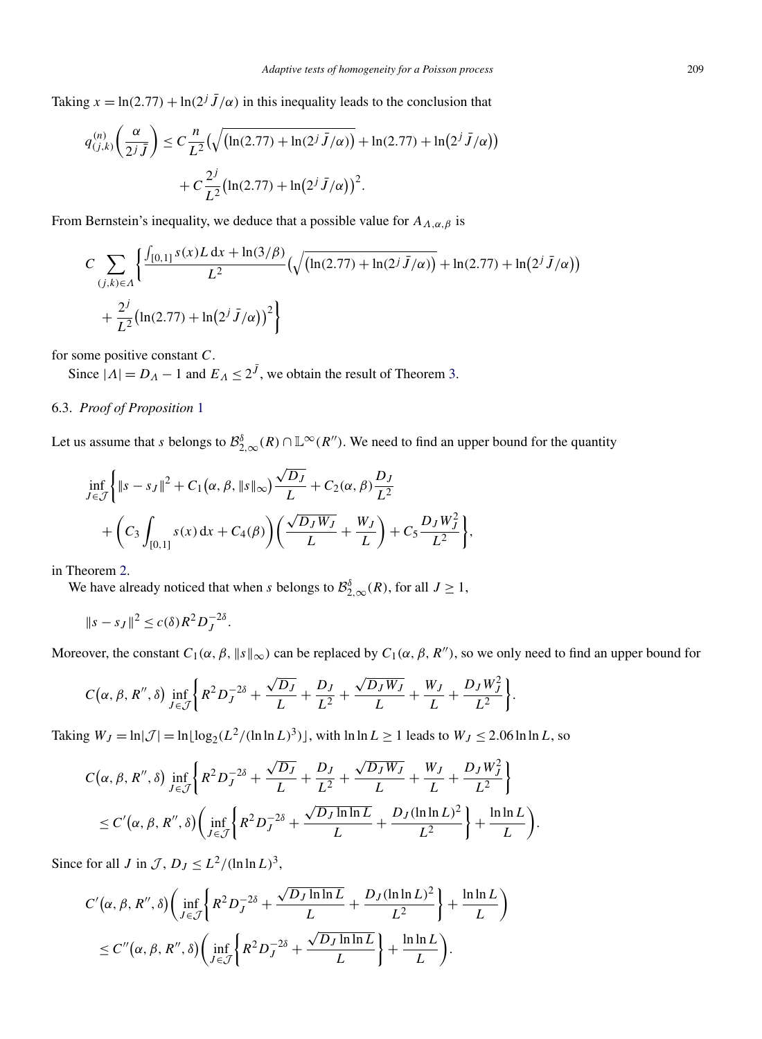Taking $x = \ln(2.77) + \ln(2^j \bar{J}/\alpha)$ in this inequality leads to the conclusion that

$$q_{(j,k)}^{(n)}\left(\frac{\alpha}{2^j \bar{J}}\right) \le C\frac{n}{L^2}\left(\sqrt{\left(\ln(2.77) + \ln(2^j \bar{J}/\alpha)\right)} + \ln(2.77) + \ln\left(2^j \bar{J}/\alpha\right)\right) + C\frac{2^j}{L^2}\left(\ln(2.77) + \ln\left(2^j \bar{J}/\alpha\right)\right)^2.$$

From Bernstein's inequality, we deduce that a possible value for $A_{\Lambda,\alpha,\beta}$ is

$$C\sum_{(j,k)\in\Lambda}\left\{\frac{\int_{[0,1]} s(x)L\,\mathrm{d}x + \ln(3/\beta)}{L^2}\left(\sqrt{\left(\ln(2.77) + \ln(2^j \bar{J}/\alpha)\right)} + \ln(2.77) + \ln\left(2^j \bar{J}/\alpha\right)\right) + \frac{2^j}{L^2}\left(\ln(2.77) + \ln\left(2^j \bar{J}/\alpha\right)\right)^2\right\}$$

for some positive constant $C$.

Since $|\Lambda| = D_\Lambda - 1$ and $E_\Lambda \le 2^{\bar{J}}$, we obtain the result of Theorem 3.

### 6.3. *Proof of Proposition* 1

Let us assume that $s$ belongs to $\mathcal{B}_{2,\infty}^{\delta}(R) \cap \mathbb{L}^\infty(R'')$. We need to find an upper bound for the quantity

$$\inf_{J\in\mathcal{J}}\left\{\|s - s_J\|^2 + C_1\left(\alpha,\beta,\|s\|_\infty\right)\frac{\sqrt{D_J}}{L} + C_2(\alpha,\beta)\frac{D_J}{L^2} + \left(C_3\int_{[0,1]} s(x)\,\mathrm{d}x + C_4(\beta)\right)\left(\frac{\sqrt{D_J W_J}}{L} + \frac{W_J}{L}\right) + C_5\frac{D_J W_J^2}{L^2}\right\},$$

in Theorem 2.

We have already noticed that when $s$ belongs to $\mathcal{B}_{2,\infty}^{\delta}(R)$, for all $J \ge 1$,

$$\|s - s_J\|^2 \le c(\delta)R^2 D_J^{-2\delta}.$$

Moreover, the constant $C_1(\alpha,\beta,\|s\|_\infty)$ can be replaced by $C_1(\alpha,\beta,R'')$, so we only need to find an upper bound for

$$C\left(\alpha,\beta,R'',\delta\right)\inf_{J\in\mathcal{J}}\left\{R^2 D_J^{-2\delta} + \frac{\sqrt{D_J}}{L} + \frac{D_J}{L^2} + \frac{\sqrt{D_J W_J}}{L} + \frac{W_J}{L} + \frac{D_J W_J^2}{L^2}\right\}.$$

Taking $W_J = \ln|\mathcal{J}| = \ln\lfloor\log_2(L^2/(\ln\ln L)^3)\rfloor$, with $\ln\ln L \ge 1$ leads to $W_J \le 2.06\ln\ln L$, so

$$\begin{aligned}
&C\left(\alpha,\beta,R'',\delta\right)\inf_{J\in\mathcal{J}}\left\{R^2 D_J^{-2\delta} + \frac{\sqrt{D_J}}{L} + \frac{D_J}{L^2} + \frac{\sqrt{D_J W_J}}{L} + \frac{W_J}{L} + \frac{D_J W_J^2}{L^2}\right\} \\
&\quad \le C'\left(\alpha,\beta,R'',\delta\right)\left(\inf_{J\in\mathcal{J}}\left\{R^2 D_J^{-2\delta} + \frac{\sqrt{D_J\ln\ln L}}{L} + \frac{D_J(\ln\ln L)^2}{L^2}\right\} + \frac{\ln\ln L}{L}\right).
\end{aligned}$$

Since for all $J$ in $\mathcal{J}$, $D_J \le L^2/(\ln\ln L)^3$,

$$\begin{aligned}
&C'\left(\alpha,\beta,R'',\delta\right)\left(\inf_{J\in\mathcal{J}}\left\{R^2 D_J^{-2\delta} + \frac{\sqrt{D_J\ln\ln L}}{L} + \frac{D_J(\ln\ln L)^2}{L^2}\right\} + \frac{\ln\ln L}{L}\right) \\
&\quad \le C''\left(\alpha,\beta,R'',\delta\right)\left(\inf_{J\in\mathcal{J}}\left\{R^2 D_J^{-2\delta} + \frac{\sqrt{D_J\ln\ln L}}{L}\right\} + \frac{\ln\ln L}{L}\right).
\end{aligned}$$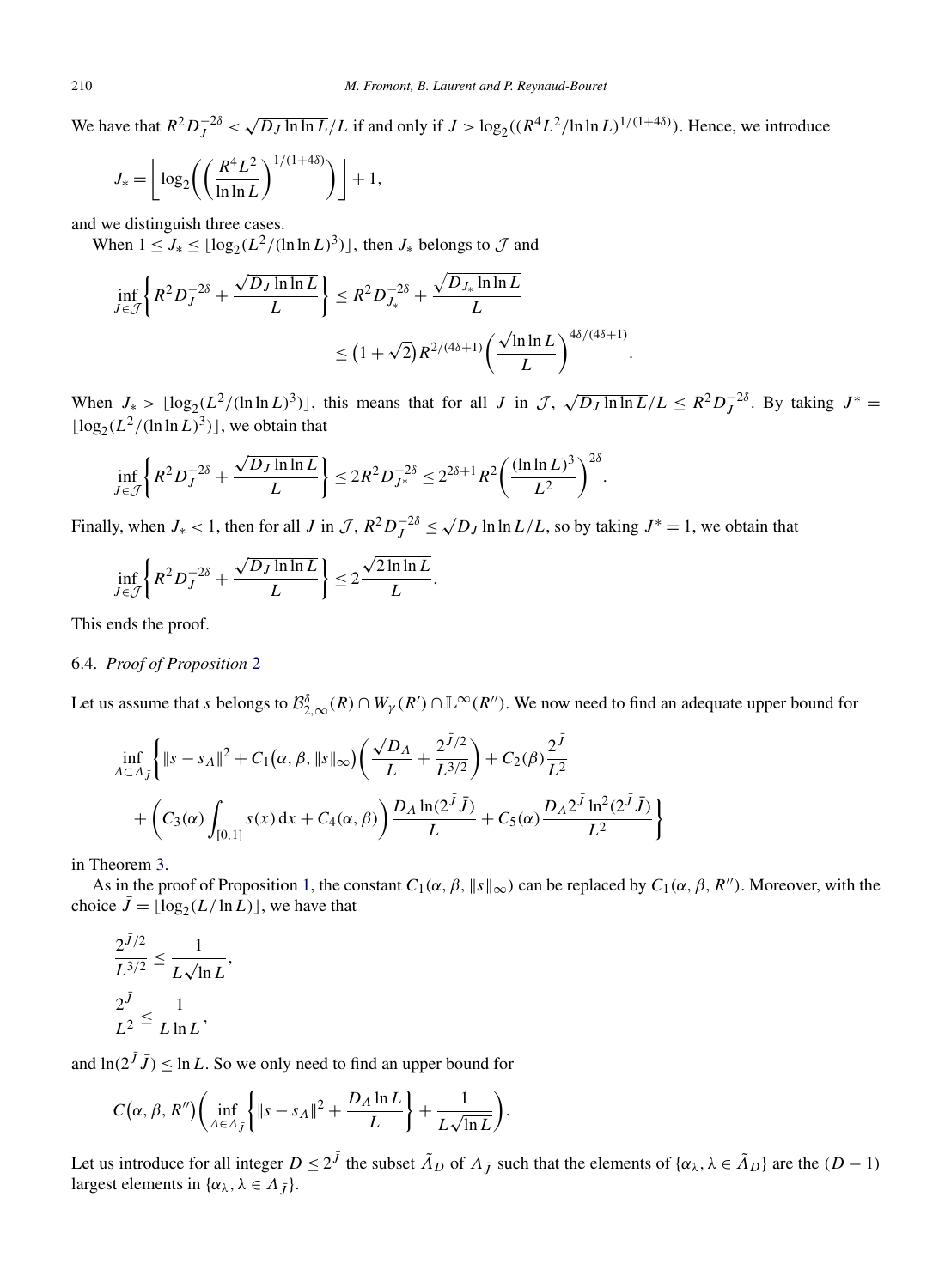We have that $R^2 D_J^{-2\delta} < \sqrt{D_J \ln\ln L}/L$ if and only if $J > \log_2((R^4L^2/\ln\ln L)^{1/(1+4\delta)})$. Hence, we introduce

$$J_* = \left\lfloor \log_2\left( \left(\frac{R^4L^2}{\ln\ln L}\right)^{1/(1+4\delta)}\right)\right\rfloor + 1,$$

and we distinguish three cases.

When $1 \le J_* \le \lfloor \log_2(L^2/(\ln\ln L)^3)\rfloor$, then $J_*$ belongs to $\mathcal{J}$ and

$$\begin{aligned}\inf_{J\in\mathcal{J}}\left\{R^2D_J^{-2\delta} + \frac{\sqrt{D_J\ln\ln L}}{L}\right\} &\le R^2 D_{J_*}^{-2\delta} + \frac{\sqrt{D_{J_*}\ln\ln L}}{L} \\ &\le \left(1+\sqrt{2}\right)R^{2/(4\delta+1)}\left(\frac{\sqrt{\ln\ln L}}{L}\right)^{4\delta/(4\delta+1)}.\end{aligned}$$

When $J_* > \lfloor \log_2(L^2/(\ln\ln L)^3)\rfloor$, this means that for all $J$ in $\mathcal{J}$, $\sqrt{D_J\ln\ln L}/L \le R^2D_J^{-2\delta}$. By taking $J^* = \lfloor \log_2(L^2/(\ln\ln L)^3)\rfloor$, we obtain that

$$\inf_{J\in\mathcal{J}}\left\{R^2D_J^{-2\delta} + \frac{\sqrt{D_J\ln\ln L}}{L}\right\} \le 2R^2D_{J^*}^{-2\delta} \le 2^{2\delta+1}R^2\left(\frac{(\ln\ln L)^3}{L^2}\right)^{2\delta}.$$

Finally, when $J_* < 1$, then for all $J$ in $\mathcal{J}$, $R^2D_J^{-2\delta} \le \sqrt{D_J\ln\ln L}/L$, so by taking $J^* = 1$, we obtain that

$$\inf_{J\in\mathcal{J}}\left\{R^2D_J^{-2\delta} + \frac{\sqrt{D_J\ln\ln L}}{L}\right\} \le 2\frac{\sqrt{2\ln\ln L}}{L}.$$

This ends the proof.

### 6.4. *Proof of Proposition* 2

Let us assume that $s$ belongs to $\mathcal{B}_{2,\infty}^{\delta}(R)\cap W_\gamma(R')\cap\mathbb{L}^\infty(R'')$. We now need to find an adequate upper bound for

$$\begin{aligned}\inf_{\Lambda\subset\Lambda_{\bar J}}\Bigg\{&\|s-s_\Lambda\|^2 + C_1(\alpha,\beta,\|s\|_\infty)\left(\frac{\sqrt{D_\Lambda}}{L} + \frac{2^{\bar J/2}}{L^{3/2}}\right) + C_2(\beta)\frac{2^{\bar J}}{L^2} \\ &+ \left(C_3(\alpha)\int_{[0,1]}s(x)\,\mathrm{d}x + C_4(\alpha,\beta)\right)\frac{D_\Lambda\ln(2^{\bar J}\bar J)}{L} + C_5(\alpha)\frac{D_\Lambda 2^{\bar J}\ln^2(2^{\bar J}\bar J)}{L^2}\Bigg\}\end{aligned}$$

in Theorem 3.

As in the proof of Proposition 1, the constant $C_1(\alpha,\beta,\|s\|_\infty)$ can be replaced by $C_1(\alpha,\beta,R'')$. Moreover, with the choice $\bar J = \lfloor \log_2(L/\ln L)\rfloor$, we have that

$$\frac{2^{\bar J/2}}{L^{3/2}} \le \frac{1}{L\sqrt{\ln L}},$$

$$\frac{2^{\bar J}}{L^2} \le \frac{1}{L\ln L},$$

and $\ln(2^{\bar J}\bar J) \le \ln L$. So we only need to find an upper bound for

$$C\left(\alpha,\beta,R''\right)\left(\inf_{\Lambda\in\Lambda_{\bar J}}\left\{\|s-s_\Lambda\|^2 + \frac{D_\Lambda\ln L}{L}\right\} + \frac{1}{L\sqrt{\ln L}}\right).$$

Let us introduce for all integer $D \le 2^{\bar J}$ the subset $\tilde\Lambda_D$ of $\Lambda_{\bar J}$ such that the elements of $\{\alpha_\lambda, \lambda\in\tilde\Lambda_D\}$ are the $(D-1)$ largest elements in $\{\alpha_\lambda, \lambda\in\Lambda_{\bar J}\}$.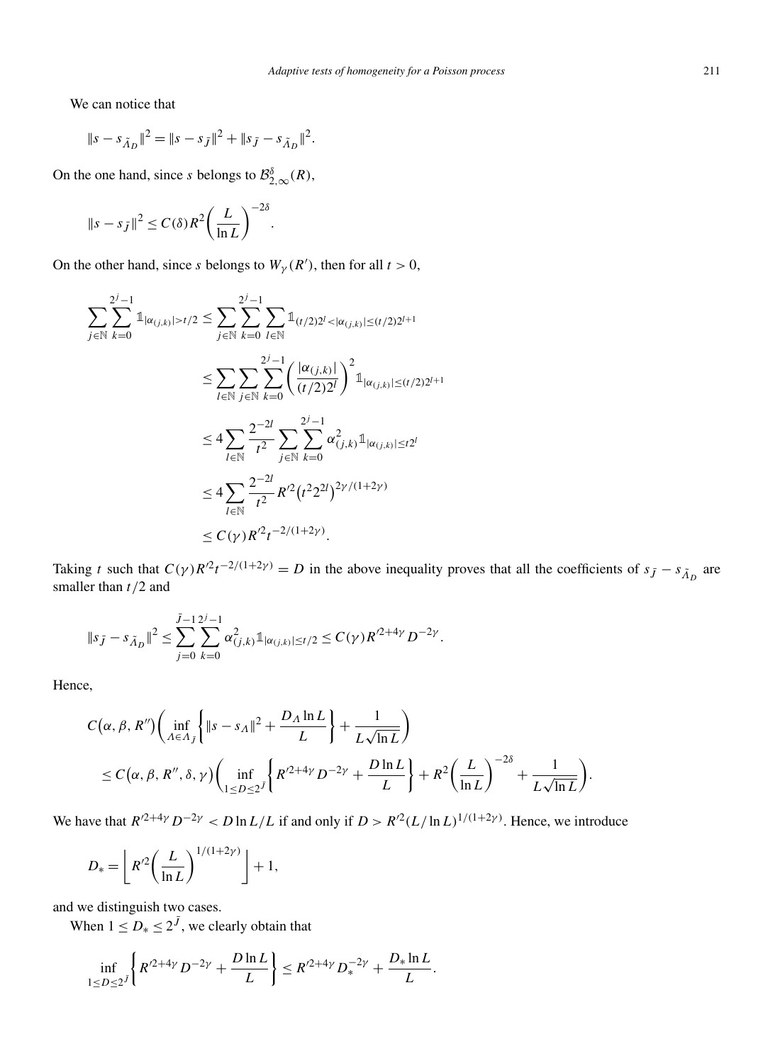We can notice that

$$\|s - s_{\tilde{\Lambda}_D}\|^2 = \|s - s_{\bar{J}}\|^2 + \|s_{\bar{J}} - s_{\tilde{\Lambda}_D}\|^2.$$

On the one hand, since $s$ belongs to $\mathcal{B}^{\delta}_{2,\infty}(R)$,

$$\|s - s_{\bar{J}}\|^2 \leq C(\delta) R^2 \left(\frac{L}{\ln L}\right)^{-2\delta}.$$

On the other hand, since $s$ belongs to $W_\gamma(R')$, then for all $t > 0$,

$$
\begin{aligned}
\sum_{j\in\mathbb{N}} \sum_{k=0}^{2^j-1} \mathbb{1}_{|\alpha_{(j,k)}|>t/2} &\leq \sum_{j\in\mathbb{N}} \sum_{k=0}^{2^j-1} \sum_{l\in\mathbb{N}} \mathbb{1}_{(t/2)2^l < |\alpha_{(j,k)}| \leq (t/2)2^{l+1}} \\
&\leq \sum_{l\in\mathbb{N}} \sum_{j\in\mathbb{N}} \sum_{k=0}^{2^j-1} \left(\frac{|\alpha_{(j,k)}|}{(t/2)2^l}\right)^2 \mathbb{1}_{|\alpha_{(j,k)}| \leq (t/2)2^{l+1}} \\
&\leq 4 \sum_{l\in\mathbb{N}} \frac{2^{-2l}}{t^2} \sum_{j\in\mathbb{N}} \sum_{k=0}^{2^j-1} \alpha^2_{(j,k)} \mathbb{1}_{|\alpha_{(j,k)}| \leq t 2^l} \\
&\leq 4 \sum_{l\in\mathbb{N}} \frac{2^{-2l}}{t^2} R'^2 \left(t^2 2^{2l}\right)^{2\gamma/(1+2\gamma)} \\
&\leq C(\gamma) R'^2 t^{-2/(1+2\gamma)}.
\end{aligned}
$$

Taking $t$ such that $C(\gamma) R'^2 t^{-2/(1+2\gamma)} = D$ in the above inequality proves that all the coefficients of $s_{\bar{J}} - s_{\tilde{\Lambda}_D}$ are smaller than $t/2$ and

$$\|s_{\bar{J}} - s_{\tilde{\Lambda}_D}\|^2 \leq \sum_{j=0}^{\bar{J}-1} \sum_{k=0}^{2^j-1} \alpha^2_{(j,k)} \mathbb{1}_{|\alpha_{(j,k)}| \leq t/2} \leq C(\gamma) R'^{2+4\gamma} D^{-2\gamma}.$$

Hence,

$$
\begin{aligned}
&C\left(\alpha, \beta, R''\right)\left(\inf_{\Lambda \in \Lambda_{\bar{J}}} \left\{\|s - s_\Lambda\|^2 + \frac{D_\Lambda \ln L}{L}\right\} + \frac{1}{L\sqrt{\ln L}}\right) \\
&\quad \leq C\left(\alpha, \beta, R'', \delta, \gamma\right)\left(\inf_{1\leq D \leq 2^{\bar{J}}} \left\{R'^{2+4\gamma} D^{-2\gamma} + \frac{D \ln L}{L}\right\} + R^2 \left(\frac{L}{\ln L}\right)^{-2\delta} + \frac{1}{L\sqrt{\ln L}}\right).
\end{aligned}
$$

We have that $R'^{2+4\gamma} D^{-2\gamma} < D \ln L / L$ if and only if $D > R'^2 (L/\ln L)^{1/(1+2\gamma)}$. Hence, we introduce

$$D_* = \left\lfloor R'^2 \left(\frac{L}{\ln L}\right)^{1/(1+2\gamma)} \right\rfloor + 1,$$

and we distinguish two cases.

When $1 \leq D_* \leq 2^{\bar{J}}$, we clearly obtain that

$$\inf_{1\leq D \leq 2^{\bar{J}}} \left\{R'^{2+4\gamma} D^{-2\gamma} + \frac{D \ln L}{L}\right\} \leq R'^{2+4\gamma} D_*^{-2\gamma} + \frac{D_* \ln L}{L}.$$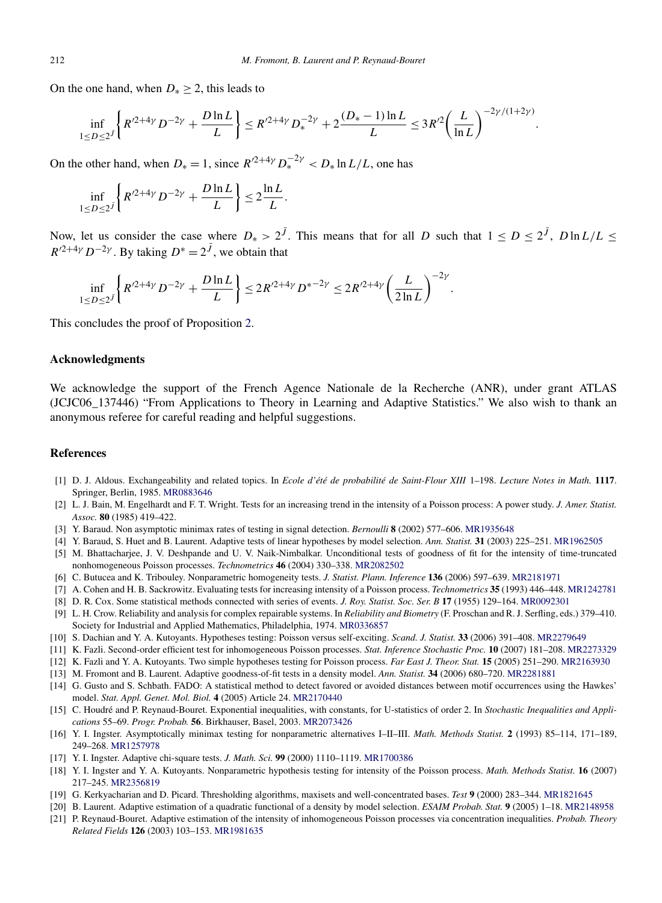On the one hand, when $D_* \geq 2$, this leads to

$$\inf_{1 \leq D \leq 2^{\bar{J}}} \left\{ R'^{2+4\gamma} D^{-2\gamma} + \frac{D \ln L}{L} \right\} \leq R'^{2+4\gamma} D_*^{-2\gamma} + 2\frac{(D_* - 1)\ln L}{L} \leq 3R'^2 \left( \frac{L}{\ln L} \right)^{-2\gamma/(1+2\gamma)}.$$

On the other hand, when $D_* = 1$, since $R'^{2+4\gamma} D_*^{-2\gamma} < D_* \ln L/L$, one has

$$\inf_{1 \leq D \leq 2^{\bar{J}}} \left\{ R'^{2+4\gamma} D^{-2\gamma} + \frac{D \ln L}{L} \right\} \leq 2\frac{\ln L}{L}.$$

Now, let us consider the case where $D_* > 2^{\bar{J}}$. This means that for all $D$ such that $1 \leq D \leq 2^{\bar{J}}$, $D \ln L/L \leq R'^{2+4\gamma} D^{-2\gamma}$. By taking $D^* = 2^{\bar{J}}$, we obtain that

$$\inf_{1 \leq D \leq 2^{\bar{J}}} \left\{ R'^{2+4\gamma} D^{-2\gamma} + \frac{D \ln L}{L} \right\} \leq 2R'^{2+4\gamma} D^{*-2\gamma} \leq 2R'^{2+4\gamma} \left( \frac{L}{2\ln L} \right)^{-2\gamma}.$$

This concludes the proof of Proposition 2.

## Acknowledgments

We acknowledge the support of the French Agence Nationale de la Recherche (ANR), under grant ATLAS (JCJC06_137446) "From Applications to Theory in Learning and Adaptive Statistics." We also wish to thank an anonymous referee for careful reading and helpful suggestions.

## References

[1] D. J. Aldous. Exchangeability and related topics. In *Ecole d'été de probabilité de Saint-Flour XIII* 1–198. *Lecture Notes in Math.* **1117**. Springer, Berlin, 1985. MR0883646

[2] L. J. Bain, M. Engelhardt and F. T. Wright. Tests for an increasing trend in the intensity of a Poisson process: A power study. *J. Amer. Statist. Assoc.* **80** (1985) 419–422.

[3] Y. Baraud. Non asymptotic minimax rates of testing in signal detection. *Bernoulli* **8** (2002) 577–606. MR1935648

[4] Y. Baraud, S. Huet and B. Laurent. Adaptive tests of linear hypotheses by model selection. *Ann. Statist.* **31** (2003) 225–251. MR1962505

[5] M. Bhattacharjee, J. V. Deshpande and U. V. Naik-Nimbalkar. Unconditional tests of goodness of fit for the intensity of time-truncated nonhomogeneous Poisson processes. *Technometrics* **46** (2004) 330–338. MR2082502

[6] C. Butucea and K. Tribouley. Nonparametric homogeneity tests. *J. Statist. Plann. Inference* **136** (2006) 597–639. MR2181971

[7] A. Cohen and H. B. Sackrowitz. Evaluating tests for increasing intensity of a Poisson process. *Technometrics* **35** (1993) 446–448. MR1242781

[8] D. R. Cox. Some statistical methods connected with series of events. *J. Roy. Statist. Soc. Ser. B* **17** (1955) 129–164. MR0092301

[9] L. H. Crow. Reliability and analysis for complex repairable systems. In *Reliability and Biometry* (F. Proschan and R. J. Serfling, eds.) 379–410. Society for Industrial and Applied Mathematics, Philadelphia, 1974. MR0336857

[10] S. Dachian and Y. A. Kutoyants. Hypotheses testing: Poisson versus self-exciting. *Scand. J. Statist.* **33** (2006) 391–408. MR2279649

[11] K. Fazli. Second-order efficient test for inhomogeneous Poisson processes. *Stat. Inference Stochastic Proc.* **10** (2007) 181–208. MR2273329

[12] K. Fazli and Y. A. Kutoyants. Two simple hypotheses testing for Poisson process. *Far East J. Theor. Stat.* **15** (2005) 251–290. MR2163930

[13] M. Fromont and B. Laurent. Adaptive goodness-of-fit tests in a density model. *Ann. Statist.* **34** (2006) 680–720. MR2281881

[14] G. Gusto and S. Schbath. FADO: A statistical method to detect favored or avoided distances between motif occurrences using the Hawkes' model. *Stat. Appl. Genet. Mol. Biol.* **4** (2005) Article 24. MR2170440

[15] C. Houdré and P. Reynaud-Bouret. Exponential inequalities, with constants, for U-statistics of order 2. In *Stochastic Inequalities and Applications* 55–69. *Progr. Probab.* **56**. Birkhauser, Basel, 2003. MR2073426

[16] Y. I. Ingster. Asymptotically minimax testing for nonparametric alternatives I–II–III. *Math. Methods Statist.* **2** (1993) 85–114, 171–189, 249–268. MR1257978

[17] Y. I. Ingster. Adaptive chi-square tests. *J. Math. Sci.* **99** (2000) 1110–1119. MR1700386

[18] Y. I. Ingster and Y. A. Kutoyants. Nonparametric hypothesis testing for intensity of the Poisson process. *Math. Methods Statist.* **16** (2007) 217–245. MR2356819

[19] G. Kerkyacharian and D. Picard. Thresholding algorithms, maxisets and well-concentrated bases. *Test* **9** (2000) 283–344. MR1821645

[20] B. Laurent. Adaptive estimation of a quadratic functional of a density by model selection. *ESAIM Probab. Stat.* **9** (2005) 1–18. MR2148958

[21] P. Reynaud-Bouret. Adaptive estimation of the intensity of inhomogeneous Poisson processes via concentration inequalities. *Probab. Theory Related Fields* **126** (2003) 103–153. MR1981635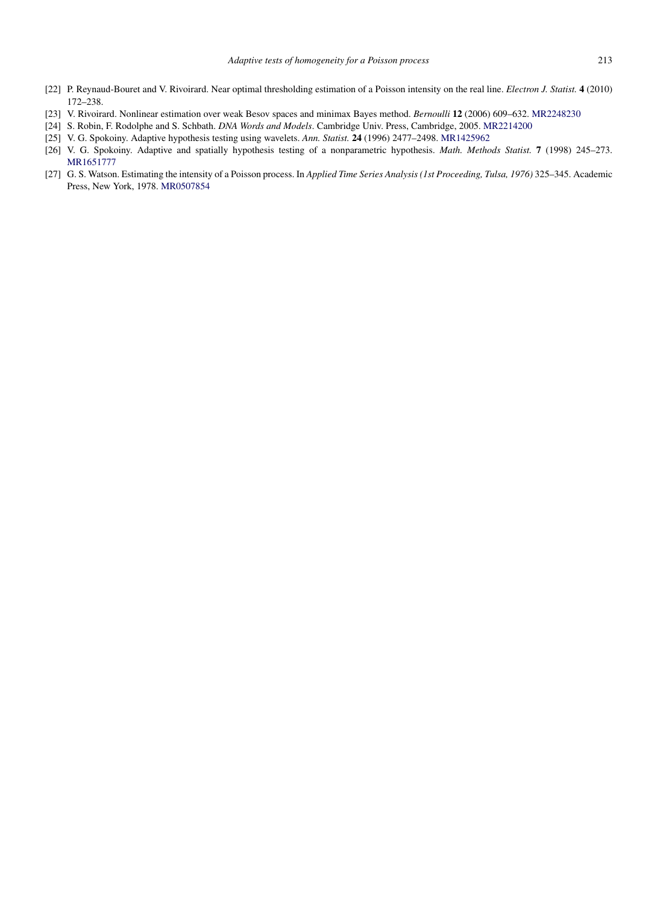[22] P. Reynaud-Bouret and V. Rivoirard. Near optimal thresholding estimation of a Poisson intensity on the real line. *Electron J. Statist.* **4** (2010) 172–238.

[23] V. Rivoirard. Nonlinear estimation over weak Besov spaces and minimax Bayes method. *Bernoulli* **12** (2006) 609–632. MR2248230

[24] S. Robin, F. Rodolphe and S. Schbath. *DNA Words and Models*. Cambridge Univ. Press, Cambridge, 2005. MR2214200

[25] V. G. Spokoiny. Adaptive hypothesis testing using wavelets. *Ann. Statist.* **24** (1996) 2477–2498. MR1425962

[26] V. G. Spokoiny. Adaptive and spatially hypothesis testing of a nonparametric hypothesis. *Math. Methods Statist.* **7** (1998) 245–273. MR1651777

[27] G. S. Watson. Estimating the intensity of a Poisson process. In *Applied Time Series Analysis (1st Proceeding, Tulsa, 1976)* 325–345. Academic Press, New York, 1978. MR0507854